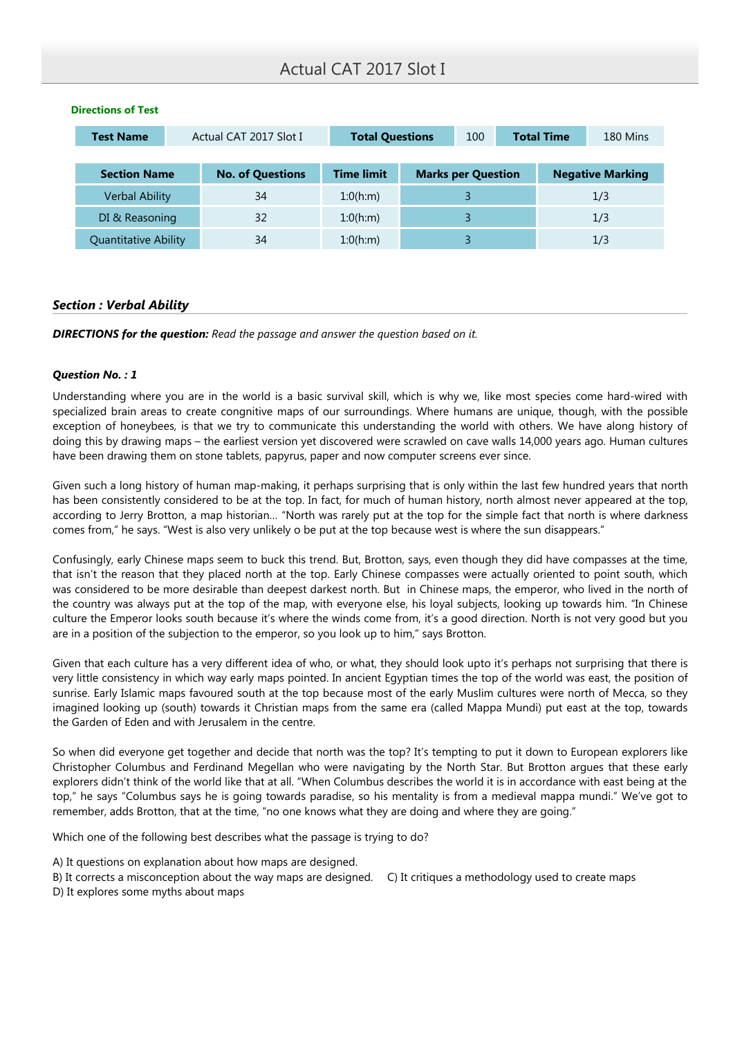# Actual CAT 2017 Slot I

**Directions of Test**

| Test Name | Actual CAT 2017 Slot I | Total Questions | 100 | Total Time | 180 Mins |
|---|---|---|---|---|---|

| Section Name | No. of Questions | Time limit | Marks per Question | Negative Marking |
|---|---|---|---|---|
| Verbal Ability | 34 | 1:0(h:m) | 3 | 1/3 |
| DI & Reasoning | 32 | 1:0(h:m) | 3 | 1/3 |
| Quantitative Ability | 34 | 1:0(h:m) | 3 | 1/3 |

## *Section : Verbal Ability*

***DIRECTIONS for the question:*** *Read the passage and answer the question based on it.*

***Question No. : 1***

Understanding where you are in the world is a basic survival skill, which is why we, like most species come hard-wired with specialized brain areas to create congnitive maps of our surroundings. Where humans are unique, though, with the possible exception of honeybees, is that we try to communicate this understanding the world with others. We have along history of doing this by drawing maps – the earliest version yet discovered were scrawled on cave walls 14,000 years ago. Human cultures have been drawing them on stone tablets, papyrus, paper and now computer screens ever since.

Given such a long history of human map-making, it perhaps surprising that is only within the last few hundred years that north has been consistently considered to be at the top. In fact, for much of human history, north almost never appeared at the top, according to Jerry Brotton, a map historian... "North was rarely put at the top for the simple fact that north is where darkness comes from," he says. "West is also very unlikely o be put at the top because west is where the sun disappears."

Confusingly, early Chinese maps seem to buck this trend. But, Brotton, says, even though they did have compasses at the time, that isn't the reason that they placed north at the top. Early Chinese compasses were actually oriented to point south, which was considered to be more desirable than deepest darkest north. But in Chinese maps, the emperor, who lived in the north of the country was always put at the top of the map, with everyone else, his loyal subjects, looking up towards him. "In Chinese culture the Emperor looks south because it's where the winds come from, it's a good direction. North is not very good but you are in a position of the subjection to the emperor, so you look up to him," says Brotton.

Given that each culture has a very different idea of who, or what, they should look upto it's perhaps not surprising that there is very little consistency in which way early maps pointed. In ancient Egyptian times the top of the world was east, the position of sunrise. Early Islamic maps favoured south at the top because most of the early Muslim cultures were north of Mecca, so they imagined looking up (south) towards it Christian maps from the same era (called Mappa Mundi) put east at the top, towards the Garden of Eden and with Jerusalem in the centre.

So when did everyone get together and decide that north was the top? It's tempting to put it down to European explorers like Christopher Columbus and Ferdinand Megellan who were navigating by the North Star. But Brotton argues that these early explorers didn't think of the world like that at all. "When Columbus describes the world it is in accordance with east being at the top," he says "Columbus says he is going towards paradise, so his mentality is from a medieval mappa mundi." We've got to remember, adds Brotton, that at the time, "no one knows what they are doing and where they are going."

Which one of the following best describes what the passage is trying to do?

A) It questions on explanation about how maps are designed.
B) It corrects a misconception about the way maps are designed.
C) It critiques a methodology used to create maps
D) It explores some myths about maps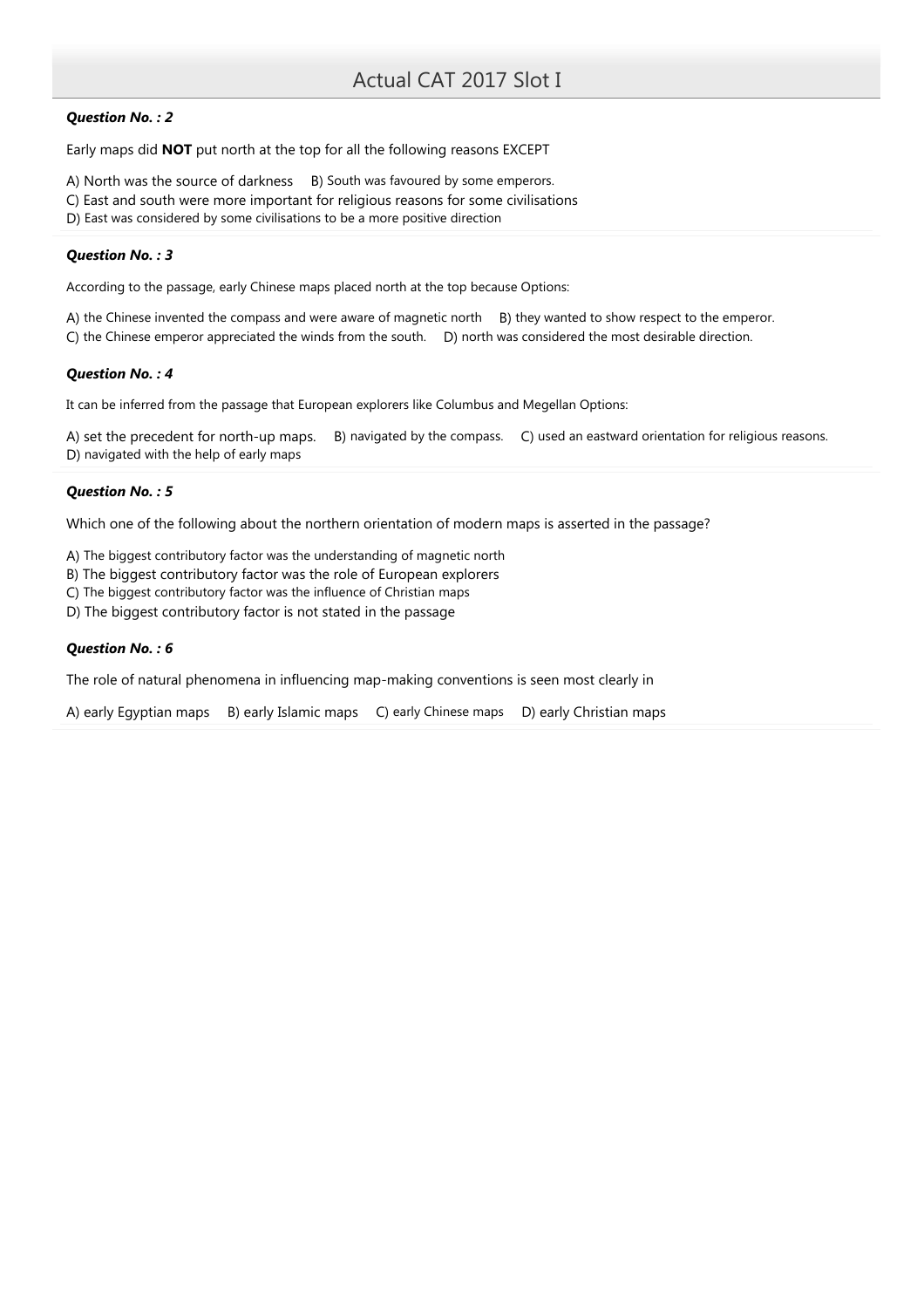***Question No. : 2***

Early maps did **NOT** put north at the top for all the following reasons EXCEPT

A) North was the source of darkness B) South was favoured by some emperors.
C) East and south were more important for religious reasons for some civilisations
D) East was considered by some civilisations to be a more positive direction

***Question No. : 3***

According to the passage, early Chinese maps placed north at the top because Options:

A) the Chinese invented the compass and were aware of magnetic north B) they wanted to show respect to the emperor.
C) the Chinese emperor appreciated the winds from the south. D) north was considered the most desirable direction.

***Question No. : 4***

It can be inferred from the passage that European explorers like Columbus and Megellan Options:

A) set the precedent for north-up maps. B) navigated by the compass. C) used an eastward orientation for religious reasons.
D) navigated with the help of early maps

***Question No. : 5***

Which one of the following about the northern orientation of modern maps is asserted in the passage?

A) The biggest contributory factor was the understanding of magnetic north
B) The biggest contributory factor was the role of European explorers
C) The biggest contributory factor was the influence of Christian maps
D) The biggest contributory factor is not stated in the passage

***Question No. : 6***

The role of natural phenomena in influencing map-making conventions is seen most clearly in

A) early Egyptian maps B) early Islamic maps C) early Chinese maps D) early Christian maps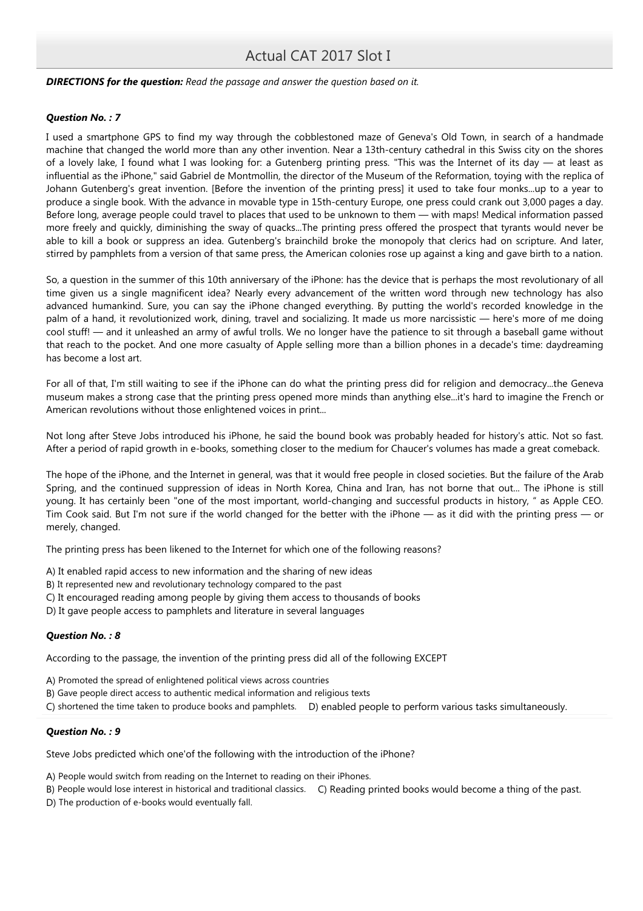***DIRECTIONS for the question:*** *Read the passage and answer the question based on it.*

***Question No. : 7***

I used a smartphone GPS to find my way through the cobblestoned maze of Geneva's Old Town, in search of a handmade machine that changed the world more than any other invention. Near a 13th-century cathedral in this Swiss city on the shores of a lovely lake, I found what I was looking for: a Gutenberg printing press. "This was the Internet of its day — at least as influential as the iPhone," said Gabriel de Montmollin, the director of the Museum of the Reformation, toying with the replica of Johann Gutenberg's great invention. [Before the invention of the printing press] it used to take four monks...up to a year to produce a single book. With the advance in movable type in 15th-century Europe, one press could crank out 3,000 pages a day. Before long, average people could travel to places that used to be unknown to them — with maps! Medical information passed more freely and quickly, diminishing the sway of quacks...The printing press offered the prospect that tyrants would never be able to kill a book or suppress an idea. Gutenberg's brainchild broke the monopoly that clerics had on scripture. And later, stirred by pamphlets from a version of that same press, the American colonies rose up against a king and gave birth to a nation.

So, a question in the summer of this 10th anniversary of the iPhone: has the device that is perhaps the most revolutionary of all time given us a single magnificent idea? Nearly every advancement of the written word through new technology has also advanced humankind. Sure, you can say the iPhone changed everything. By putting the world's recorded knowledge in the palm of a hand, it revolutionized work, dining, travel and socializing. It made us more narcissistic — here's more of me doing cool stuff! — and it unleashed an army of awful trolls. We no longer have the patience to sit through a baseball game without that reach to the pocket. And one more casualty of Apple selling more than a billion phones in a decade's time: daydreaming has become a lost art.

For all of that, I'm still waiting to see if the iPhone can do what the printing press did for religion and democracy...the Geneva museum makes a strong case that the printing press opened more minds than anything else...it's hard to imagine the French or American revolutions without those enlightened voices in print...

Not long after Steve Jobs introduced his iPhone, he said the bound book was probably headed for history's attic. Not so fast. After a period of rapid growth in e-books, something closer to the medium for Chaucer's volumes has made a great comeback.

The hope of the iPhone, and the Internet in general, was that it would free people in closed societies. But the failure of the Arab Spring, and the continued suppression of ideas in North Korea, China and Iran, has not borne that out... The iPhone is still young. It has certainly been "one of the most important, world-changing and successful products in history, " as Apple CEO. Tim Cook said. But I'm not sure if the world changed for the better with the iPhone — as it did with the printing press — or merely, changed.

The printing press has been likened to the Internet for which one of the following reasons?

A) It enabled rapid access to new information and the sharing of new ideas
B) It represented new and revolutionary technology compared to the past
C) It encouraged reading among people by giving them access to thousands of books
D) It gave people access to pamphlets and literature in several languages

***Question No. : 8***

According to the passage, the invention of the printing press did all of the following EXCEPT

A) Promoted the spread of enlightened political views across countries
B) Gave people direct access to authentic medical information and religious texts
C) shortened the time taken to produce books and pamphlets.
D) enabled people to perform various tasks simultaneously.

***Question No. : 9***

Steve Jobs predicted which one'of the following with the introduction of the iPhone?

A) People would switch from reading on the Internet to reading on their iPhones.
B) People would lose interest in historical and traditional classics.
C) Reading printed books would become a thing of the past.
D) The production of e-books would eventually fall.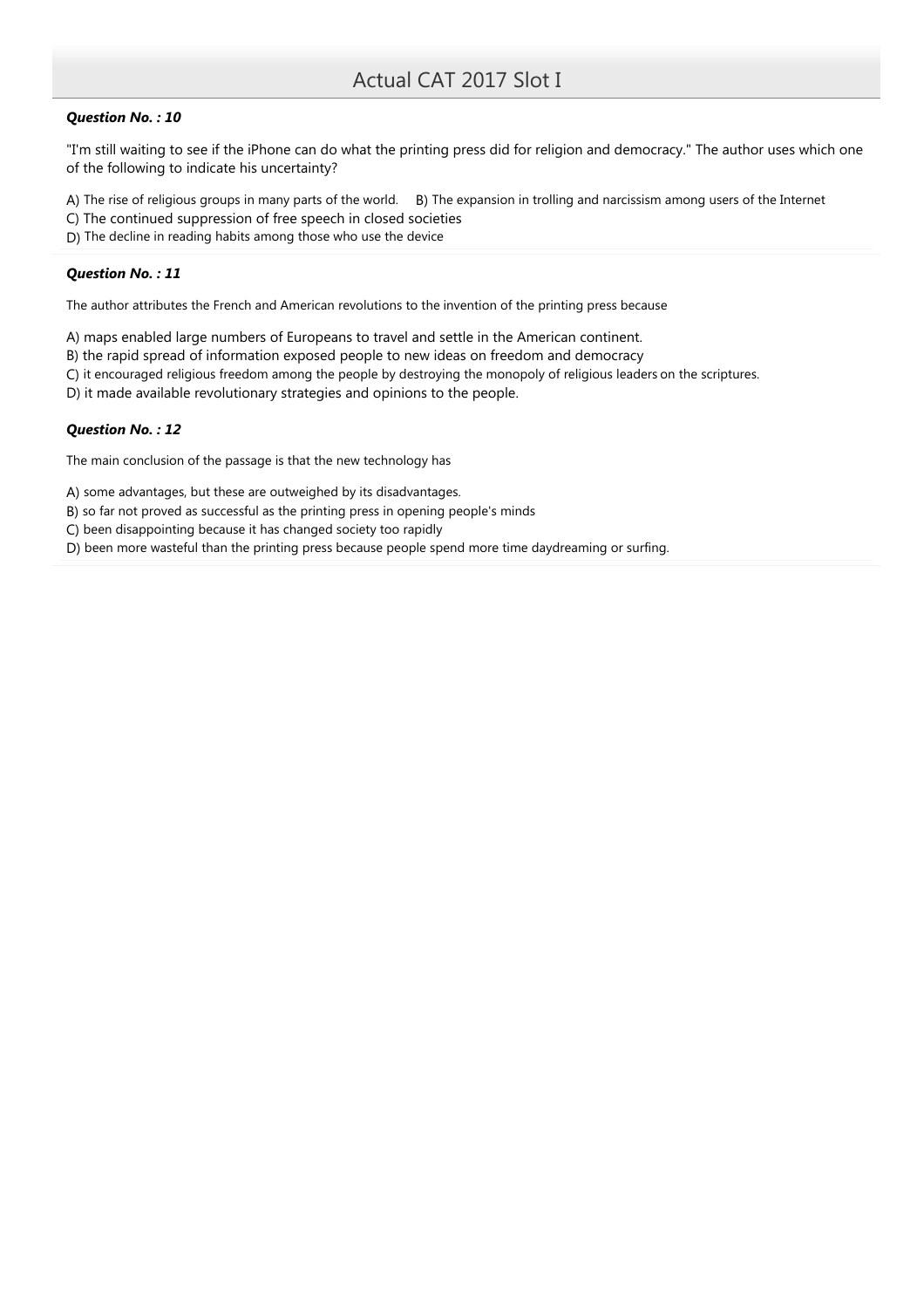***Question No. : 10***

"I'm still waiting to see if the iPhone can do what the printing press did for religion and democracy." The author uses which one of the following to indicate his uncertainty?

A) The rise of religious groups in many parts of the world.
B) The expansion in trolling and narcissism among users of the Internet
C) The continued suppression of free speech in closed societies
D) The decline in reading habits among those who use the device

***Question No. : 11***

The author attributes the French and American revolutions to the invention of the printing press because

A) maps enabled large numbers of Europeans to travel and settle in the American continent.
B) the rapid spread of information exposed people to new ideas on freedom and democracy
C) it encouraged religious freedom among the people by destroying the monopoly of religious leaders on the scriptures.
D) it made available revolutionary strategies and opinions to the people.

***Question No. : 12***

The main conclusion of the passage is that the new technology has

A) some advantages, but these are outweighed by its disadvantages.
B) so far not proved as successful as the printing press in opening people's minds
C) been disappointing because it has changed society too rapidly
D) been more wasteful than the printing press because people spend more time daydreaming or surfing.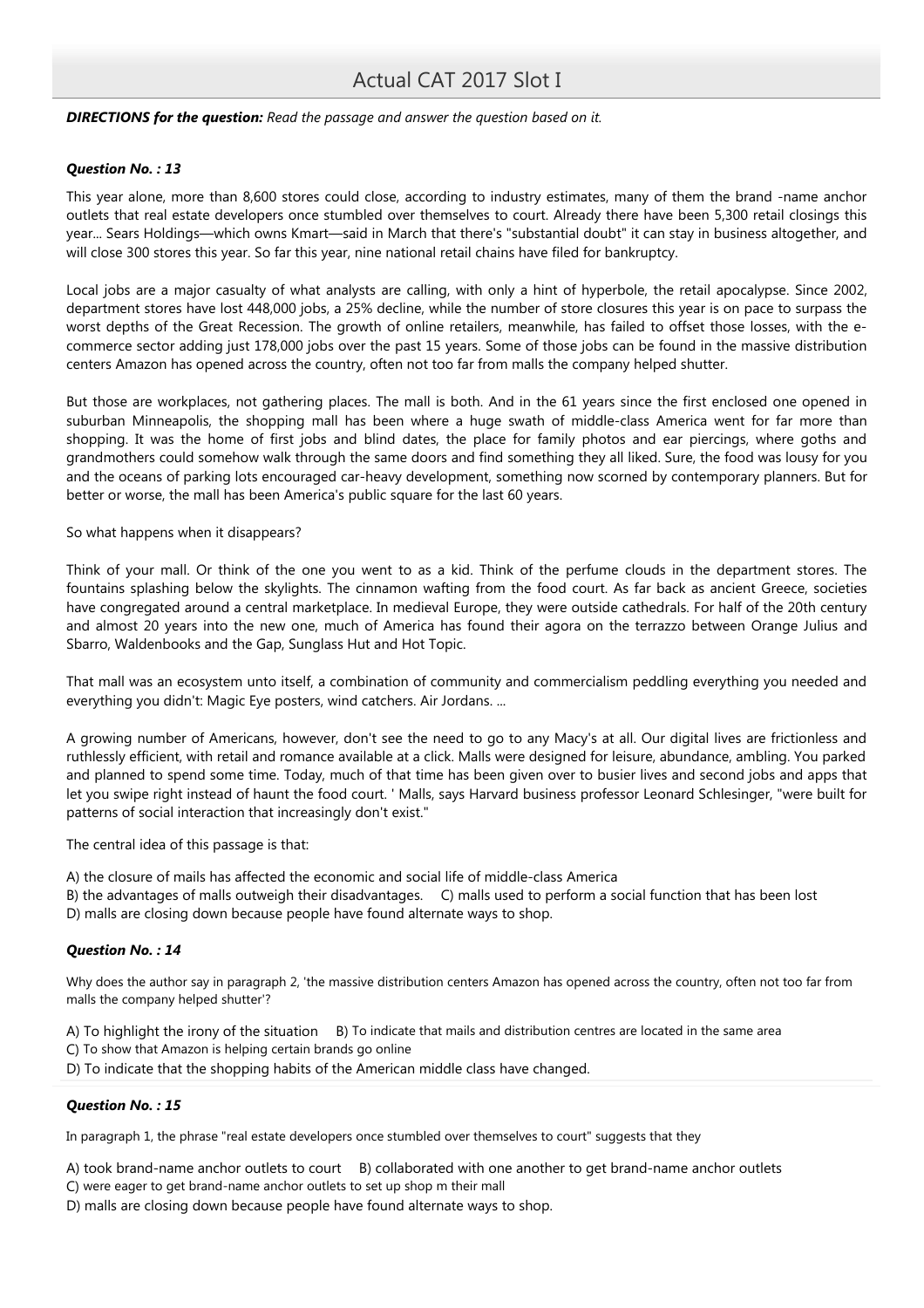*DIRECTIONS for the question: Read the passage and answer the question based on it.*

### *Question No. : 13*

This year alone, more than 8,600 stores could close, according to industry estimates, many of them the brand -name anchor outlets that real estate developers once stumbled over themselves to court. Already there have been 5,300 retail closings this year... Sears Holdings—which owns Kmart—said in March that there's "substantial doubt" it can stay in business altogether, and will close 300 stores this year. So far this year, nine national retail chains have filed for bankruptcy.

Local jobs are a major casualty of what analysts are calling, with only a hint of hyperbole, the retail apocalypse. Since 2002, department stores have lost 448,000 jobs, a 25% decline, while the number of store closures this year is on pace to surpass the worst depths of the Great Recession. The growth of online retailers, meanwhile, has failed to offset those losses, with the e-commerce sector adding just 178,000 jobs over the past 15 years. Some of those jobs can be found in the massive distribution centers Amazon has opened across the country, often not too far from malls the company helped shutter.

But those are workplaces, not gathering places. The mall is both. And in the 61 years since the first enclosed one opened in suburban Minneapolis, the shopping mall has been where a huge swath of middle-class America went for far more than shopping. It was the home of first jobs and blind dates, the place for family photos and ear piercings, where goths and grandmothers could somehow walk through the same doors and find something they all liked. Sure, the food was lousy for you and the oceans of parking lots encouraged car-heavy development, something now scorned by contemporary planners. But for better or worse, the mall has been America's public square for the last 60 years.

So what happens when it disappears?

Think of your mall. Or think of the one you went to as a kid. Think of the perfume clouds in the department stores. The fountains splashing below the skylights. The cinnamon wafting from the food court. As far back as ancient Greece, societies have congregated around a central marketplace. In medieval Europe, they were outside cathedrals. For half of the 20th century and almost 20 years into the new one, much of America has found their agora on the terrazzo between Orange Julius and Sbarro, Waldenbooks and the Gap, Sunglass Hut and Hot Topic.

That mall was an ecosystem unto itself, a combination of community and commercialism peddling everything you needed and everything you didn't: Magic Eye posters, wind catchers. Air Jordans. ...

A growing number of Americans, however, don't see the need to go to any Macy's at all. Our digital lives are frictionless and ruthlessly efficient, with retail and romance available at a click. Malls were designed for leisure, abundance, ambling. You parked and planned to spend some time. Today, much of that time has been given over to busier lives and second jobs and apps that let you swipe right instead of haunt the food court. ' Malls, says Harvard business professor Leonard Schlesinger, "were built for patterns of social interaction that increasingly don't exist."

The central idea of this passage is that:

A) the closure of mails has affected the economic and social life of middle-class America
B) the advantages of malls outweigh their disadvantages.
C) malls used to perform a social function that has been lost
D) malls are closing down because people have found alternate ways to shop.

### *Question No. : 14*

Why does the author say in paragraph 2, 'the massive distribution centers Amazon has opened across the country, often not too far from malls the company helped shutter'?

A) To highlight the irony of the situation
B) To indicate that mails and distribution centres are located in the same area
C) To show that Amazon is helping certain brands go online
D) To indicate that the shopping habits of the American middle class have changed.

### *Question No. : 15*

In paragraph 1, the phrase "real estate developers once stumbled over themselves to court" suggests that they

A) took brand-name anchor outlets to court
B) collaborated with one another to get brand-name anchor outlets
C) were eager to get brand-name anchor outlets to set up shop m their mall
D) malls are closing down because people have found alternate ways to shop.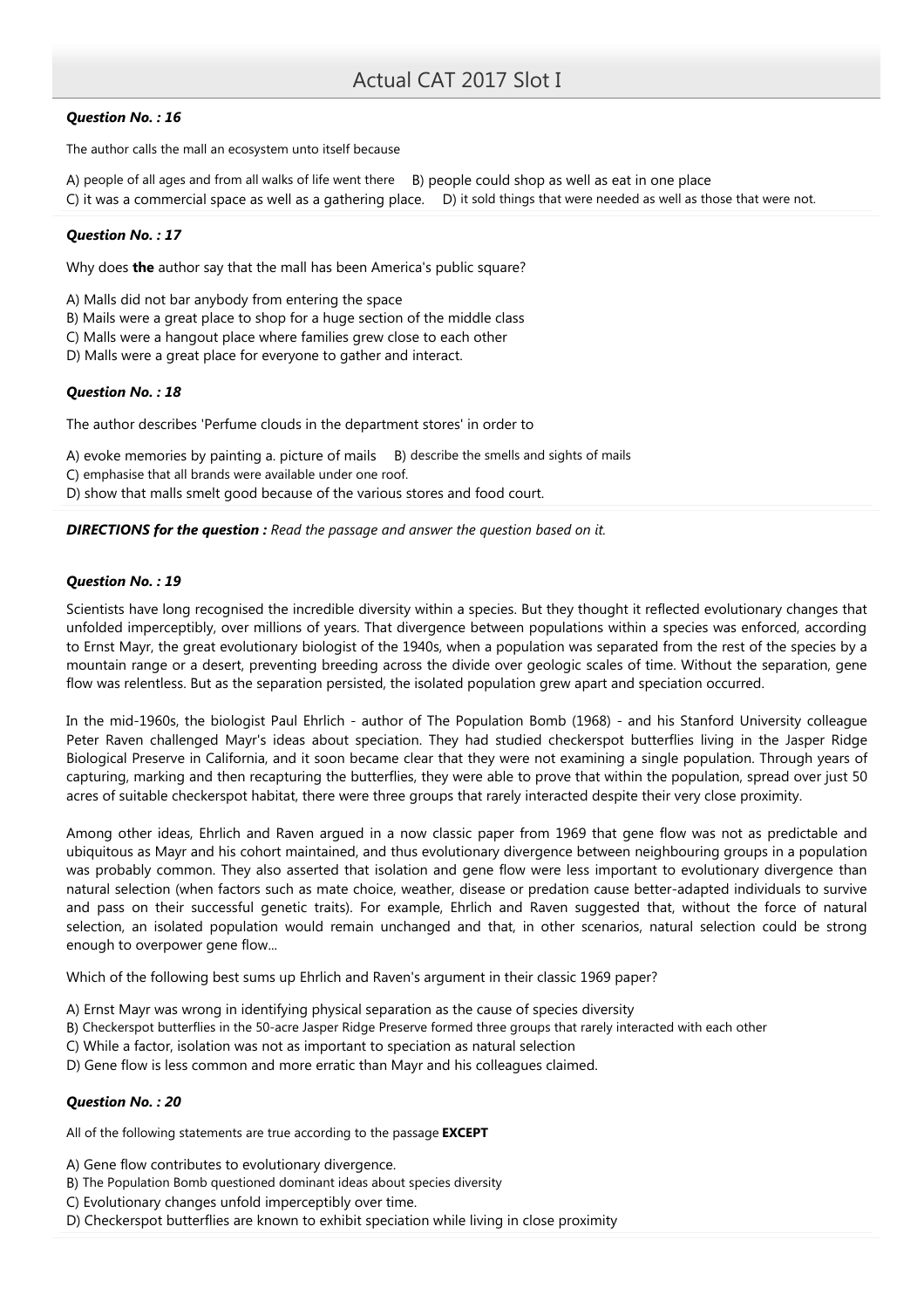***Question No. : 16***

The author calls the mall an ecosystem unto itself because

A) people of all ages and from all walks of life went there B) people could shop as well as eat in one place
C) it was a commercial space as well as a gathering place. D) it sold things that were needed as well as those that were not.

***Question No. : 17***

Why does **the** author say that the mall has been America's public square?

A) Malls did not bar anybody from entering the space
B) Mails were a great place to shop for a huge section of the middle class
C) Malls were a hangout place where families grew close to each other
D) Malls were a great place for everyone to gather and interact.

***Question No. : 18***

The author describes 'Perfume clouds in the department stores' in order to

A) evoke memories by painting a. picture of mails B) describe the smells and sights of mails
C) emphasise that all brands were available under one roof.
D) show that malls smelt good because of the various stores and food court.

***DIRECTIONS for the question :*** *Read the passage and answer the question based on it.*

***Question No. : 19***

Scientists have long recognised the incredible diversity within a species. But they thought it reflected evolutionary changes that unfolded imperceptibly, over millions of years. That divergence between populations within a species was enforced, according to Ernst Mayr, the great evolutionary biologist of the 1940s, when a population was separated from the rest of the species by a mountain range or a desert, preventing breeding across the divide over geologic scales of time. Without the separation, gene flow was relentless. But as the separation persisted, the isolated population grew apart and speciation occurred.

In the mid-1960s, the biologist Paul Ehrlich - author of The Population Bomb (1968) - and his Stanford University colleague Peter Raven challenged Mayr's ideas about speciation. They had studied checkerspot butterflies living in the Jasper Ridge Biological Preserve in California, and it soon became clear that they were not examining a single population. Through years of capturing, marking and then recapturing the butterflies, they were able to prove that within the population, spread over just 50 acres of suitable checkerspot habitat, there were three groups that rarely interacted despite their very close proximity.

Among other ideas, Ehrlich and Raven argued in a now classic paper from 1969 that gene flow was not as predictable and ubiquitous as Mayr and his cohort maintained, and thus evolutionary divergence between neighbouring groups in a population was probably common. They also asserted that isolation and gene flow were less important to evolutionary divergence than natural selection (when factors such as mate choice, weather, disease or predation cause better-adapted individuals to survive and pass on their successful genetic traits). For example, Ehrlich and Raven suggested that, without the force of natural selection, an isolated population would remain unchanged and that, in other scenarios, natural selection could be strong enough to overpower gene flow...

Which of the following best sums up Ehrlich and Raven's argument in their classic 1969 paper?

A) Ernst Mayr was wrong in identifying physical separation as the cause of species diversity
B) Checkerspot butterflies in the 50-acre Jasper Ridge Preserve formed three groups that rarely interacted with each other
C) While a factor, isolation was not as important to speciation as natural selection
D) Gene flow is less common and more erratic than Mayr and his colleagues claimed.

***Question No. : 20***

All of the following statements are true according to the passage **EXCEPT**

A) Gene flow contributes to evolutionary divergence.
B) The Population Bomb questioned dominant ideas about species diversity
C) Evolutionary changes unfold imperceptibly over time.
D) Checkerspot butterflies are known to exhibit speciation while living in close proximity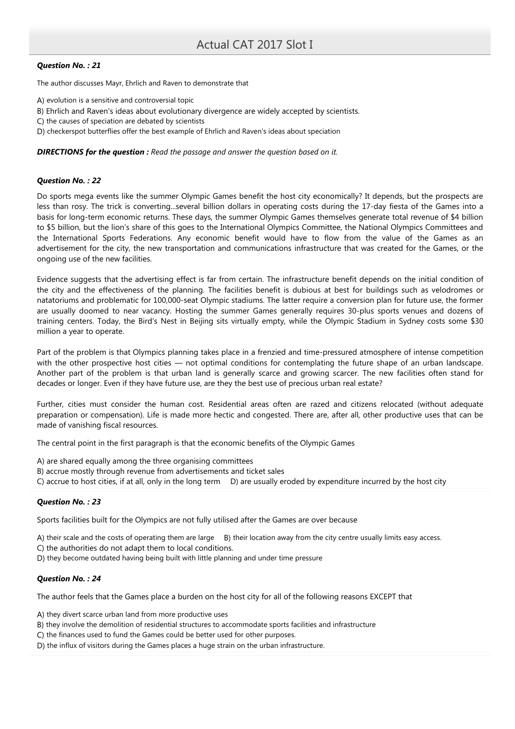***Question No. : 21***

The author discusses Mayr, Ehrlich and Raven to demonstrate that

A) evolution is a sensitive and controversial topic
B) Ehrlich and Raven's ideas about evolutionary divergence are widely accepted by scientists.
C) the causes of speciation are debated by scientists
D) checkerspot butterflies offer the best example of Ehrlich and Raven's ideas about speciation

***DIRECTIONS for the question :*** *Read the passage and answer the question based on it.*

***Question No. : 22***

Do sports mega events like the summer Olympic Games benefit the host city economically? It depends, but the prospects are less than rosy. The trick is converting...several billion dollars in operating costs during the 17-day fiesta of the Games into a basis for long-term economic returns. These days, the summer Olympic Games themselves generate total revenue of $4 billion to $5 billion, but the lion's share of this goes to the International Olympics Committee, the National Olympics Committees and the International Sports Federations. Any economic benefit would have to flow from the value of the Games as an advertisement for the city, the new transportation and communications infrastructure that was created for the Games, or the ongoing use of the new facilities.

Evidence suggests that the advertising effect is far from certain. The infrastructure benefit depends on the initial condition of the city and the effectiveness of the planning. The facilities benefit is dubious at best for buildings such as velodromes or natatoriums and problematic for 100,000-seat Olympic stadiums. The latter require a conversion plan for future use, the former are usually doomed to near vacancy. Hosting the summer Games generally requires 30-plus sports venues and dozens of training centers. Today, the Bird's Nest in Beijing sits virtually empty, while the Olympic Stadium in Sydney costs some $30 million a year to operate.

Part of the problem is that Olympics planning takes place in a frenzied and time-pressured atmosphere of intense competition with the other prospective host cities — not optimal conditions for contemplating the future shape of an urban landscape. Another part of the problem is that urban land is generally scarce and growing scarcer. The new facilities often stand for decades or longer. Even if they have future use, are they the best use of precious urban real estate?

Further, cities must consider the human cost. Residential areas often are razed and citizens relocated (without adequate preparation or compensation). Life is made more hectic and congested. There are, after all, other productive uses that can be made of vanishing fiscal resources.

The central point in the first paragraph is that the economic benefits of the Olympic Games

A) are shared equally among the three organising committees
B) accrue mostly through revenue from advertisements and ticket sales
C) accrue to host cities, if at all, only in the long term
D) are usually eroded by expenditure incurred by the host city

***Question No. : 23***

Sports facilities built for the Olympics are not fully utilised after the Games are over because

A) their scale and the costs of operating them are large
B) their location away from the city centre usually limits easy access.
C) the authorities do not adapt them to local conditions.
D) they become outdated having being built with little planning and under time pressure

***Question No. : 24***

The author feels that the Games place a burden on the host city for all of the following reasons EXCEPT that

A) they divert scarce urban land from more productive uses
B) they involve the demolition of residential structures to accommodate sports facilities and infrastructure
C) the finances used to fund the Games could be better used for other purposes.
D) the influx of visitors during the Games places a huge strain on the urban infrastructure.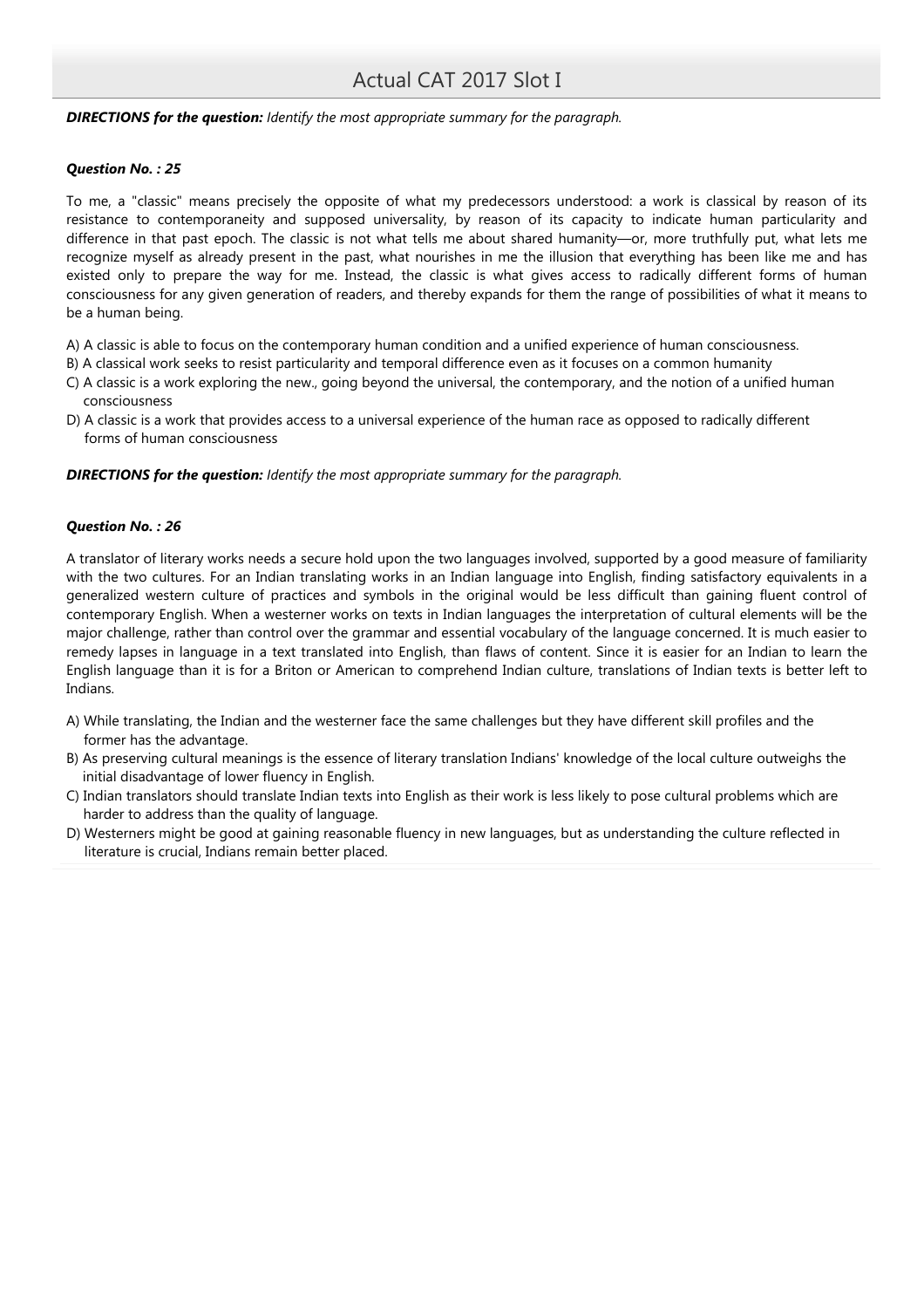***DIRECTIONS for the question:*** *Identify the most appropriate summary for the paragraph.*

***Question No. : 25***

To me, a "classic" means precisely the opposite of what my predecessors understood: a work is classical by reason of its resistance to contemporaneity and supposed universality, by reason of its capacity to indicate human particularity and difference in that past epoch. The classic is not what tells me about shared humanity—or, more truthfully put, what lets me recognize myself as already present in the past, what nourishes in me the illusion that everything has been like me and has existed only to prepare the way for me. Instead, the classic is what gives access to radically different forms of human consciousness for any given generation of readers, and thereby expands for them the range of possibilities of what it means to be a human being.

A) A classic is able to focus on the contemporary human condition and a unified experience of human consciousness.

B) A classical work seeks to resist particularity and temporal difference even as it focuses on a common humanity

C) A classic is a work exploring the new., going beyond the universal, the contemporary, and the notion of a unified human consciousness

D) A classic is a work that provides access to a universal experience of the human race as opposed to radically different forms of human consciousness

***DIRECTIONS for the question:*** *Identify the most appropriate summary for the paragraph.*

***Question No. : 26***

A translator of literary works needs a secure hold upon the two languages involved, supported by a good measure of familiarity with the two cultures. For an Indian translating works in an Indian language into English, finding satisfactory equivalents in a generalized western culture of practices and symbols in the original would be less difficult than gaining fluent control of contemporary English. When a westerner works on texts in Indian languages the interpretation of cultural elements will be the major challenge, rather than control over the grammar and essential vocabulary of the language concerned. It is much easier to remedy lapses in language in a text translated into English, than flaws of content. Since it is easier for an Indian to learn the English language than it is for a Briton or American to comprehend Indian culture, translations of Indian texts is better left to Indians.

A) While translating, the Indian and the westerner face the same challenges but they have different skill profiles and the former has the advantage.

B) As preserving cultural meanings is the essence of literary translation Indians' knowledge of the local culture outweighs the initial disadvantage of lower fluency in English.

C) Indian translators should translate Indian texts into English as their work is less likely to pose cultural problems which are harder to address than the quality of language.

D) Westerners might be good at gaining reasonable fluency in new languages, but as understanding the culture reflected in literature is crucial, Indians remain better placed.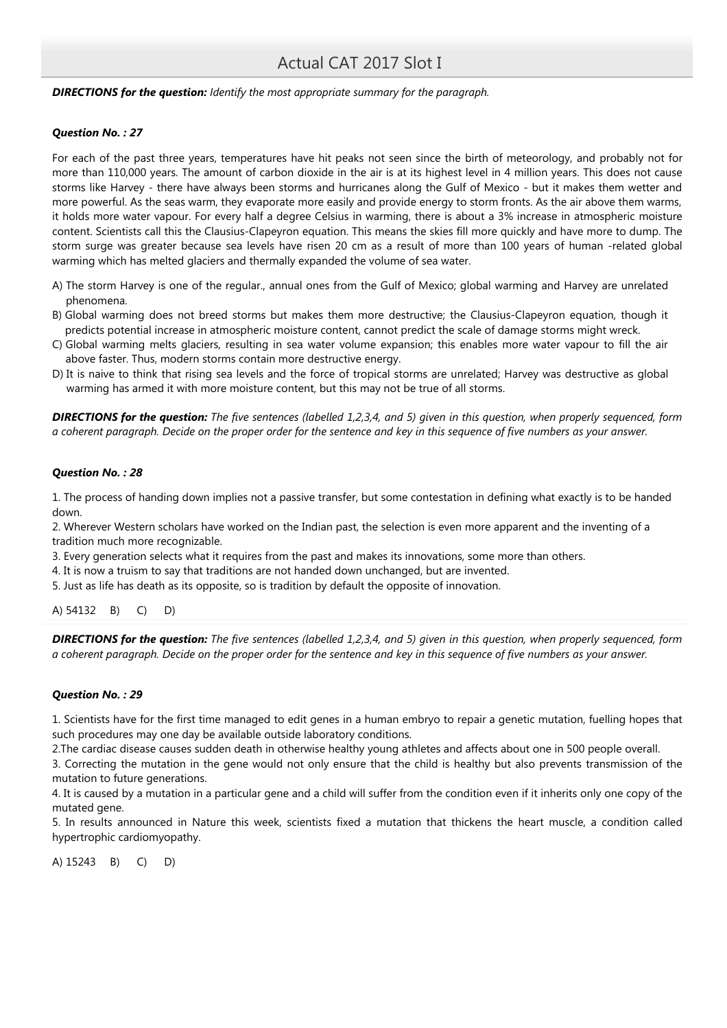***DIRECTIONS for the question:** Identify the most appropriate summary for the paragraph.*

***Question No. : 27***

For each of the past three years, temperatures have hit peaks not seen since the birth of meteorology, and probably not for more than 110,000 years. The amount of carbon dioxide in the air is at its highest level in 4 million years. This does not cause storms like Harvey - there have always been storms and hurricanes along the Gulf of Mexico - but it makes them wetter and more powerful. As the seas warm, they evaporate more easily and provide energy to storm fronts. As the air above them warms, it holds more water vapour. For every half a degree Celsius in warming, there is about a 3% increase in atmospheric moisture content. Scientists call this the Clausius-Clapeyron equation. This means the skies fill more quickly and have more to dump. The storm surge was greater because sea levels have risen 20 cm as a result of more than 100 years of human -related global warming which has melted glaciers and thermally expanded the volume of sea water.

A) The storm Harvey is one of the regular., annual ones from the Gulf of Mexico; global warming and Harvey are unrelated phenomena.

B) Global warming does not breed storms but makes them more destructive; the Clausius-Clapeyron equation, though it predicts potential increase in atmospheric moisture content, cannot predict the scale of damage storms might wreck.

C) Global warming melts glaciers, resulting in sea water volume expansion; this enables more water vapour to fill the air above faster. Thus, modern storms contain more destructive energy.

D) It is naive to think that rising sea levels and the force of tropical storms are unrelated; Harvey was destructive as global warming has armed it with more moisture content, but this may not be true of all storms.

***DIRECTIONS for the question:** The five sentences (labelled 1,2,3,4, and 5) given in this question, when properly sequenced, form a coherent paragraph. Decide on the proper order for the sentence and key in this sequence of five numbers as your answer.*

***Question No. : 28***

1. The process of handing down implies not a passive transfer, but some contestation in defining what exactly is to be handed down.
2. Wherever Western scholars have worked on the Indian past, the selection is even more apparent and the inventing of a tradition much more recognizable.
3. Every generation selects what it requires from the past and makes its innovations, some more than others.
4. It is now a truism to say that traditions are not handed down unchanged, but are invented.
5. Just as life has death as its opposite, so is tradition by default the opposite of innovation.

A) 54132 B) C) D)

***DIRECTIONS for the question:** The five sentences (labelled 1,2,3,4, and 5) given in this question, when properly sequenced, form a coherent paragraph. Decide on the proper order for the sentence and key in this sequence of five numbers as your answer.*

***Question No. : 29***

1. Scientists have for the first time managed to edit genes in a human embryo to repair a genetic mutation, fuelling hopes that such procedures may one day be available outside laboratory conditions.
2. The cardiac disease causes sudden death in otherwise healthy young athletes and affects about one in 500 people overall.
3. Correcting the mutation in the gene would not only ensure that the child is healthy but also prevents transmission of the mutation to future generations.
4. It is caused by a mutation in a particular gene and a child will suffer from the condition even if it inherits only one copy of the mutated gene.
5. In results announced in Nature this week, scientists fixed a mutation that thickens the heart muscle, a condition called hypertrophic cardiomyopathy.

A) 15243 B) C) D)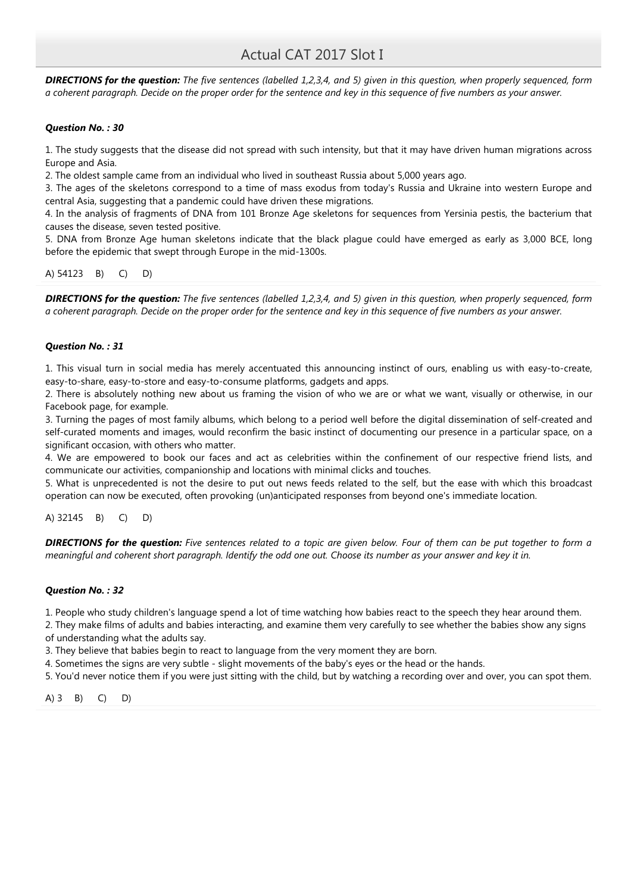***DIRECTIONS for the question:*** *The five sentences (labelled 1,2,3,4, and 5) given in this question, when properly sequenced, form a coherent paragraph. Decide on the proper order for the sentence and key in this sequence of five numbers as your answer.*

***Question No. : 30***

1. The study suggests that the disease did not spread with such intensity, but that it may have driven human migrations across Europe and Asia.
2. The oldest sample came from an individual who lived in southeast Russia about 5,000 years ago.
3. The ages of the skeletons correspond to a time of mass exodus from today's Russia and Ukraine into western Europe and central Asia, suggesting that a pandemic could have driven these migrations.
4. In the analysis of fragments of DNA from 101 Bronze Age skeletons for sequences from Yersinia pestis, the bacterium that causes the disease, seven tested positive.
5. DNA from Bronze Age human skeletons indicate that the black plague could have emerged as early as 3,000 BCE, long before the epidemic that swept through Europe in the mid-1300s.

A) 54123 B) C) D)

***DIRECTIONS for the question:*** *The five sentences (labelled 1,2,3,4, and 5) given in this question, when properly sequenced, form a coherent paragraph. Decide on the proper order for the sentence and key in this sequence of five numbers as your answer.*

***Question No. : 31***

1. This visual turn in social media has merely accentuated this announcing instinct of ours, enabling us with easy-to-create, easy-to-share, easy-to-store and easy-to-consume platforms, gadgets and apps.
2. There is absolutely nothing new about us framing the vision of who we are or what we want, visually or otherwise, in our Facebook page, for example.
3. Turning the pages of most family albums, which belong to a period well before the digital dissemination of self-created and self-curated moments and images, would reconfirm the basic instinct of documenting our presence in a particular space, on a significant occasion, with others who matter.
4. We are empowered to book our faces and act as celebrities within the confinement of our respective friend lists, and communicate our activities, companionship and locations with minimal clicks and touches.
5. What is unprecedented is not the desire to put out news feeds related to the self, but the ease with which this broadcast operation can now be executed, often provoking (un)anticipated responses from beyond one's immediate location.

A) 32145 B) C) D)

***DIRECTIONS for the question:*** *Five sentences related to a topic are given below. Four of them can be put together to form a meaningful and coherent short paragraph. Identify the odd one out. Choose its number as your answer and key it in.*

***Question No. : 32***

1. People who study children's language spend a lot of time watching how babies react to the speech they hear around them.
2. They make films of adults and babies interacting, and examine them very carefully to see whether the babies show any signs of understanding what the adults say.
3. They believe that babies begin to react to language from the very moment they are born.
4. Sometimes the signs are very subtle - slight movements of the baby's eyes or the head or the hands.
5. You'd never notice them if you were just sitting with the child, but by watching a recording over and over, you can spot them.

A) 3 B) C) D)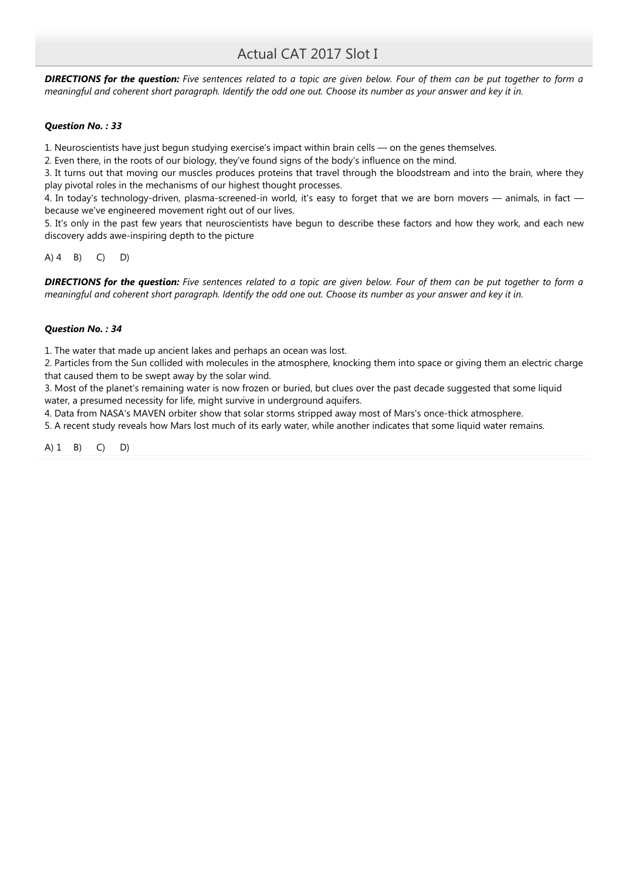***DIRECTIONS for the question:*** *Five sentences related to a topic are given below. Four of them can be put together to form a meaningful and coherent short paragraph. Identify the odd one out. Choose its number as your answer and key it in.*

***Question No. : 33***

1. Neuroscientists have just begun studying exercise's impact within brain cells — on the genes themselves.
2. Even there, in the roots of our biology, they've found signs of the body's influence on the mind.
3. It turns out that moving our muscles produces proteins that travel through the bloodstream and into the brain, where they play pivotal roles in the mechanisms of our highest thought processes.
4. In today's technology-driven, plasma-screened-in world, it's easy to forget that we are born movers — animals, in fact — because we've engineered movement right out of our lives.
5. It's only in the past few years that neuroscientists have begun to describe these factors and how they work, and each new discovery adds awe-inspiring depth to the picture

A) 4 B) C) D)

***DIRECTIONS for the question:*** *Five sentences related to a topic are given below. Four of them can be put together to form a meaningful and coherent short paragraph. Identify the odd one out. Choose its number as your answer and key it in.*

***Question No. : 34***

1. The water that made up ancient lakes and perhaps an ocean was lost.
2. Particles from the Sun collided with molecules in the atmosphere, knocking them into space or giving them an electric charge that caused them to be swept away by the solar wind.
3. Most of the planet's remaining water is now frozen or buried, but clues over the past decade suggested that some liquid water, a presumed necessity for life, might survive in underground aquifers.
4. Data from NASA's MAVEN orbiter show that solar storms stripped away most of Mars's once-thick atmosphere.
5. A recent study reveals how Mars lost much of its early water, while another indicates that some liquid water remains.

A) 1 B) C) D)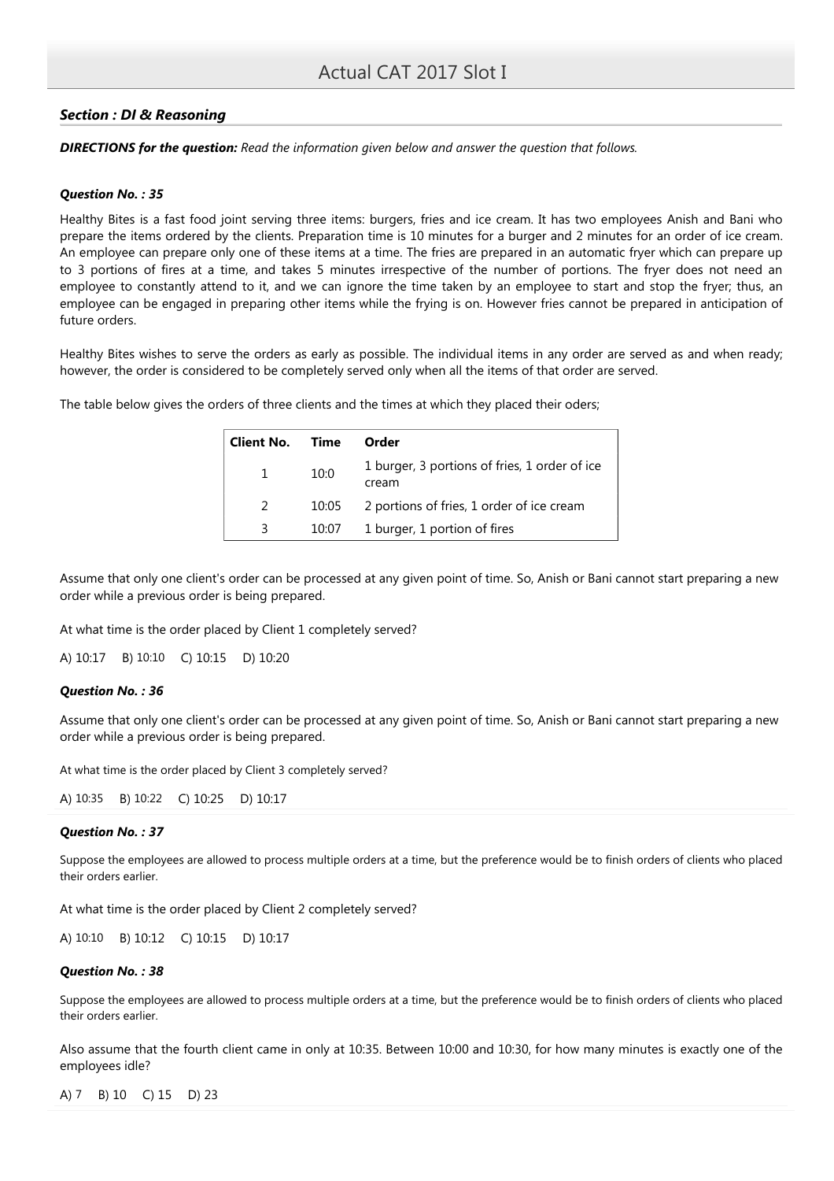## Section : DI & Reasoning

***DIRECTIONS for the question:*** *Read the information given below and answer the question that follows.*

### *Question No. : 35*

Healthy Bites is a fast food joint serving three items: burgers, fries and ice cream. It has two employees Anish and Bani who prepare the items ordered by the clients. Preparation time is 10 minutes for a burger and 2 minutes for an order of ice cream. An employee can prepare only one of these items at a time. The fries are prepared in an automatic fryer which can prepare up to 3 portions of fires at a time, and takes 5 minutes irrespective of the number of portions. The fryer does not need an employee to constantly attend to it, and we can ignore the time taken by an employee to start and stop the fryer; thus, an employee can be engaged in preparing other items while the frying is on. However fries cannot be prepared in anticipation of future orders.

Healthy Bites wishes to serve the orders as early as possible. The individual items in any order are served as and when ready; however, the order is considered to be completely served only when all the items of that order are served.

The table below gives the orders of three clients and the times at which they placed their oders;

| Client No. | Time | Order |
|---|---|---|
| 1 | 10:0 | 1 burger, 3 portions of fries, 1 order of ice cream |
| 2 | 10:05 | 2 portions of fries, 1 order of ice cream |
| 3 | 10:07 | 1 burger, 1 portion of fires |

Assume that only one client's order can be processed at any given point of time. So, Anish or Bani cannot start preparing a new order while a previous order is being prepared.

At what time is the order placed by Client 1 completely served?

A) 10:17 B) 10:10 C) 10:15 D) 10:20

### *Question No. : 36*

Assume that only one client's order can be processed at any given point of time. So, Anish or Bani cannot start preparing a new order while a previous order is being prepared.

At what time is the order placed by Client 3 completely served?

A) 10:35 B) 10:22 C) 10:25 D) 10:17

### *Question No. : 37*

Suppose the employees are allowed to process multiple orders at a time, but the preference would be to finish orders of clients who placed their orders earlier.

At what time is the order placed by Client 2 completely served?

A) 10:10 B) 10:12 C) 10:15 D) 10:17

### *Question No. : 38*

Suppose the employees are allowed to process multiple orders at a time, but the preference would be to finish orders of clients who placed their orders earlier.

Also assume that the fourth client came in only at 10:35. Between 10:00 and 10:30, for how many minutes is exactly one of the employees idle?

A) 7 B) 10 C) 15 D) 23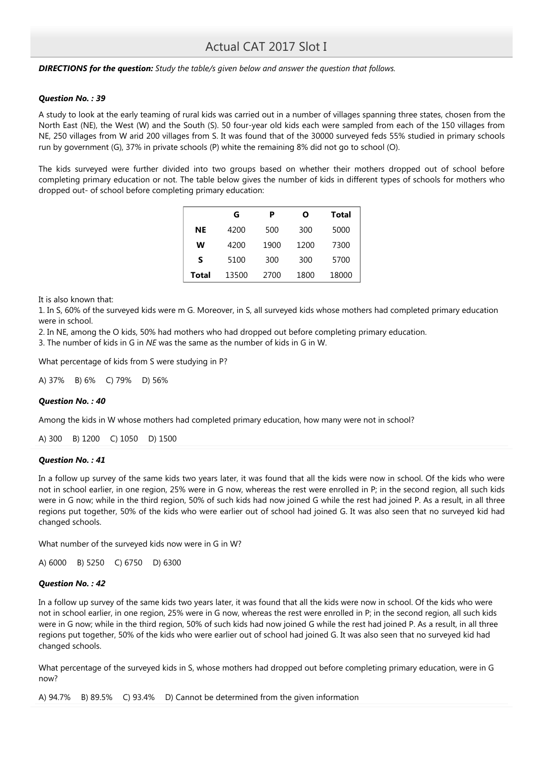# Actual CAT 2017 Slot I

***DIRECTIONS for the question:** Study the table/s given below and answer the question that follows.*

***Question No. : 39***

A study to look at the early teaming of rural kids was carried out in a number of villages spanning three states, chosen from the North East (NE), the West (W) and the South (S). 50 four-year old kids each were sampled from each of the 150 villages from NE, 250 villages from W arid 200 villages from S. It was found that of the 30000 surveyed feds 55% studied in primary schools run by government (G), 37% in private schools (P) white the remaining 8% did not go to school (O).

The kids surveyed were further divided into two groups based on whether their mothers dropped out of school before completing primary education or not. The table below gives the number of kids in different types of schools for mothers who dropped out- of school before completing primary education:

| | G | P | O | Total |
|---|---|---|---|---|
| **NE** | 4200 | 500 | 300 | 5000 |
| **W** | 4200 | 1900 | 1200 | 7300 |
| **S** | 5100 | 300 | 300 | 5700 |
| **Total** | 13500 | 2700 | 1800 | 18000 |

It is also known that:

1. In S, 60% of the surveyed kids were m G. Moreover, in S, all surveyed kids whose mothers had completed primary education were in school.
2. In NE, among the O kids, 50% had mothers who had dropped out before completing primary education.
3. The number of kids in G in *NE* was the same as the number of kids in G in W.

What percentage of kids from S were studying in P?

A) 37% B) 6% C) 79% D) 56%

***Question No. : 40***

Among the kids in W whose mothers had completed primary education, how many were not in school?

A) 300 B) 1200 C) 1050 D) 1500

***Question No. : 41***

In a follow up survey of the same kids two years later, it was found that all the kids were now in school. Of the kids who were not in school earlier, in one region, 25% were in G now, whereas the rest were enrolled in P; in the second region, all such kids were in G now; while in the third region, 50% of such kids had now joined G while the rest had joined P. As a result, in all three regions put together, 50% of the kids who were earlier out of school had joined G. It was also seen that no surveyed kid had changed schools.

What number of the surveyed kids now were in G in W?

A) 6000 B) 5250 C) 6750 D) 6300

***Question No. : 42***

In a follow up survey of the same kids two years later, it was found that all the kids were now in school. Of the kids who were not in school earlier, in one region, 25% were in G now, whereas the rest were enrolled in P; in the second region, all such kids were in G now; while in the third region, 50% of such kids had now joined G while the rest had joined P. As a result, in all three regions put together, 50% of the kids who were earlier out of school had joined G. It was also seen that no surveyed kid had changed schools.

What percentage of the surveyed kids in S, whose mothers had dropped out before completing primary education, were in G now?

A) 94.7% B) 89.5% C) 93.4% D) Cannot be determined from the given information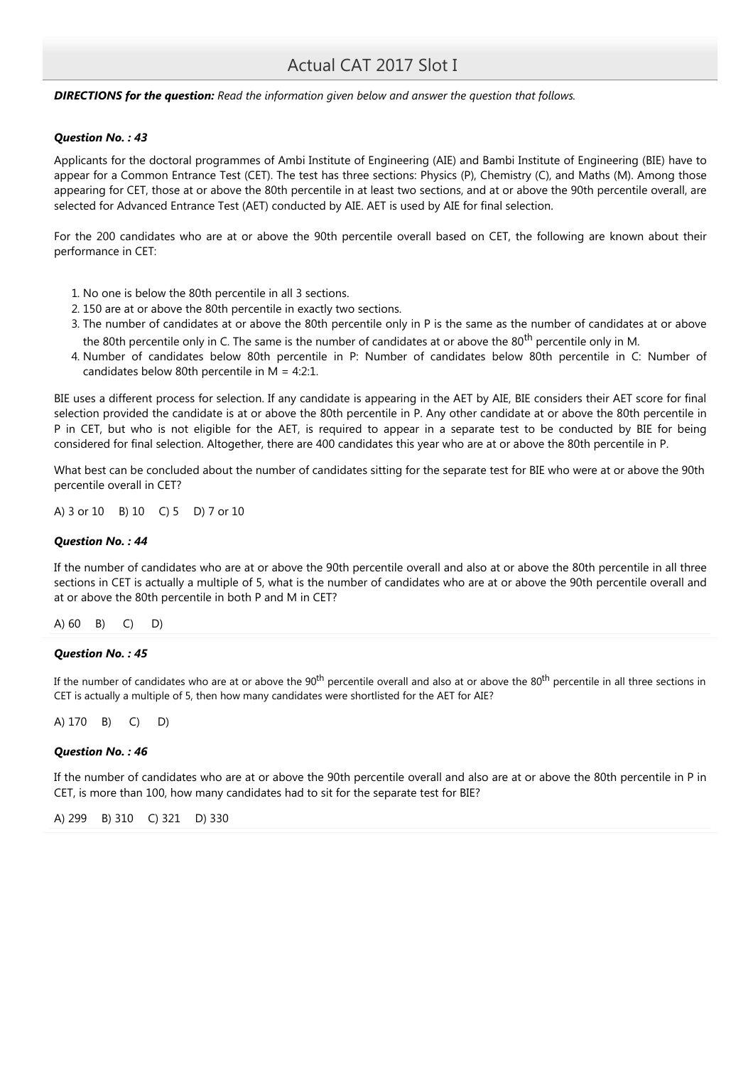***DIRECTIONS for the question:*** *Read the information given below and answer the question that follows.*

***Question No. : 43***

Applicants for the doctoral programmes of Ambi Institute of Engineering (AIE) and Bambi Institute of Engineering (BIE) have to appear for a Common Entrance Test (CET). The test has three sections: Physics (P), Chemistry (C), and Maths (M). Among those appearing for CET, those at or above the 80th percentile in at least two sections, and at or above the 90th percentile overall, are selected for Advanced Entrance Test (AET) conducted by AIE. AET is used by AIE for final selection.

For the 200 candidates who are at or above the 90th percentile overall based on CET, the following are known about their performance in CET:

1. No one is below the 80th percentile in all 3 sections.
2. 150 are at or above the 80th percentile in exactly two sections.
3. The number of candidates at or above the 80th percentile only in P is the same as the number of candidates at or above the 80th percentile only in C. The same is the number of candidates at or above the 80th percentile only in M.
4. Number of candidates below 80th percentile in P: Number of candidates below 80th percentile in C: Number of candidates below 80th percentile in M = 4:2:1.

BIE uses a different process for selection. If any candidate is appearing in the AET by AIE, BIE considers their AET score for final selection provided the candidate is at or above the 80th percentile in P. Any other candidate at or above the 80th percentile in P in CET, but who is not eligible for the AET, is required to appear in a separate test to be conducted by BIE for being considered for final selection. Altogether, there are 400 candidates this year who are at or above the 80th percentile in P.

What best can be concluded about the number of candidates sitting for the separate test for BIE who were at or above the 90th percentile overall in CET?

A) 3 or 10   B) 10   C) 5   D) 7 or 10

***Question No. : 44***

If the number of candidates who are at or above the 90th percentile overall and also at or above the 80th percentile in all three sections in CET is actually a multiple of 5, what is the number of candidates who are at or above the 90th percentile overall and at or above the 80th percentile in both P and M in CET?

A) 60   B)   C)   D)

***Question No. : 45***

If the number of candidates who are at or above the 90th percentile overall and also at or above the 80th percentile in all three sections in CET is actually a multiple of 5, then how many candidates were shortlisted for the AET for AIE?

A) 170   B)   C)   D)

***Question No. : 46***

If the number of candidates who are at or above the 90th percentile overall and also are at or above the 80th percentile in P in CET, is more than 100, how many candidates had to sit for the separate test for BIE?

A) 299   B) 310   C) 321   D) 330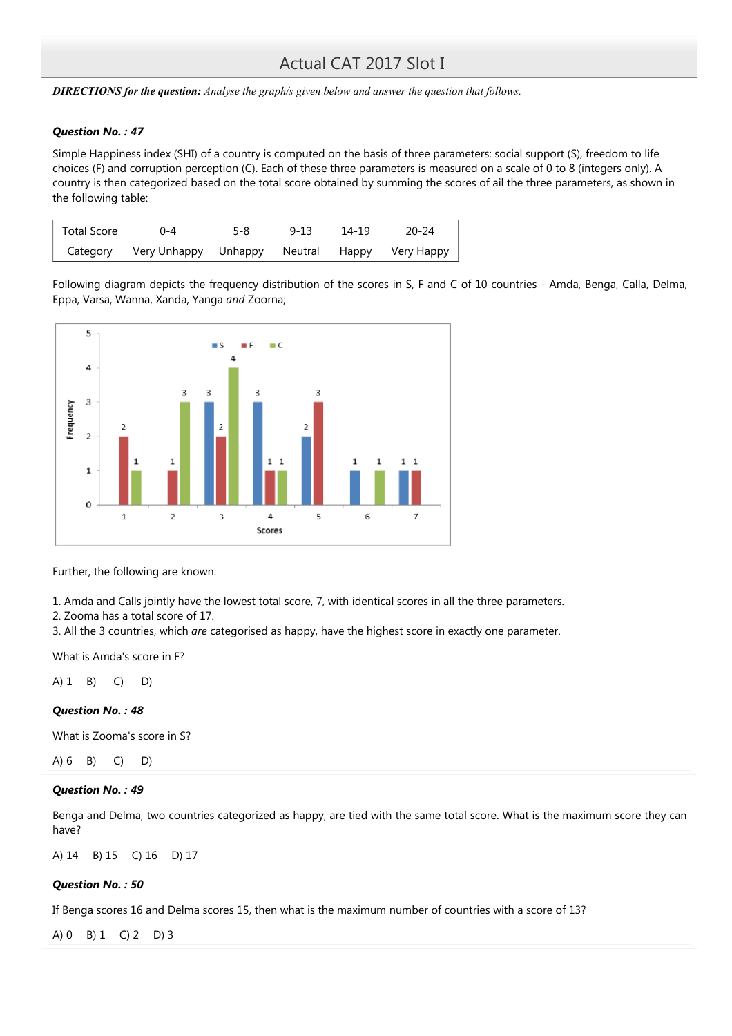*DIRECTIONS for the question: Analyse the graph/s given below and answer the question that follows.*

***Question No. : 47***

Simple Happiness index (SHI) of a country is computed on the basis of three parameters: social support (S), freedom to life choices (F) and corruption perception (C). Each of these three parameters is measured on a scale of 0 to 8 (integers only). A country is then categorized based on the total score obtained by summing the scores of ail the three parameters, as shown in the following table:

| Total Score | 0-4 | 5-8 | 9-13 | 14-19 | 20-24 |
|---|---|---|---|---|---|
| Category | Very Unhappy | Unhappy | Neutral | Happy | Very Happy |

Following diagram depicts the frequency distribution of the scores in S, F and C of 10 countries - Amda, Benga, Calla, Delma, Eppa, Varsa, Wanna, Xanda, Yanga *and* Zoorna;

| Scores | S | F | C |
|---|---|---|---|
| 1 | | 2 | 1 |
| 2 | | 1 | 3 |
| 3 | 3 | 2 | 4 |
| 4 | 3 | 1 | 1 |
| 5 | 2 | 3 | |
| 6 | 1 | | 1 |
| 7 | 1 | 1 | |

Further, the following are known:

1. Amda and Calls jointly have the lowest total score, 7, with identical scores in all the three parameters.
2. Zooma has a total score of 17.
3. All the 3 countries, which *are* categorised as happy, have the highest score in exactly one parameter.

What is Amda's score in F?

A) 1 B) C) D)

***Question No. : 48***

What is Zooma's score in S?

A) 6 B) C) D)

***Question No. : 49***

Benga and Delma, two countries categorized as happy, are tied with the same total score. What is the maximum score they can have?

A) 14 B) 15 C) 16 D) 17

***Question No. : 50***

If Benga scores 16 and Delma scores 15, then what is the maximum number of countries with a score of 13?

A) 0 B) 1 C) 2 D) 3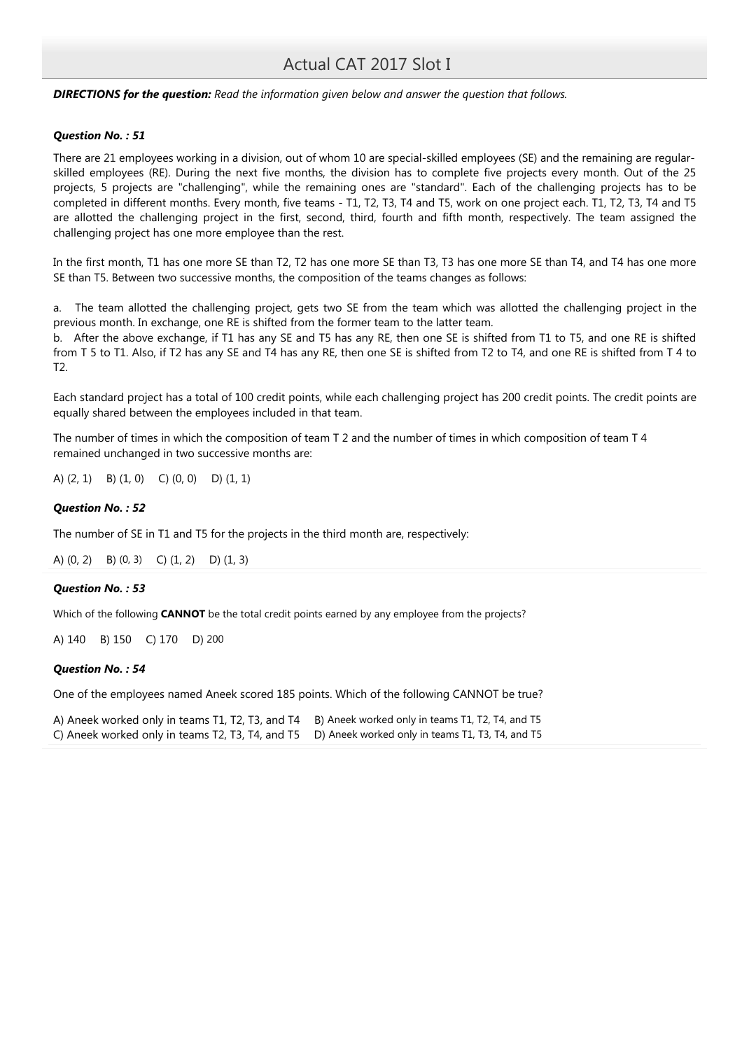**DIRECTIONS for the question:** *Read the information given below and answer the question that follows.*

***Question No. : 51***

There are 21 employees working in a division, out of whom 10 are special-skilled employees (SE) and the remaining are regular-skilled employees (RE). During the next five months, the division has to complete five projects every month. Out of the 25 projects, 5 projects are "challenging", while the remaining ones are "standard". Each of the challenging projects has to be completed in different months. Every month, five teams - T1, T2, T3, T4 and T5, work on one project each. T1, T2, T3, T4 and T5 are allotted the challenging project in the first, second, third, fourth and fifth month, respectively. The team assigned the challenging project has one more employee than the rest.

In the first month, T1 has one more SE than T2, T2 has one more SE than T3, T3 has one more SE than T4, and T4 has one more SE than T5. Between two successive months, the composition of the teams changes as follows:

a. The team allotted the challenging project, gets two SE from the team which was allotted the challenging project in the previous month. In exchange, one RE is shifted from the former team to the latter team.

b. After the above exchange, if T1 has any SE and T5 has any RE, then one SE is shifted from T1 to T5, and one RE is shifted from T 5 to T1. Also, if T2 has any SE and T4 has any RE, then one SE is shifted from T2 to T4, and one RE is shifted from T 4 to T2.

Each standard project has a total of 100 credit points, while each challenging project has 200 credit points. The credit points are equally shared between the employees included in that team.

The number of times in which the composition of team T 2 and the number of times in which composition of team T 4 remained unchanged in two successive months are:

A) (2, 1) B) (1, 0) C) (0, 0) D) (1, 1)

***Question No. : 52***

The number of SE in T1 and T5 for the projects in the third month are, respectively:

A) (0, 2) B) (0, 3) C) (1, 2) D) (1, 3)

***Question No. : 53***

Which of the following **CANNOT** be the total credit points earned by any employee from the projects?

A) 140 B) 150 C) 170 D) 200

***Question No. : 54***

One of the employees named Aneek scored 185 points. Which of the following CANNOT be true?

A) Aneek worked only in teams T1, T2, T3, and T4 B) Aneek worked only in teams T1, T2, T4, and T5
C) Aneek worked only in teams T2, T3, T4, and T5 D) Aneek worked only in teams T1, T3, T4, and T5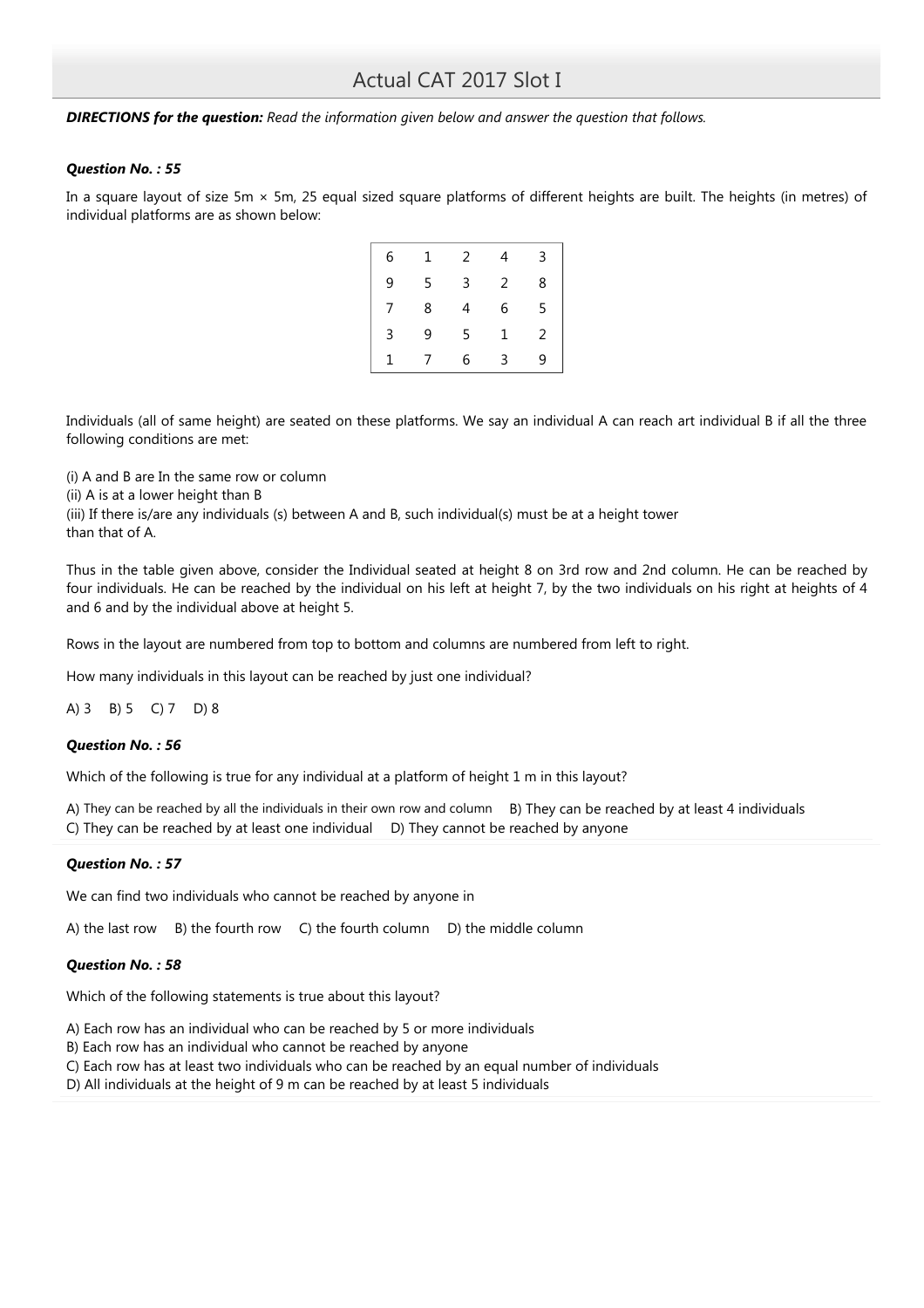# Actual CAT 2017 Slot I

***DIRECTIONS for the question:*** *Read the information given below and answer the question that follows.*

### *Question No. : 55*

In a square layout of size 5m × 5m, 25 equal sized square platforms of different heights are built. The heights (in metres) of individual platforms are as shown below:

| | | | | |
|---|---|---|---|---|
| 6 | 1 | 2 | 4 | 3 |
| 9 | 5 | 3 | 2 | 8 |
| 7 | 8 | 4 | 6 | 5 |
| 3 | 9 | 5 | 1 | 2 |
| 1 | 7 | 6 | 3 | 9 |

Individuals (all of same height) are seated on these platforms. We say an individual A can reach art individual B if all the three following conditions are met:

(i) A and B are In the same row or column
(ii) A is at a lower height than B
(iii) If there is/are any individuals (s) between A and B, such individual(s) must be at a height tower
than that of A.

Thus in the table given above, consider the Individual seated at height 8 on 3rd row and 2nd column. He can be reached by four individuals. He can be reached by the individual on his left at height 7, by the two individuals on his right at heights of 4 and 6 and by the individual above at height 5.

Rows in the layout are numbered from top to bottom and columns are numbered from left to right.

How many individuals in this layout can be reached by just one individual?

A) 3  B) 5  C) 7  D) 8

### *Question No. : 56*

Which of the following is true for any individual at a platform of height 1 m in this layout?

A) They can be reached by all the individuals in their own row and column  B) They can be reached by at least 4 individuals
C) They can be reached by at least one individual  D) They cannot be reached by anyone

### *Question No. : 57*

We can find two individuals who cannot be reached by anyone in

A) the last row  B) the fourth row  C) the fourth column  D) the middle column

### *Question No. : 58*

Which of the following statements is true about this layout?

A) Each row has an individual who can be reached by 5 or more individuals
B) Each row has an individual who cannot be reached by anyone
C) Each row has at least two individuals who can be reached by an equal number of individuals
D) All individuals at the height of 9 m can be reached by at least 5 individuals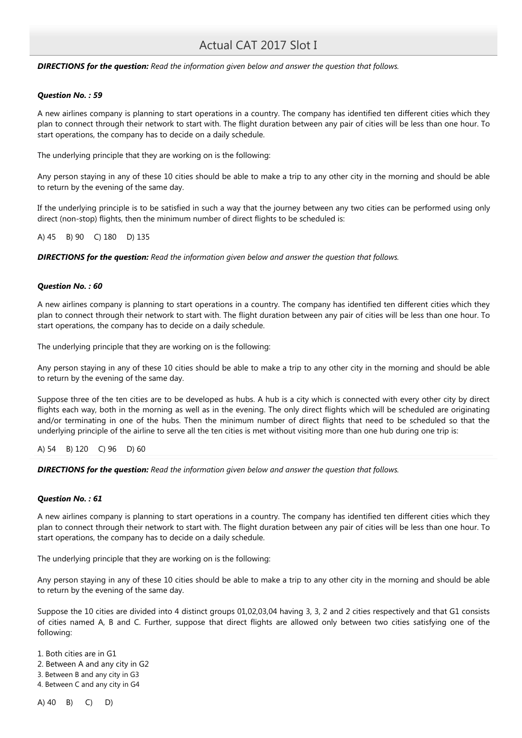**_DIRECTIONS for the question:_** _Read the information given below and answer the question that follows._

**_Question No. : 59_**

A new airlines company is planning to start operations in a country. The company has identified ten different cities which they plan to connect through their network to start with. The flight duration between any pair of cities will be less than one hour. To start operations, the company has to decide on a daily schedule.

The underlying principle that they are working on is the following:

Any person staying in any of these 10 cities should be able to make a trip to any other city in the morning and should be able to return by the evening of the same day.

If the underlying principle is to be satisfied in such a way that the journey between any two cities can be performed using only direct (non-stop) flights, then the minimum number of direct flights to be scheduled is:

A) 45 B) 90 C) 180 D) 135

**_DIRECTIONS for the question:_** _Read the information given below and answer the question that follows._

**_Question No. : 60_**

A new airlines company is planning to start operations in a country. The company has identified ten different cities which they plan to connect through their network to start with. The flight duration between any pair of cities will be less than one hour. To start operations, the company has to decide on a daily schedule.

The underlying principle that they are working on is the following:

Any person staying in any of these 10 cities should be able to make a trip to any other city in the morning and should be able to return by the evening of the same day.

Suppose three of the ten cities are to be developed as hubs. A hub is a city which is connected with every other city by direct flights each way, both in the morning as well as in the evening. The only direct flights which will be scheduled are originating and/or terminating in one of the hubs. Then the minimum number of direct flights that need to be scheduled so that the underlying principle of the airline to serve all the ten cities is met without visiting more than one hub during one trip is:

A) 54 B) 120 C) 96 D) 60

**_DIRECTIONS for the question:_** _Read the information given below and answer the question that follows._

**_Question No. : 61_**

A new airlines company is planning to start operations in a country. The company has identified ten different cities which they plan to connect through their network to start with. The flight duration between any pair of cities will be less than one hour. To start operations, the company has to decide on a daily schedule.

The underlying principle that they are working on is the following:

Any person staying in any of these 10 cities should be able to make a trip to any other city in the morning and should be able to return by the evening of the same day.

Suppose the 10 cities are divided into 4 distinct groups 01,02,03,04 having 3, 3, 2 and 2 cities respectively and that G1 consists of cities named A, B and C. Further, suppose that direct flights are allowed only between two cities satisfying one of the following:

1. Both cities are in G1
2. Between A and any city in G2
3. Between B and any city in G3
4. Between C and any city in G4

A) 40 B) C) D)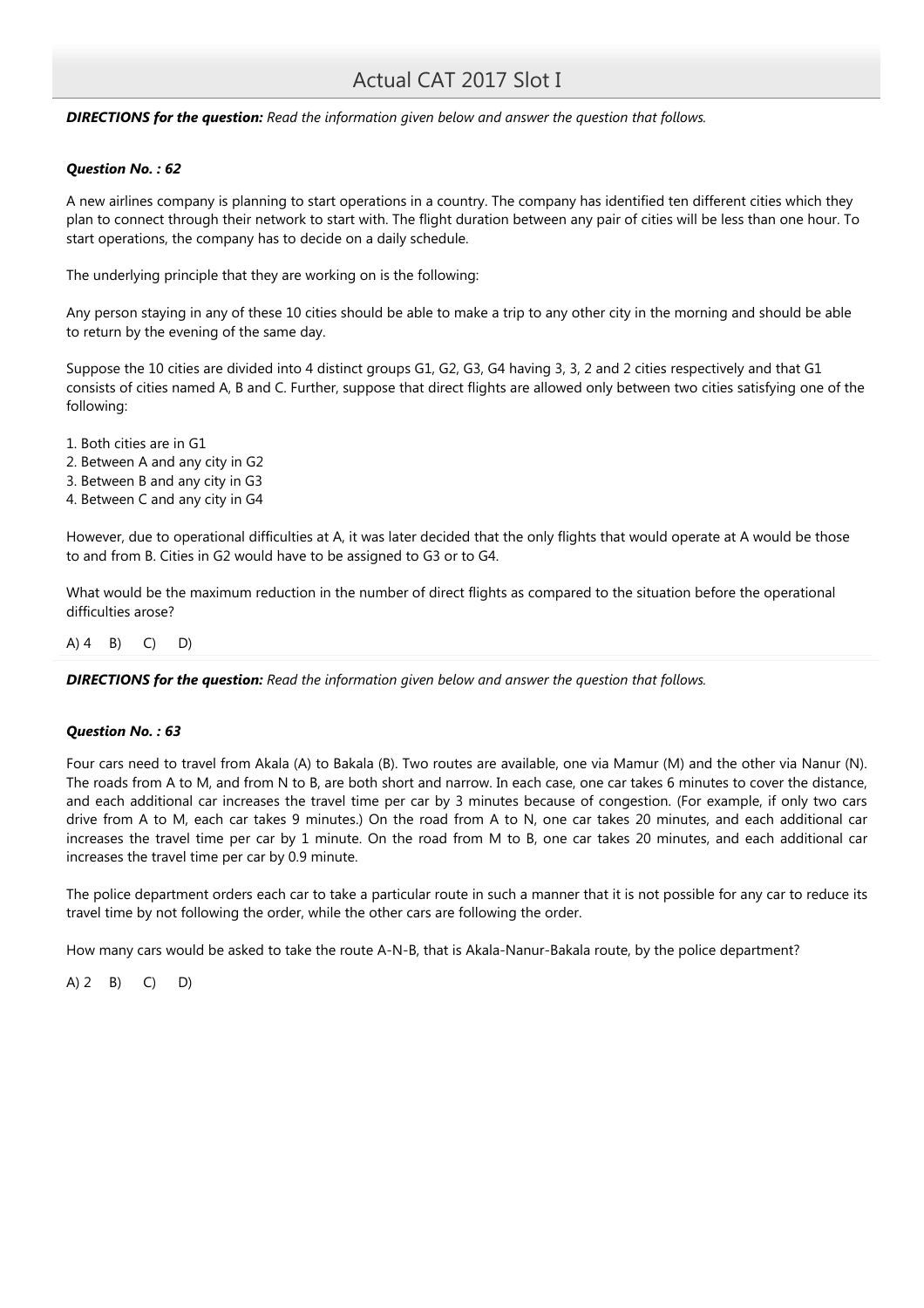**DIRECTIONS for the question:** *Read the information given below and answer the question that follows.*

***Question No. : 62***

A new airlines company is planning to start operations in a country. The company has identified ten different cities which they plan to connect through their network to start with. The flight duration between any pair of cities will be less than one hour. To start operations, the company has to decide on a daily schedule.

The underlying principle that they are working on is the following:

Any person staying in any of these 10 cities should be able to make a trip to any other city in the morning and should be able to return by the evening of the same day.

Suppose the 10 cities are divided into 4 distinct groups G1, G2, G3, G4 having 3, 3, 2 and 2 cities respectively and that G1 consists of cities named A, B and C. Further, suppose that direct flights are allowed only between two cities satisfying one of the following:

1. Both cities are in G1
2. Between A and any city in G2
3. Between B and any city in G3
4. Between C and any city in G4

However, due to operational difficulties at A, it was later decided that the only flights that would operate at A would be those to and from B. Cities in G2 would have to be assigned to G3 or to G4.

What would be the maximum reduction in the number of direct flights as compared to the situation before the operational difficulties arose?

A) 4 B) C) D)

**DIRECTIONS for the question:** *Read the information given below and answer the question that follows.*

***Question No. : 63***

Four cars need to travel from Akala (A) to Bakala (B). Two routes are available, one via Mamur (M) and the other via Nanur (N). The roads from A to M, and from N to B, are both short and narrow. In each case, one car takes 6 minutes to cover the distance, and each additional car increases the travel time per car by 3 minutes because of congestion. (For example, if only two cars drive from A to M, each car takes 9 minutes.) On the road from A to N, one car takes 20 minutes, and each additional car increases the travel time per car by 1 minute. On the road from M to B, one car takes 20 minutes, and each additional car increases the travel time per car by 0.9 minute.

The police department orders each car to take a particular route in such a manner that it is not possible for any car to reduce its travel time by not following the order, while the other cars are following the order.

How many cars would be asked to take the route A-N-B, that is Akala-Nanur-Bakala route, by the police department?

A) 2 B) C) D)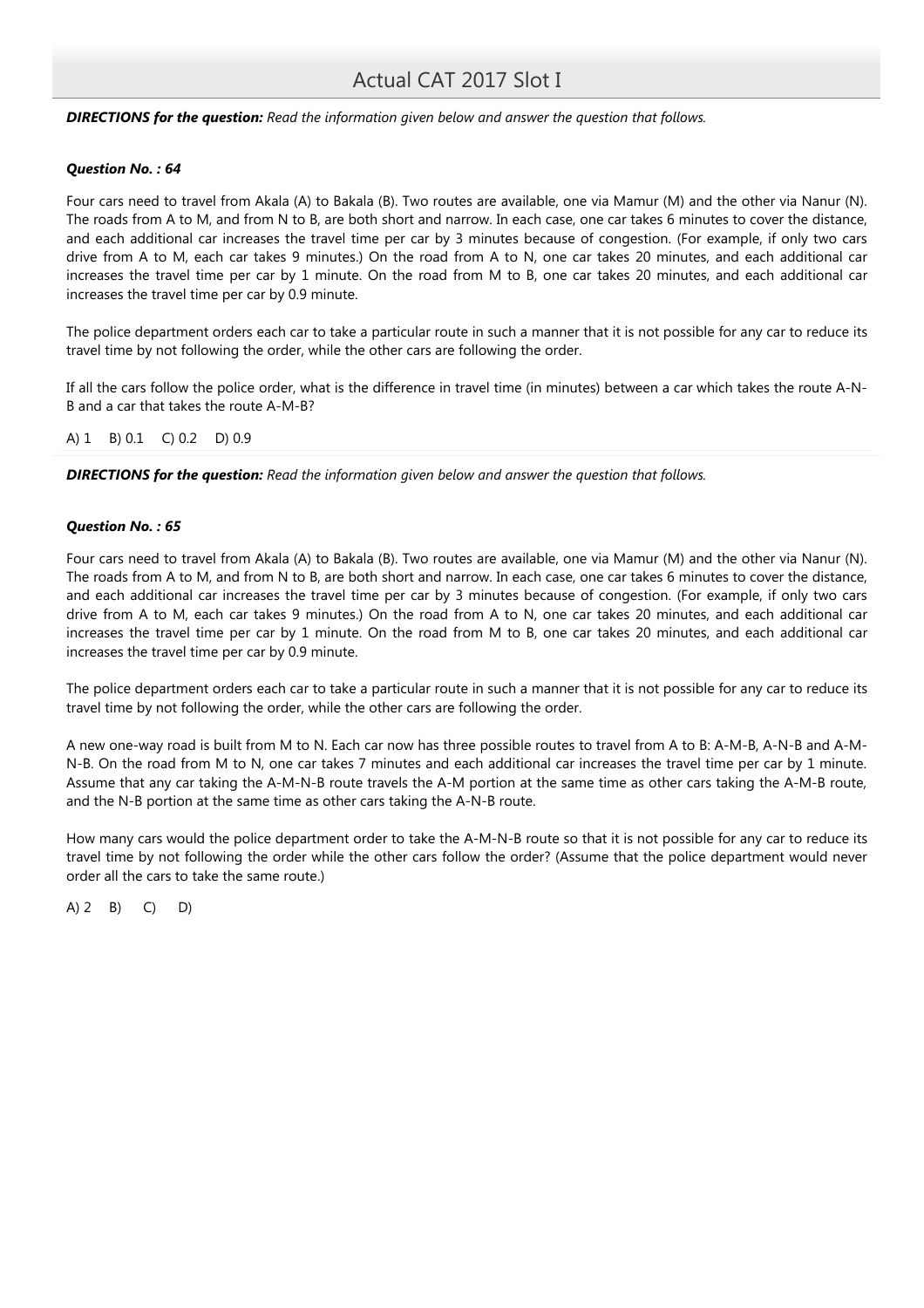***DIRECTIONS for the question:*** *Read the information given below and answer the question that follows.*

***Question No. : 64***

Four cars need to travel from Akala (A) to Bakala (B). Two routes are available, one via Mamur (M) and the other via Nanur (N). The roads from A to M, and from N to B, are both short and narrow. In each case, one car takes 6 minutes to cover the distance, and each additional car increases the travel time per car by 3 minutes because of congestion. (For example, if only two cars drive from A to M, each car takes 9 minutes.) On the road from A to N, one car takes 20 minutes, and each additional car increases the travel time per car by 1 minute. On the road from M to B, one car takes 20 minutes, and each additional car increases the travel time per car by 0.9 minute.

The police department orders each car to take a particular route in such a manner that it is not possible for any car to reduce its travel time by not following the order, while the other cars are following the order.

If all the cars follow the police order, what is the difference in travel time (in minutes) between a car which takes the route A-N-B and a car that takes the route A-M-B?

A) 1  B) 0.1  C) 0.2  D) 0.9

***DIRECTIONS for the question:*** *Read the information given below and answer the question that follows.*

***Question No. : 65***

Four cars need to travel from Akala (A) to Bakala (B). Two routes are available, one via Mamur (M) and the other via Nanur (N). The roads from A to M, and from N to B, are both short and narrow. In each case, one car takes 6 minutes to cover the distance, and each additional car increases the travel time per car by 3 minutes because of congestion. (For example, if only two cars drive from A to M, each car takes 9 minutes.) On the road from A to N, one car takes 20 minutes, and each additional car increases the travel time per car by 1 minute. On the road from M to B, one car takes 20 minutes, and each additional car increases the travel time per car by 0.9 minute.

The police department orders each car to take a particular route in such a manner that it is not possible for any car to reduce its travel time by not following the order, while the other cars are following the order.

A new one-way road is built from M to N. Each car now has three possible routes to travel from A to B: A-M-B, A-N-B and A-M-N-B. On the road from M to N, one car takes 7 minutes and each additional car increases the travel time per car by 1 minute. Assume that any car taking the A-M-N-B route travels the A-M portion at the same time as other cars taking the A-M-B route, and the N-B portion at the same time as other cars taking the A-N-B route.

How many cars would the police department order to take the A-M-N-B route so that it is not possible for any car to reduce its travel time by not following the order while the other cars follow the order? (Assume that the police department would never order all the cars to take the same route.)

A) 2  B)  C)  D)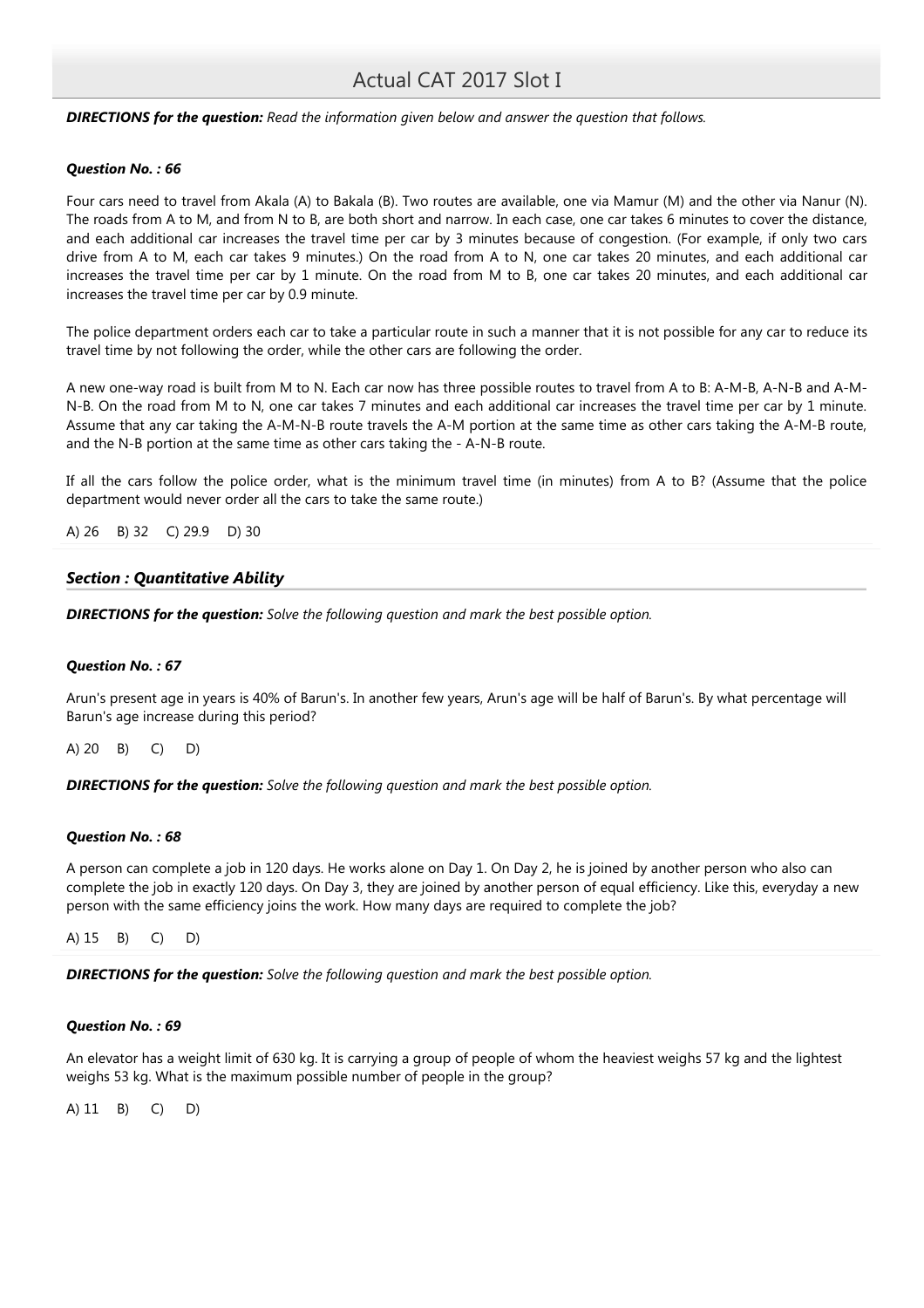***DIRECTIONS for the question:*** *Read the information given below and answer the question that follows.*

***Question No. : 66***

Four cars need to travel from Akala (A) to Bakala (B). Two routes are available, one via Mamur (M) and the other via Nanur (N). The roads from A to M, and from N to B, are both short and narrow. In each case, one car takes 6 minutes to cover the distance, and each additional car increases the travel time per car by 3 minutes because of congestion. (For example, if only two cars drive from A to M, each car takes 9 minutes.) On the road from A to N, one car takes 20 minutes, and each additional car increases the travel time per car by 1 minute. On the road from M to B, one car takes 20 minutes, and each additional car increases the travel time per car by 0.9 minute.

The police department orders each car to take a particular route in such a manner that it is not possible for any car to reduce its travel time by not following the order, while the other cars are following the order.

A new one-way road is built from M to N. Each car now has three possible routes to travel from A to B: A-M-B, A-N-B and A-M-N-B. On the road from M to N, one car takes 7 minutes and each additional car increases the travel time per car by 1 minute. Assume that any car taking the A-M-N-B route travels the A-M portion at the same time as other cars taking the A-M-B route, and the N-B portion at the same time as other cars taking the - A-N-B route.

If all the cars follow the police order, what is the minimum travel time (in minutes) from A to B? (Assume that the police department would never order all the cars to take the same route.)

A) 26 B) 32 C) 29.9 D) 30

## *Section : Quantitative Ability*

***DIRECTIONS for the question:*** *Solve the following question and mark the best possible option.*

***Question No. : 67***

Arun's present age in years is 40% of Barun's. In another few years, Arun's age will be half of Barun's. By what percentage will Barun's age increase during this period?

A) 20 B) C) D)

***DIRECTIONS for the question:*** *Solve the following question and mark the best possible option.*

***Question No. : 68***

A person can complete a job in 120 days. He works alone on Day 1. On Day 2, he is joined by another person who also can complete the job in exactly 120 days. On Day 3, they are joined by another person of equal efficiency. Like this, everyday a new person with the same efficiency joins the work. How many days are required to complete the job?

A) 15 B) C) D)

***DIRECTIONS for the question:*** *Solve the following question and mark the best possible option.*

***Question No. : 69***

An elevator has a weight limit of 630 kg. It is carrying a group of people of whom the heaviest weighs 57 kg and the lightest weighs 53 kg. What is the maximum possible number of people in the group?

A) 11 B) C) D)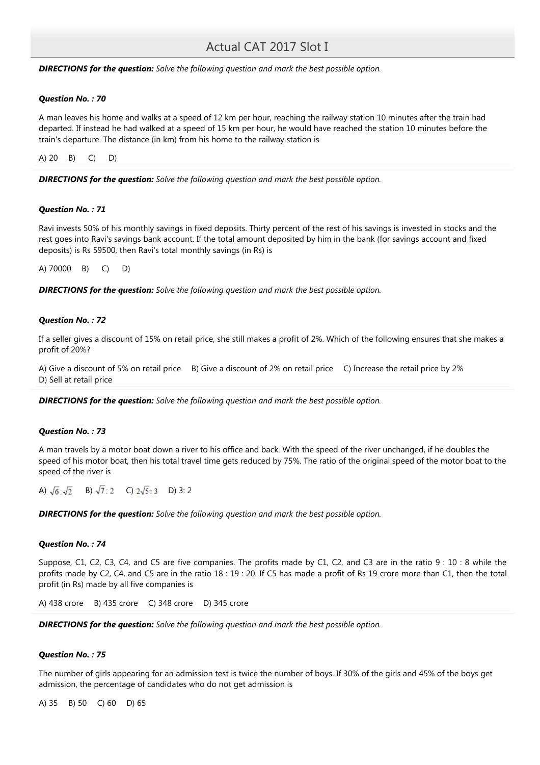**DIRECTIONS for the question:** *Solve the following question and mark the best possible option.*

***Question No. : 70***

A man leaves his home and walks at a speed of 12 km per hour, reaching the railway station 10 minutes after the train had departed. If instead he had walked at a speed of 15 km per hour, he would have reached the station 10 minutes before the train's departure. The distance (in km) from his home to the railway station is

A) 20 B) C) D)

**DIRECTIONS for the question:** *Solve the following question and mark the best possible option.*

***Question No. : 71***

Ravi invests 50% of his monthly savings in fixed deposits. Thirty percent of the rest of his savings is invested in stocks and the rest goes into Ravi's savings bank account. If the total amount deposited by him in the bank (for savings account and fixed deposits) is Rs 59500, then Ravi's total monthly savings (in Rs) is

A) 70000 B) C) D)

**DIRECTIONS for the question:** *Solve the following question and mark the best possible option.*

***Question No. : 72***

If a seller gives a discount of 15% on retail price, she still makes a profit of 2%. Which of the following ensures that she makes a profit of 20%?

A) Give a discount of 5% on retail price B) Give a discount of 2% on retail price C) Increase the retail price by 2%
D) Sell at retail price

**DIRECTIONS for the question:** *Solve the following question and mark the best possible option.*

***Question No. : 73***

A man travels by a motor boat down a river to his office and back. With the speed of the river unchanged, if he doubles the speed of his motor boat, then his total travel time gets reduced by 75%. The ratio of the original speed of the motor boat to the speed of the river is

A) $\sqrt{6}:\sqrt{2}$ B) $\sqrt{7}:2$ C) $2\sqrt{5}:3$ D) 3: 2

**DIRECTIONS for the question:** *Solve the following question and mark the best possible option.*

***Question No. : 74***

Suppose, C1, C2, C3, C4, and C5 are five companies. The profits made by C1, C2, and C3 are in the ratio 9 : 10 : 8 while the profits made by C2, C4, and C5 are in the ratio 18 : 19 : 20. If C5 has made a profit of Rs 19 crore more than C1, then the total profit (in Rs) made by all five companies is

A) 438 crore B) 435 crore C) 348 crore D) 345 crore

**DIRECTIONS for the question:** *Solve the following question and mark the best possible option.*

***Question No. : 75***

The number of girls appearing for an admission test is twice the number of boys. If 30% of the girls and 45% of the boys get admission, the percentage of candidates who do not get admission is

A) 35 B) 50 C) 60 D) 65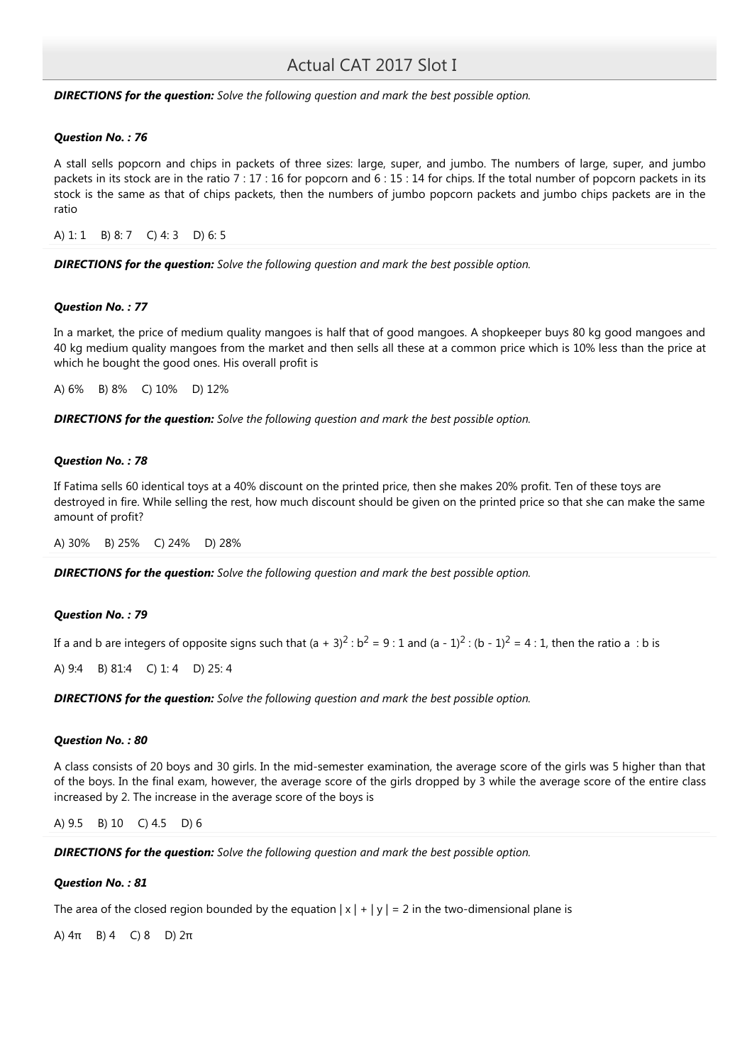**DIRECTIONS for the question:** *Solve the following question and mark the best possible option.*

***Question No. : 76***

A stall sells popcorn and chips in packets of three sizes: large, super, and jumbo. The numbers of large, super, and jumbo packets in its stock are in the ratio 7 : 17 : 16 for popcorn and 6 : 15 : 14 for chips. If the total number of popcorn packets in its stock is the same as that of chips packets, then the numbers of jumbo popcorn packets and jumbo chips packets are in the ratio

A) 1: 1 B) 8: 7 C) 4: 3 D) 6: 5

**DIRECTIONS for the question:** *Solve the following question and mark the best possible option.*

***Question No. : 77***

In a market, the price of medium quality mangoes is half that of good mangoes. A shopkeeper buys 80 kg good mangoes and 40 kg medium quality mangoes from the market and then sells all these at a common price which is 10% less than the price at which he bought the good ones. His overall profit is

A) 6% B) 8% C) 10% D) 12%

**DIRECTIONS for the question:** *Solve the following question and mark the best possible option.*

***Question No. : 78***

If Fatima sells 60 identical toys at a 40% discount on the printed price, then she makes 20% profit. Ten of these toys are destroyed in fire. While selling the rest, how much discount should be given on the printed price so that she can make the same amount of profit?

A) 30% B) 25% C) 24% D) 28%

**DIRECTIONS for the question:** *Solve the following question and mark the best possible option.*

***Question No. : 79***

If a and b are integers of opposite signs such that $(a + 3)^2 : b^2 = 9 : 1$ and $(a - 1)^2 : (b - 1)^2 = 4 : 1$, then the ratio $a^2 : b$ is

A) 9:4 B) 81:4 C) 1: 4 D) 25: 4

**DIRECTIONS for the question:** *Solve the following question and mark the best possible option.*

***Question No. : 80***

A class consists of 20 boys and 30 girls. In the mid-semester examination, the average score of the girls was 5 higher than that of the boys. In the final exam, however, the average score of the girls dropped by 3 while the average score of the entire class increased by 2. The increase in the average score of the boys is

A) 9.5 B) 10 C) 4.5 D) 6

**DIRECTIONS for the question:** *Solve the following question and mark the best possible option.*

***Question No. : 81***

The area of the closed region bounded by the equation $| x | + | y | = 2$ in the two-dimensional plane is

A) $4\pi$ B) 4 C) 8 D) $2\pi$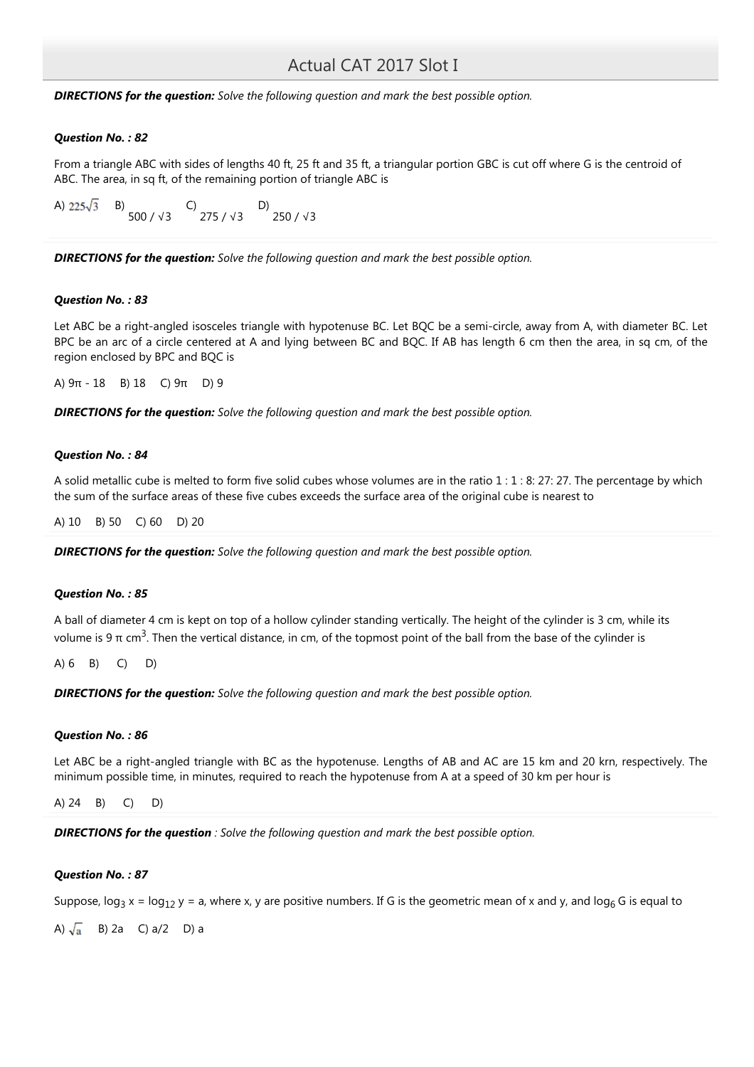## Actual CAT 2017 Slot I

***DIRECTIONS for the question:*** *Solve the following question and mark the best possible option.*

***Question No. : 82***

From a triangle ABC with sides of lengths 40 ft, 25 ft and 35 ft, a triangular portion GBC is cut off where G is the centroid of ABC. The area, in sq ft, of the remaining portion of triangle ABC is

A) $225\sqrt{3}$ B) $500 / \sqrt{3}$ C) $275 / \sqrt{3}$ D) $250 / \sqrt{3}$

***DIRECTIONS for the question:*** *Solve the following question and mark the best possible option.*

***Question No. : 83***

Let ABC be a right-angled isosceles triangle with hypotenuse BC. Let BQC be a semi-circle, away from A, with diameter BC. Let BPC be an arc of a circle centered at A and lying between BC and BQC. If AB has length 6 cm then the area, in sq cm, of the region enclosed by BPC and BQC is

A) $9\pi - 18$ B) 18 C) $9\pi$ D) 9

***DIRECTIONS for the question:*** *Solve the following question and mark the best possible option.*

***Question No. : 84***

A solid metallic cube is melted to form five solid cubes whose volumes are in the ratio 1 : 1 : 8: 27: 27. The percentage by which the sum of the surface areas of these five cubes exceeds the surface area of the original cube is nearest to

A) 10 B) 50 C) 60 D) 20

***DIRECTIONS for the question:*** *Solve the following question and mark the best possible option.*

***Question No. : 85***

A ball of diameter 4 cm is kept on top of a hollow cylinder standing vertically. The height of the cylinder is 3 cm, while its volume is $9\pi$ $cm^3$. Then the vertical distance, in cm, of the topmost point of the ball from the base of the cylinder is

A) 6 B) C) D)

***DIRECTIONS for the question:*** *Solve the following question and mark the best possible option.*

***Question No. : 86***

Let ABC be a right-angled triangle with BC as the hypotenuse. Lengths of AB and AC are 15 km and 20 krn, respectively. The minimum possible time, in minutes, required to reach the hypotenuse from A at a speed of 30 km per hour is

A) 24 B) C) D)

***DIRECTIONS for the question*** *: Solve the following question and mark the best possible option.*

***Question No. : 87***

Suppose, $\log_3 x = \log_{12} y = a$, where x, y are positive numbers. If G is the geometric mean of x and y, and $\log_6 G$ is equal to

A) $\sqrt{a}$ B) 2a C) a/2 D) a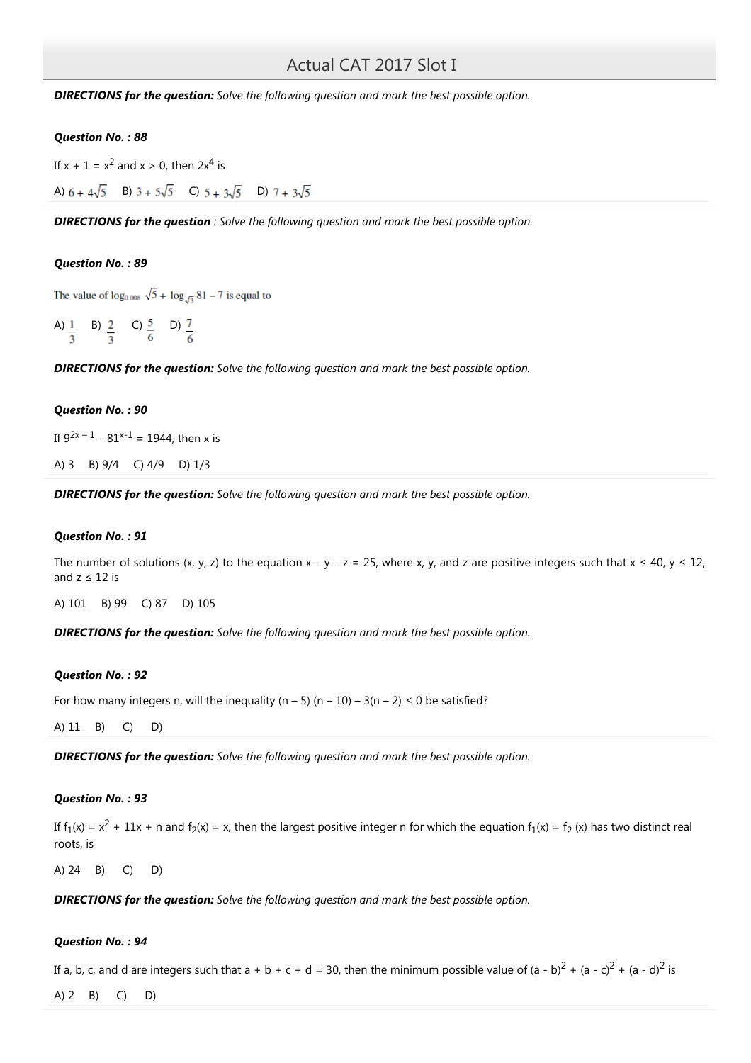# Actual CAT 2017 Slot I

***DIRECTIONS for the question:*** *Solve the following question and mark the best possible option.*

***Question No. : 88***

If $x + 1 = x^2$ and $x > 0$, then $2x^4$ is

A) $6 + 4\sqrt{5}$ B) $3 + 5\sqrt{5}$ C) $5 + 3\sqrt{5}$ D) $7 + 3\sqrt{5}$

***DIRECTIONS for the question*** *: Solve the following question and mark the best possible option.*

***Question No. : 89***

The value of $\log_{0.008} \sqrt{5} + \log_{\sqrt{3}} 81 - 7$ is equal to

A) $\frac{1}{3}$ B) $\frac{2}{3}$ C) $\frac{5}{6}$ D) $\frac{7}{6}$

***DIRECTIONS for the question:*** *Solve the following question and mark the best possible option.*

***Question No. : 90***

If $9^{2x-1} - 81^{x-1} = 1944$, then x is

A) 3 B) 9/4 C) 4/9 D) 1/3

***DIRECTIONS for the question:*** *Solve the following question and mark the best possible option.*

***Question No. : 91***

The number of solutions (x, y, z) to the equation $x - y - z = 25$, where x, y, and z are positive integers such that $x \leq 40$, $y \leq 12$, and $z \leq 12$ is

A) 101 B) 99 C) 87 D) 105

***DIRECTIONS for the question:*** *Solve the following question and mark the best possible option.*

***Question No. : 92***

For how many integers n, will the inequality $(n - 5)(n - 10) - 3(n - 2) \leq 0$ be satisfied?

A) 11 B) C) D)

***DIRECTIONS for the question:*** *Solve the following question and mark the best possible option.*

***Question No. : 93***

If $f_1(x) = x^2 + 11x + n$ and $f_2(x) = x$, then the largest positive integer n for which the equation $f_1(x) = f_2(x)$ has two distinct real roots, is

A) 24 B) C) D)

***DIRECTIONS for the question:*** *Solve the following question and mark the best possible option.*

***Question No. : 94***

If a, b, c, and d are integers such that $a + b + c + d = 30$, then the minimum possible value of $(a - b)^2 + (a - c)^2 + (a - d)^2$ is

A) 2 B) C) D)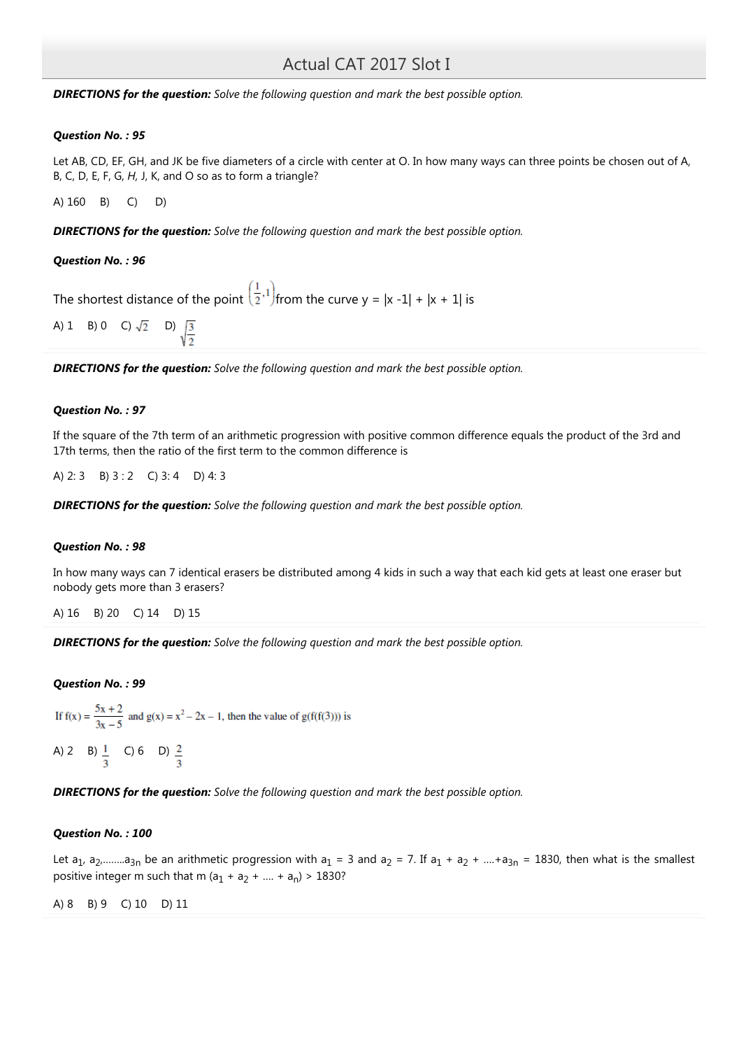# Actual CAT 2017 Slot I

***DIRECTIONS for the question:*** *Solve the following question and mark the best possible option.*

***Question No. : 95***

Let AB, CD, EF, GH, and JK be five diameters of a circle with center at O. In how many ways can three points be chosen out of A, B, C, D, E, F, G, *H,* J, K, and O so as to form a triangle?

A) 160 B) C) D)

***DIRECTIONS for the question:*** *Solve the following question and mark the best possible option.*

***Question No. : 96***

The shortest distance of the point $\left(\frac{1}{2},1\right)$ from the curve y = |x -1| + |x + 1| is

A) 1 B) 0 C) $\sqrt{2}$ D) $\sqrt{\frac{3}{2}}$

***DIRECTIONS for the question:*** *Solve the following question and mark the best possible option.*

***Question No. : 97***

If the square of the 7th term of an arithmetic progression with positive common difference equals the product of the 3rd and 17th terms, then the ratio of the first term to the common difference is

A) 2: 3 B) 3 : 2 C) 3: 4 D) 4: 3

***DIRECTIONS for the question:*** *Solve the following question and mark the best possible option.*

***Question No. : 98***

In how many ways can 7 identical erasers be distributed among 4 kids in such a way that each kid gets at least one eraser but nobody gets more than 3 erasers?

A) 16 B) 20 C) 14 D) 15

***DIRECTIONS for the question:*** *Solve the following question and mark the best possible option.*

***Question No. : 99***

If $f(x) = \frac{5x+2}{3x-5}$ and $g(x) = x^2 - 2x - 1$, then the value of $g(f(f(3)))$ is

A) 2 B) $\frac{1}{3}$ C) 6 D) $\frac{2}{3}$

***DIRECTIONS for the question:*** *Solve the following question and mark the best possible option.*

***Question No. : 100***

Let $a_1$, $a_2$,........$a_{3n}$ be an arithmetic progression with $a_1$ = 3 and $a_2$ = 7. If $a_1 + a_2 + ....+a_{3n}$ = 1830, then what is the smallest positive integer m such that m ($a_1 + a_2 + .... + a_n$) > 1830?

A) 8 B) 9 C) 10 D) 11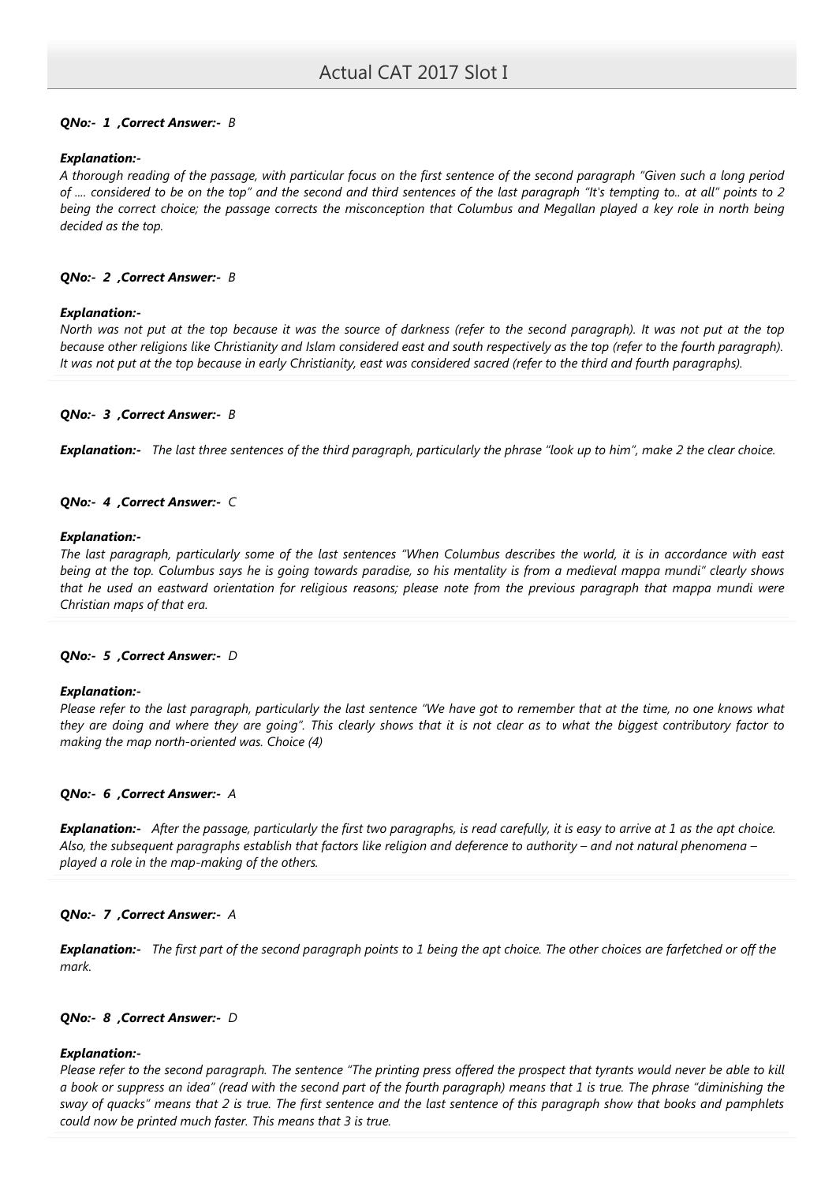# Actual CAT 2017 Slot I

***QNo:- 1 ,Correct Answer:- B***

***Explanation:-***

*A thorough reading of the passage, with particular focus on the first sentence of the second paragraph "Given such a long period of .... considered to be on the top" and the second and third sentences of the last paragraph "It's tempting to.. at all" points to 2 being the correct choice; the passage corrects the misconception that Columbus and Megallan played a key role in north being decided as the top.*

***QNo:- 2 ,Correct Answer:- B***

***Explanation:-***

*North was not put at the top because it was the source of darkness (refer to the second paragraph). It was not put at the top because other religions like Christianity and Islam considered east and south respectively as the top (refer to the fourth paragraph). It was not put at the top because in early Christianity, east was considered sacred (refer to the third and fourth paragraphs).*

***QNo:- 3 ,Correct Answer:- B***

***Explanation:-*** *The last three sentences of the third paragraph, particularly the phrase "look up to him", make 2 the clear choice.*

***QNo:- 4 ,Correct Answer:- C***

***Explanation:-***

*The last paragraph, particularly some of the last sentences "When Columbus describes the world, it is in accordance with east being at the top. Columbus says he is going towards paradise, so his mentality is from a medieval mappa mundi" clearly shows that he used an eastward orientation for religious reasons; please note from the previous paragraph that mappa mundi were Christian maps of that era.*

***QNo:- 5 ,Correct Answer:- D***

***Explanation:-***

*Please refer to the last paragraph, particularly the last sentence "We have got to remember that at the time, no one knows what they are doing and where they are going". This clearly shows that it is not clear as to what the biggest contributory factor to making the map north-oriented was. Choice (4)*

***QNo:- 6 ,Correct Answer:- A***

***Explanation:-*** *After the passage, particularly the first two paragraphs, is read carefully, it is easy to arrive at 1 as the apt choice. Also, the subsequent paragraphs establish that factors like religion and deference to authority – and not natural phenomena – played a role in the map-making of the others.*

***QNo:- 7 ,Correct Answer:- A***

***Explanation:-*** *The first part of the second paragraph points to 1 being the apt choice. The other choices are farfetched or off the mark.*

***QNo:- 8 ,Correct Answer:- D***

***Explanation:-***

*Please refer to the second paragraph. The sentence "The printing press offered the prospect that tyrants would never be able to kill a book or suppress an idea" (read with the second part of the fourth paragraph) means that 1 is true. The phrase "diminishing the sway of quacks" means that 2 is true. The first sentence and the last sentence of this paragraph show that books and pamphlets could now be printed much faster. This means that 3 is true.*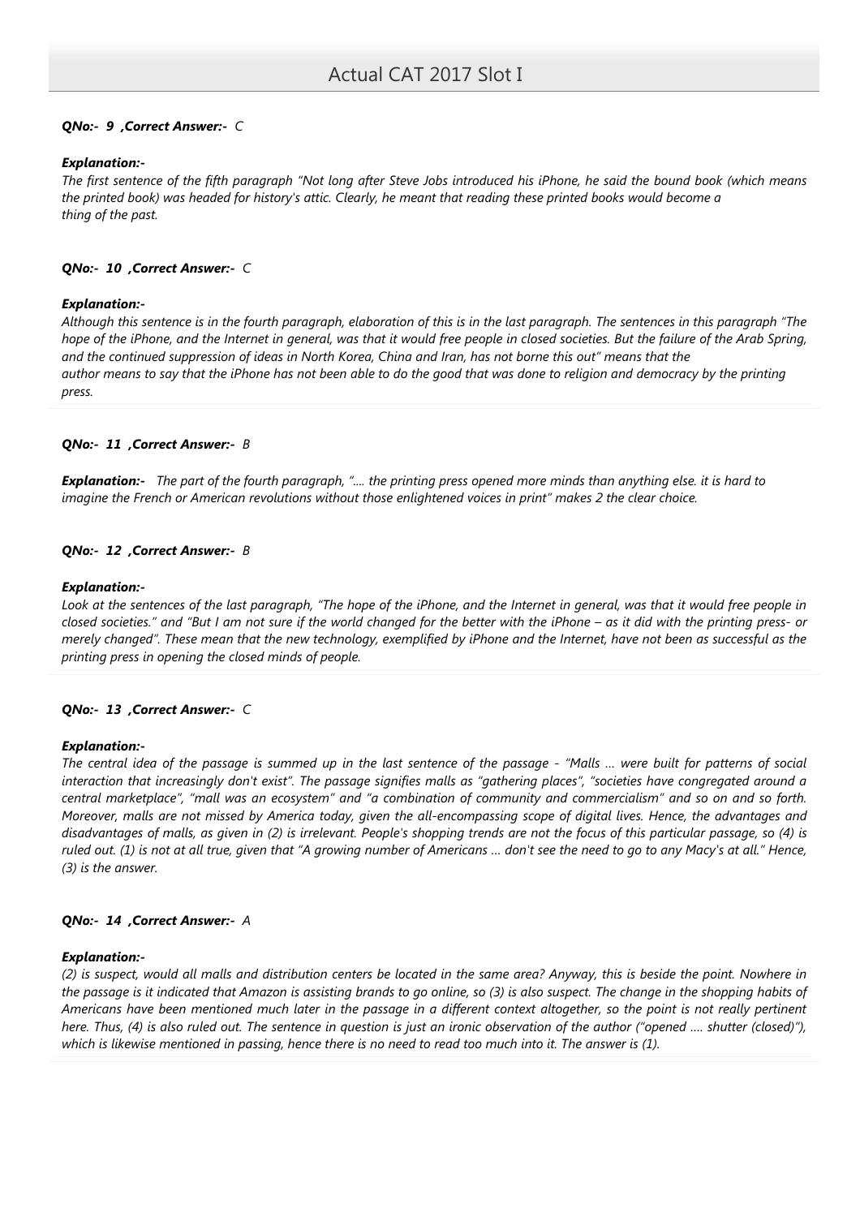*QNo:- 9 ,Correct Answer:- C*

***Explanation:-***

*The first sentence of the fifth paragraph "Not long after Steve Jobs introduced his iPhone, he said the bound book (which means the printed book) was headed for history's attic. Clearly, he meant that reading these printed books would become a thing of the past.*

*QNo:- 10 ,Correct Answer:- C*

***Explanation:-***

*Although this sentence is in the fourth paragraph, elaboration of this is in the last paragraph. The sentences in this paragraph "The hope of the iPhone, and the Internet in general, was that it would free people in closed societies. But the failure of the Arab Spring, and the continued suppression of ideas in North Korea, China and Iran, has not borne this out" means that the author means to say that the iPhone has not been able to do the good that was done to religion and democracy by the printing press.*

*QNo:- 11 ,Correct Answer:- B*

***Explanation:-*** *The part of the fourth paragraph, ".... the printing press opened more minds than anything else. it is hard to imagine the French or American revolutions without those enlightened voices in print" makes 2 the clear choice.*

*QNo:- 12 ,Correct Answer:- B*

***Explanation:-***

*Look at the sentences of the last paragraph, "The hope of the iPhone, and the Internet in general, was that it would free people in closed societies." and "But I am not sure if the world changed for the better with the iPhone – as it did with the printing press- or merely changed". These mean that the new technology, exemplified by iPhone and the Internet, have not been as successful as the printing press in opening the closed minds of people.*

*QNo:- 13 ,Correct Answer:- C*

***Explanation:-***

*The central idea of the passage is summed up in the last sentence of the passage - "Malls … were built for patterns of social interaction that increasingly don't exist". The passage signifies malls as "gathering places", "societies have congregated around a central marketplace", "mall was an ecosystem" and "a combination of community and commercialism" and so on and so forth. Moreover, malls are not missed by America today, given the all-encompassing scope of digital lives. Hence, the advantages and disadvantages of malls, as given in (2) is irrelevant. People's shopping trends are not the focus of this particular passage, so (4) is ruled out. (1) is not at all true, given that "A growing number of Americans … don't see the need to go to any Macy's at all." Hence, (3) is the answer.*

*QNo:- 14 ,Correct Answer:- A*

***Explanation:-***

*(2) is suspect, would all malls and distribution centers be located in the same area? Anyway, this is beside the point. Nowhere in the passage is it indicated that Amazon is assisting brands to go online, so (3) is also suspect. The change in the shopping habits of Americans have been mentioned much later in the passage in a different context altogether, so the point is not really pertinent here. Thus, (4) is also ruled out. The sentence in question is just an ironic observation of the author ("opened …. shutter (closed)"), which is likewise mentioned in passing, hence there is no need to read too much into it. The answer is (1).*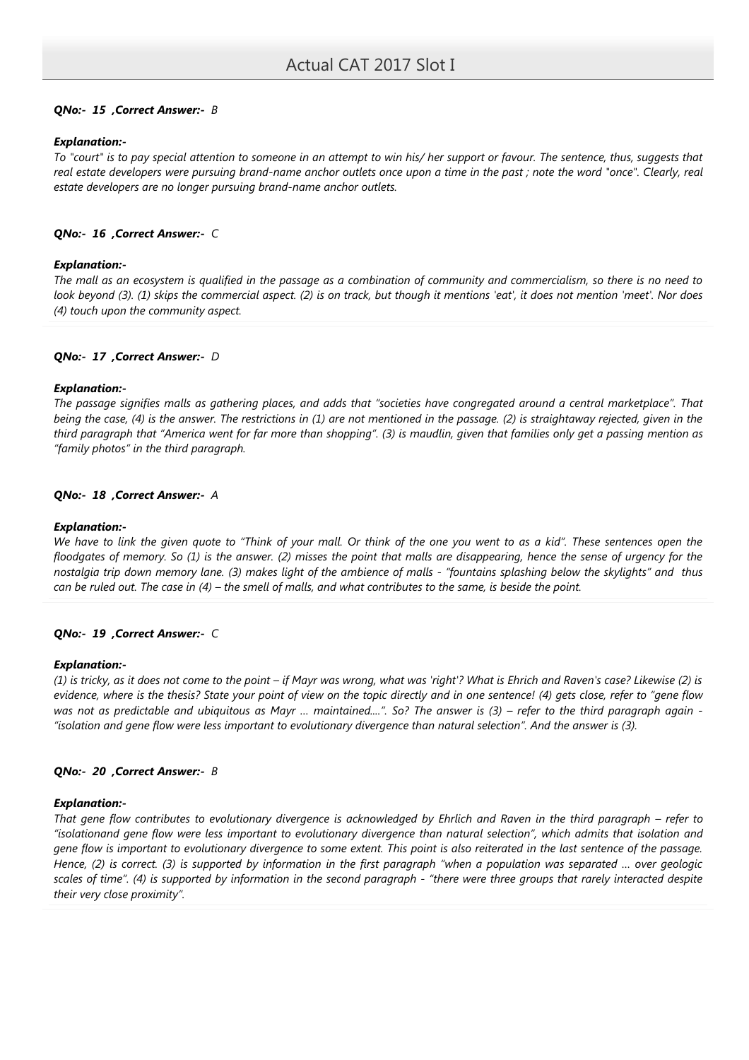***QNo:- 15 ,Correct Answer:- B***

***Explanation:-***

*To "court" is to pay special attention to someone in an attempt to win his/ her support or favour. The sentence, thus, suggests that real estate developers were pursuing brand-name anchor outlets once upon a time in the past ; note the word "once". Clearly, real estate developers are no longer pursuing brand-name anchor outlets.*

***QNo:- 16 ,Correct Answer:- C***

***Explanation:-***

*The mall as an ecosystem is qualified in the passage as a combination of community and commercialism, so there is no need to look beyond (3). (1) skips the commercial aspect. (2) is on track, but though it mentions 'eat', it does not mention 'meet'. Nor does (4) touch upon the community aspect.*

***QNo:- 17 ,Correct Answer:- D***

***Explanation:-***

*The passage signifies malls as gathering places, and adds that "societies have congregated around a central marketplace". That being the case, (4) is the answer. The restrictions in (1) are not mentioned in the passage. (2) is straightaway rejected, given in the third paragraph that "America went for far more than shopping". (3) is maudlin, given that families only get a passing mention as "family photos" in the third paragraph.*

***QNo:- 18 ,Correct Answer:- A***

***Explanation:-***

*We have to link the given quote to "Think of your mall. Or think of the one you went to as a kid". These sentences open the floodgates of memory. So (1) is the answer. (2) misses the point that malls are disappearing, hence the sense of urgency for the nostalgia trip down memory lane. (3) makes light of the ambience of malls - "fountains splashing below the skylights" and thus can be ruled out. The case in (4) – the smell of malls, and what contributes to the same, is beside the point.*

***QNo:- 19 ,Correct Answer:- C***

***Explanation:-***

*(1) is tricky, as it does not come to the point – if Mayr was wrong, what was 'right'? What is Ehrich and Raven's case? Likewise (2) is evidence, where is the thesis? State your point of view on the topic directly and in one sentence! (4) gets close, refer to "gene flow was not as predictable and ubiquitous as Mayr ... maintained....". So? The answer is (3) – refer to the third paragraph again - "isolation and gene flow were less important to evolutionary divergence than natural selection". And the answer is (3).*

***QNo:- 20 ,Correct Answer:- B***

***Explanation:-***

*That gene flow contributes to evolutionary divergence is acknowledged by Ehrlich and Raven in the third paragraph – refer to "isolationand gene flow were less important to evolutionary divergence than natural selection", which admits that isolation and gene flow is important to evolutionary divergence to some extent. This point is also reiterated in the last sentence of the passage. Hence, (2) is correct. (3) is supported by information in the first paragraph "when a population was separated ... over geologic scales of time". (4) is supported by information in the second paragraph - "there were three groups that rarely interacted despite their very close proximity".*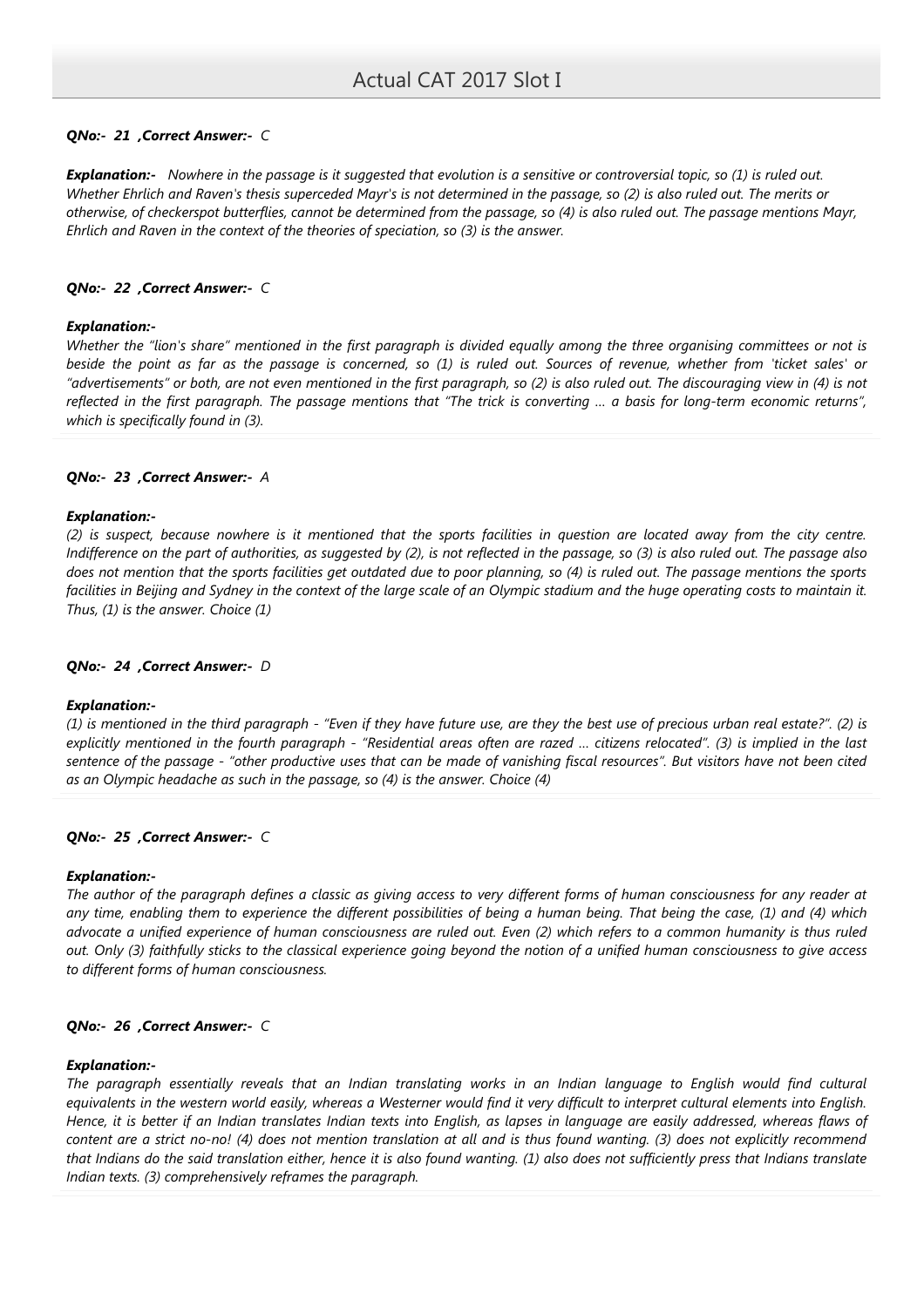***QNo:- 21 ,Correct Answer:- C***

***Explanation:-*** *Nowhere in the passage is it suggested that evolution is a sensitive or controversial topic, so (1) is ruled out. Whether Ehrlich and Raven's thesis superceded Mayr's is not determined in the passage, so (2) is also ruled out. The merits or otherwise, of checkerspot butterflies, cannot be determined from the passage, so (4) is also ruled out. The passage mentions Mayr, Ehrlich and Raven in the context of the theories of speciation, so (3) is the answer.*

***QNo:- 22 ,Correct Answer:- C***

***Explanation:-***

*Whether the "lion's share" mentioned in the first paragraph is divided equally among the three organising committees or not is beside the point as far as the passage is concerned, so (1) is ruled out. Sources of revenue, whether from 'ticket sales' or "advertisements" or both, are not even mentioned in the first paragraph, so (2) is also ruled out. The discouraging view in (4) is not reflected in the first paragraph. The passage mentions that "The trick is converting ... a basis for long-term economic returns", which is specifically found in (3).*

***QNo:- 23 ,Correct Answer:- A***

***Explanation:-***

*(2) is suspect, because nowhere is it mentioned that the sports facilities in question are located away from the city centre. Indifference on the part of authorities, as suggested by (2), is not reflected in the passage, so (3) is also ruled out. The passage also does not mention that the sports facilities get outdated due to poor planning, so (4) is ruled out. The passage mentions the sports facilities in Beijing and Sydney in the context of the large scale of an Olympic stadium and the huge operating costs to maintain it. Thus, (1) is the answer. Choice (1)*

***QNo:- 24 ,Correct Answer:- D***

***Explanation:-***

*(1) is mentioned in the third paragraph - "Even if they have future use, are they the best use of precious urban real estate?". (2) is explicitly mentioned in the fourth paragraph - "Residential areas often are razed ... citizens relocated". (3) is implied in the last sentence of the passage - "other productive uses that can be made of vanishing fiscal resources". But visitors have not been cited as an Olympic headache as such in the passage, so (4) is the answer. Choice (4)*

***QNo:- 25 ,Correct Answer:- C***

***Explanation:-***

*The author of the paragraph defines a classic as giving access to very different forms of human consciousness for any reader at any time, enabling them to experience the different possibilities of being a human being. That being the case, (1) and (4) which advocate a unified experience of human consciousness are ruled out. Even (2) which refers to a common humanity is thus ruled out. Only (3) faithfully sticks to the classical experience going beyond the notion of a unified human consciousness to give access to different forms of human consciousness.*

***QNo:- 26 ,Correct Answer:- C***

***Explanation:-***

*The paragraph essentially reveals that an Indian translating works in an Indian language to English would find cultural equivalents in the western world easily, whereas a Westerner would find it very difficult to interpret cultural elements into English. Hence, it is better if an Indian translates Indian texts into English, as lapses in language are easily addressed, whereas flaws of content are a strict no-no! (4) does not mention translation at all and is thus found wanting. (3) does not explicitly recommend that Indians do the said translation either, hence it is also found wanting. (1) also does not sufficiently press that Indians translate Indian texts. (3) comprehensively reframes the paragraph.*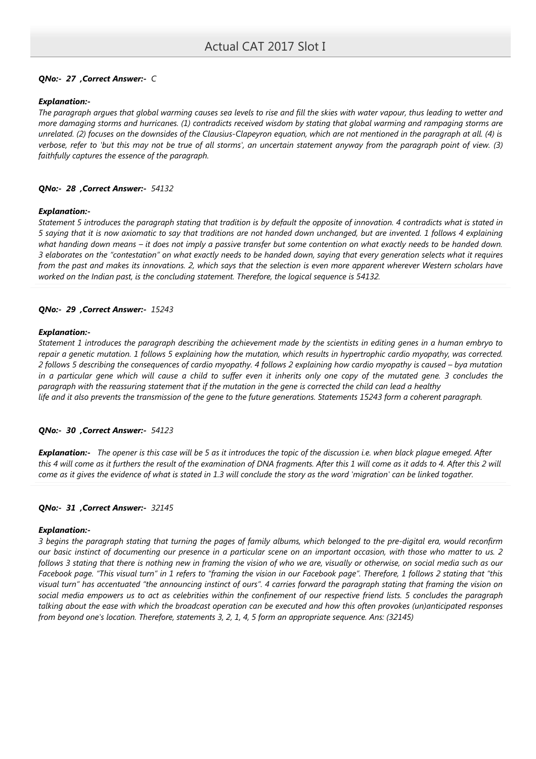***QNo:- 27 ,Correct Answer:- C***

***Explanation:-***

*The paragraph argues that global warming causes sea levels to rise and fill the skies with water vapour, thus leading to wetter and more damaging storms and hurricanes. (1) contradicts received wisdom by stating that global warming and rampaging storms are unrelated. (2) focuses on the downsides of the Clausius-Clapeyron equation, which are not mentioned in the paragraph at all. (4) is verbose, refer to 'but this may not be true of all storms', an uncertain statement anyway from the paragraph point of view. (3) faithfully captures the essence of the paragraph.*

***QNo:- 28 ,Correct Answer:- 54132***

***Explanation:-***

*Statement 5 introduces the paragraph stating that tradition is by default the opposite of innovation. 4 contradicts what is stated in 5 saying that it is now axiomatic to say that traditions are not handed down unchanged, but are invented. 1 follows 4 explaining what handing down means – it does not imply a passive transfer but some contention on what exactly needs to be handed down. 3 elaborates on the "contestation" on what exactly needs to be handed down, saying that every generation selects what it requires from the past and makes its innovations. 2, which says that the selection is even more apparent wherever Western scholars have worked on the Indian past, is the concluding statement. Therefore, the logical sequence is 54132.*

***QNo:- 29 ,Correct Answer:- 15243***

***Explanation:-***

*Statement 1 introduces the paragraph describing the achievement made by the scientists in editing genes in a human embryo to repair a genetic mutation. 1 follows 5 explaining how the mutation, which results in hypertrophic cardio myopathy, was corrected. 2 follows 5 describing the consequences of cardio myopathy. 4 follows 2 explaining how cardio myopathy is caused – bya mutation in a particular gene which will cause a child to suffer even it inherits only one copy of the mutated gene. 3 concludes the paragraph with the reassuring statement that if the mutation in the gene is corrected the child can lead a healthy life and it also prevents the transmission of the gene to the future generations. Statements 15243 form a coherent paragraph.*

***QNo:- 30 ,Correct Answer:- 54123***

***Explanation:-*** *The opener is this case will be 5 as it introduces the topic of the discussion i.e. when black plague emeged. After this 4 will come as it furthers the result of the examination of DNA fragments. After this 1 will come as it adds to 4. After this 2 will come as it gives the evidence of what is stated in 1.3 will conclude the story as the word 'migration' can be linked togather.*

***QNo:- 31 ,Correct Answer:- 32145***

***Explanation:-***

*3 begins the paragraph stating that turning the pages of family albums, which belonged to the pre-digital era, would reconfirm our basic instinct of documenting our presence in a particular scene on an important occasion, with those who matter to us. 2 follows 3 stating that there is nothing new in framing the vision of who we are, visually or otherwise, on social media such as our Facebook page. "This visual turn" in 1 refers to "framing the vision in our Facebook page". Therefore, 1 follows 2 stating that "this visual turn" has accentuated "the announcing instinct of ours". 4 carries forward the paragraph stating that framing the vision on social media empowers us to act as celebrities within the confinement of our respective friend lists. 5 concludes the paragraph talking about the ease with which the broadcast operation can be executed and how this often provokes (un)anticipated responses from beyond one's location. Therefore, statements 3, 2, 1, 4, 5 form an appropriate sequence. Ans: (32145)*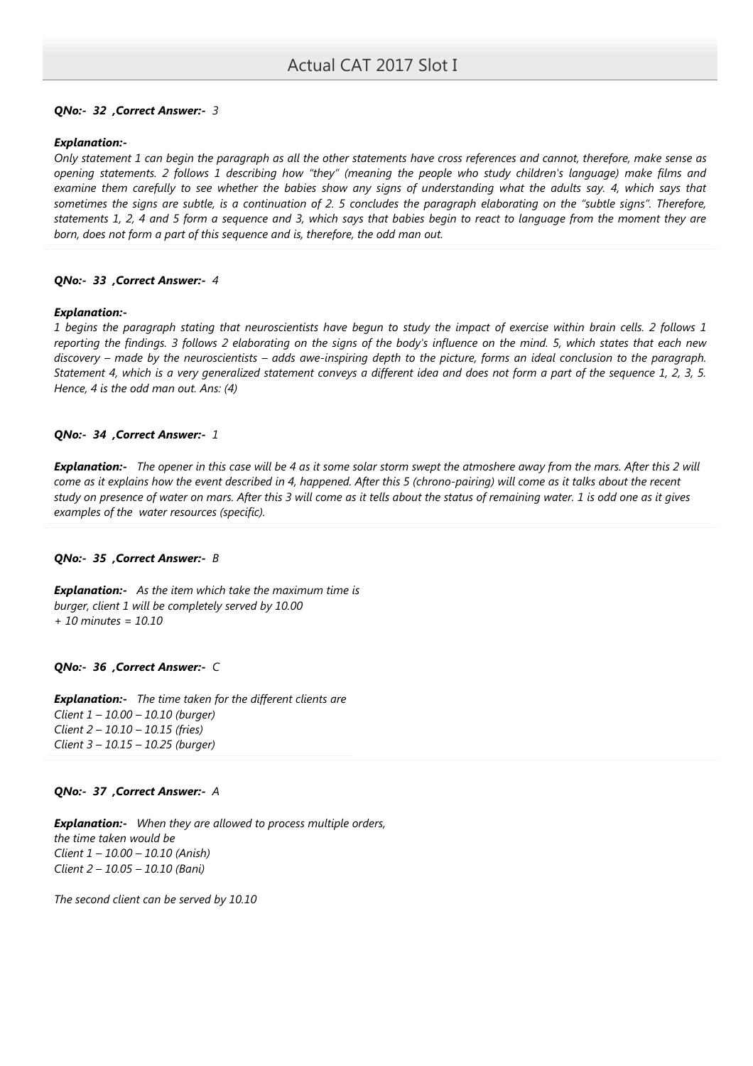***QNo:- 32 ,Correct Answer:-*** *3*

***Explanation:-***
*Only statement 1 can begin the paragraph as all the other statements have cross references and cannot, therefore, make sense as opening statements. 2 follows 1 describing how "they" (meaning the people who study children's language) make films and examine them carefully to see whether the babies show any signs of understanding what the adults say. 4, which says that sometimes the signs are subtle, is a continuation of 2. 5 concludes the paragraph elaborating on the "subtle signs". Therefore, statements 1, 2, 4 and 5 form a sequence and 3, which says that babies begin to react to language from the moment they are born, does not form a part of this sequence and is, therefore, the odd man out.*

***QNo:- 33 ,Correct Answer:-*** *4*

***Explanation:-***
*1 begins the paragraph stating that neuroscientists have begun to study the impact of exercise within brain cells. 2 follows 1 reporting the findings. 3 follows 2 elaborating on the signs of the body's influence on the mind. 5, which states that each new discovery – made by the neuroscientists – adds awe-inspiring depth to the picture, forms an ideal conclusion to the paragraph. Statement 4, which is a very generalized statement conveys a different idea and does not form a part of the sequence 1, 2, 3, 5. Hence, 4 is the odd man out. Ans: (4)*

***QNo:- 34 ,Correct Answer:-*** *1*

***Explanation:-*** *The opener in this case will be 4 as it some solar storm swept the atmoshere away from the mars. After this 2 will come as it explains how the event described in 4, happened. After this 5 (chrono-pairing) will come as it talks about the recent study on presence of water on mars. After this 3 will come as it tells about the status of remaining water. 1 is odd one as it gives examples of the water resources (specific).*

***QNo:- 35 ,Correct Answer:-*** *B*

***Explanation:-*** *As the item which take the maximum time is burger, client 1 will be completely served by 10.00 + 10 minutes = 10.10*

***QNo:- 36 ,Correct Answer:-*** *C*

***Explanation:-*** *The time taken for the different clients are*
*Client 1 – 10.00 – 10.10 (burger)*
*Client 2 – 10.10 – 10.15 (fries)*
*Client 3 – 10.15 – 10.25 (burger)*

***QNo:- 37 ,Correct Answer:-*** *A*

***Explanation:-*** *When they are allowed to process multiple orders, the time taken would be*
*Client 1 – 10.00 – 10.10 (Anish)*
*Client 2 – 10.05 – 10.10 (Bani)*

*The second client can be served by 10.10*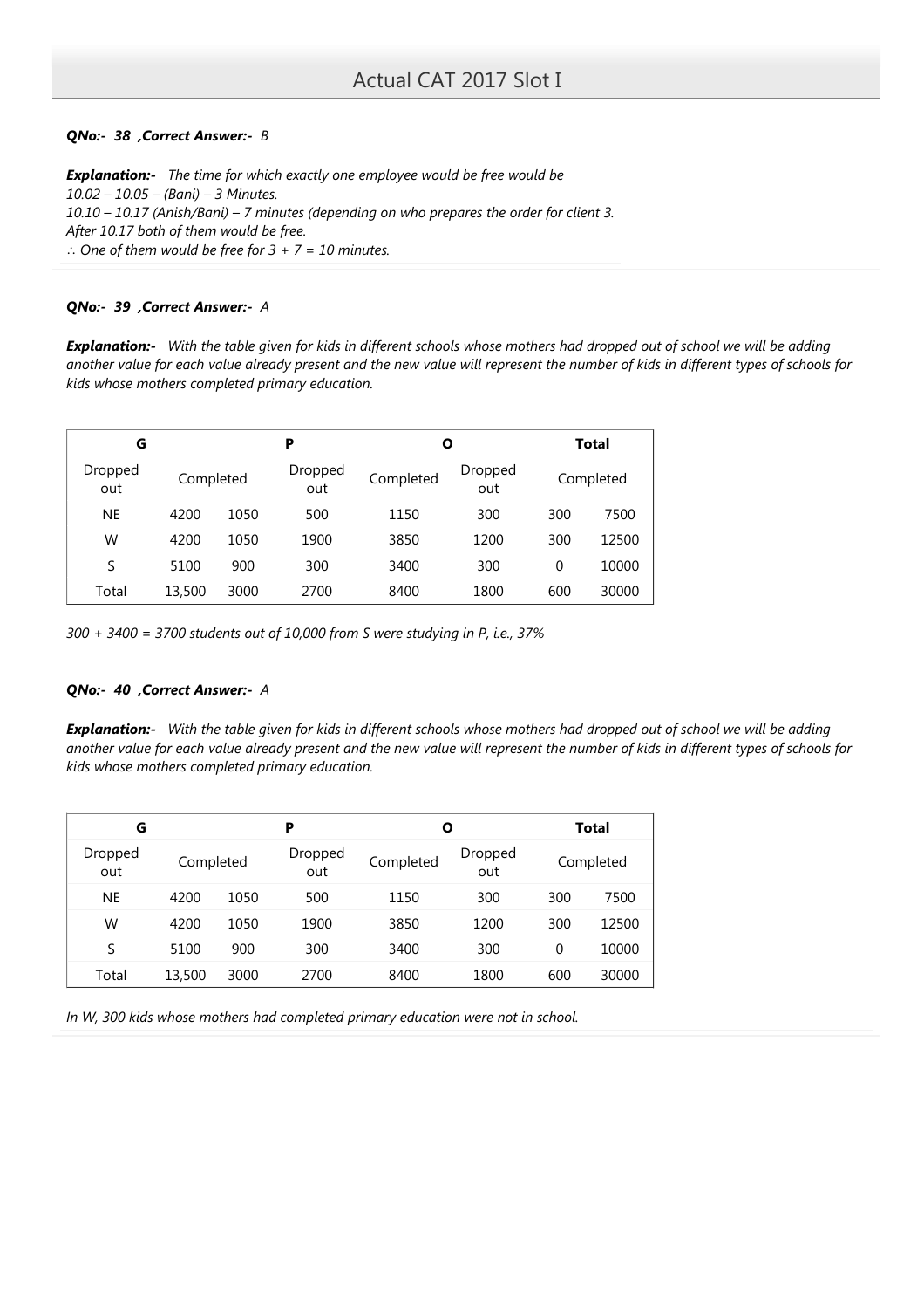***QNo:- 38 ,Correct Answer:- B***

***Explanation:-*** *The time for which exactly one employee would be free would be*
*10.02 – 10.05 – (Bani) – 3 Minutes.*
*10.10 – 10.17 (Anish/Bani) – 7 minutes (depending on who prepares the order for client 3.*
*After 10.17 both of them would be free.*
*∴ One of them would be free for 3 + 7 = 10 minutes.*

***QNo:- 39 ,Correct Answer:- A***

***Explanation:-*** *With the table given for kids in different schools whose mothers had dropped out of school we will be adding another value for each value already present and the new value will represent the number of kids in different types of schools for kids whose mothers completed primary education.*

| G | | | P | | O | | Total |
|---|---|---|---|---|---|---|---|
| Dropped out | Completed | | Dropped out | Completed | Dropped out | Completed | |
| NE | 4200 | 1050 | 500 | 1150 | 300 | 300 | 7500 |
| W | 4200 | 1050 | 1900 | 3850 | 1200 | 300 | 12500 |
| S | 5100 | 900 | 300 | 3400 | 300 | 0 | 10000 |
| Total | 13,500 | 3000 | 2700 | 8400 | 1800 | 600 | 30000 |

*300 + 3400 = 3700 students out of 10,000 from S were studying in P, i.e., 37%*

***QNo:- 40 ,Correct Answer:- A***

***Explanation:-*** *With the table given for kids in different schools whose mothers had dropped out of school we will be adding another value for each value already present and the new value will represent the number of kids in different types of schools for kids whose mothers completed primary education.*

| G | | | P | | O | | Total |
|---|---|---|---|---|---|---|---|
| Dropped out | Completed | | Dropped out | Completed | Dropped out | Completed | |
| NE | 4200 | 1050 | 500 | 1150 | 300 | 300 | 7500 |
| W | 4200 | 1050 | 1900 | 3850 | 1200 | 300 | 12500 |
| S | 5100 | 900 | 300 | 3400 | 300 | 0 | 10000 |
| Total | 13,500 | 3000 | 2700 | 8400 | 1800 | 600 | 30000 |

*In W, 300 kids whose mothers had completed primary education were not in school.*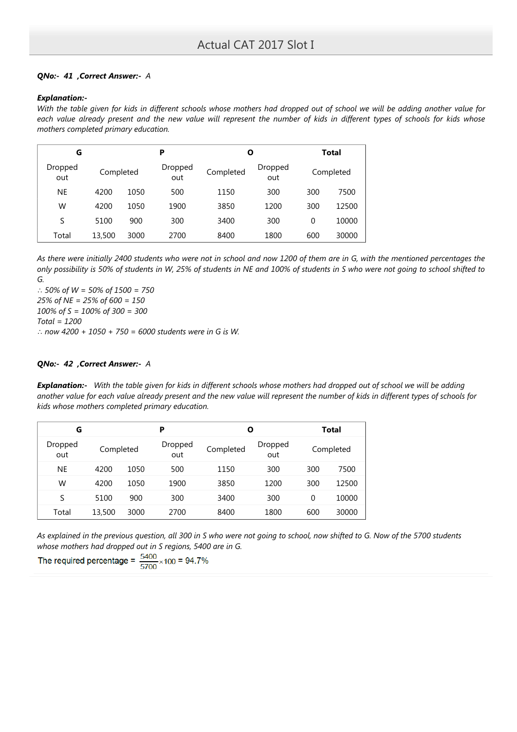**QNo:- 41 ,Correct Answer:-** *A*

***Explanation:-***

*With the table given for kids in different schools whose mothers had dropped out of school we will be adding another value for each value already present and the new value will represent the number of kids in different types of schools for kids whose mothers completed primary education.*

| G | | | P | | O | | Total |
|---|---|---|---|---|---|---|---|
| Dropped out | Completed | | Dropped out | Completed | Dropped out | Completed | |
| NE | 4200 | 1050 | 500 | 1150 | 300 | 300 | 7500 |
| W | 4200 | 1050 | 1900 | 3850 | 1200 | 300 | 12500 |
| S | 5100 | 900 | 300 | 3400 | 300 | 0 | 10000 |
| Total | 13,500 | 3000 | 2700 | 8400 | 1800 | 600 | 30000 |

*As there were initially 2400 students who were not in school and now 1200 of them are in G, with the mentioned percentages the only possibility is 50% of students in W, 25% of students in NE and 100% of students in S who were not going to school shifted to G.*

*∴ 50% of W = 50% of 1500 = 750*

*25% of NE = 25% of 600 = 150*

*100% of S = 100% of 300 = 300*

*Total = 1200*

*∴ now 4200 + 1050 + 750 = 6000 students were in G is W.*

**QNo:- 42 ,Correct Answer:-** *A*

***Explanation:-*** *With the table given for kids in different schools whose mothers had dropped out of school we will be adding another value for each value already present and the new value will represent the number of kids in different types of schools for kids whose mothers completed primary education.*

| G | | | P | | O | | Total |
|---|---|---|---|---|---|---|---|
| Dropped out | Completed | | Dropped out | Completed | Dropped out | Completed | |
| NE | 4200 | 1050 | 500 | 1150 | 300 | 300 | 7500 |
| W | 4200 | 1050 | 1900 | 3850 | 1200 | 300 | 12500 |
| S | 5100 | 900 | 300 | 3400 | 300 | 0 | 10000 |
| Total | 13,500 | 3000 | 2700 | 8400 | 1800 | 600 | 30000 |

*As explained in the previous question, all 300 in S who were not going to school, now shifted to G. Now of the 5700 students whose mothers had dropped out in S regions, 5400 are in G.*

The required percentage = $\frac{5400}{5700} \times 100 = 94.7\%$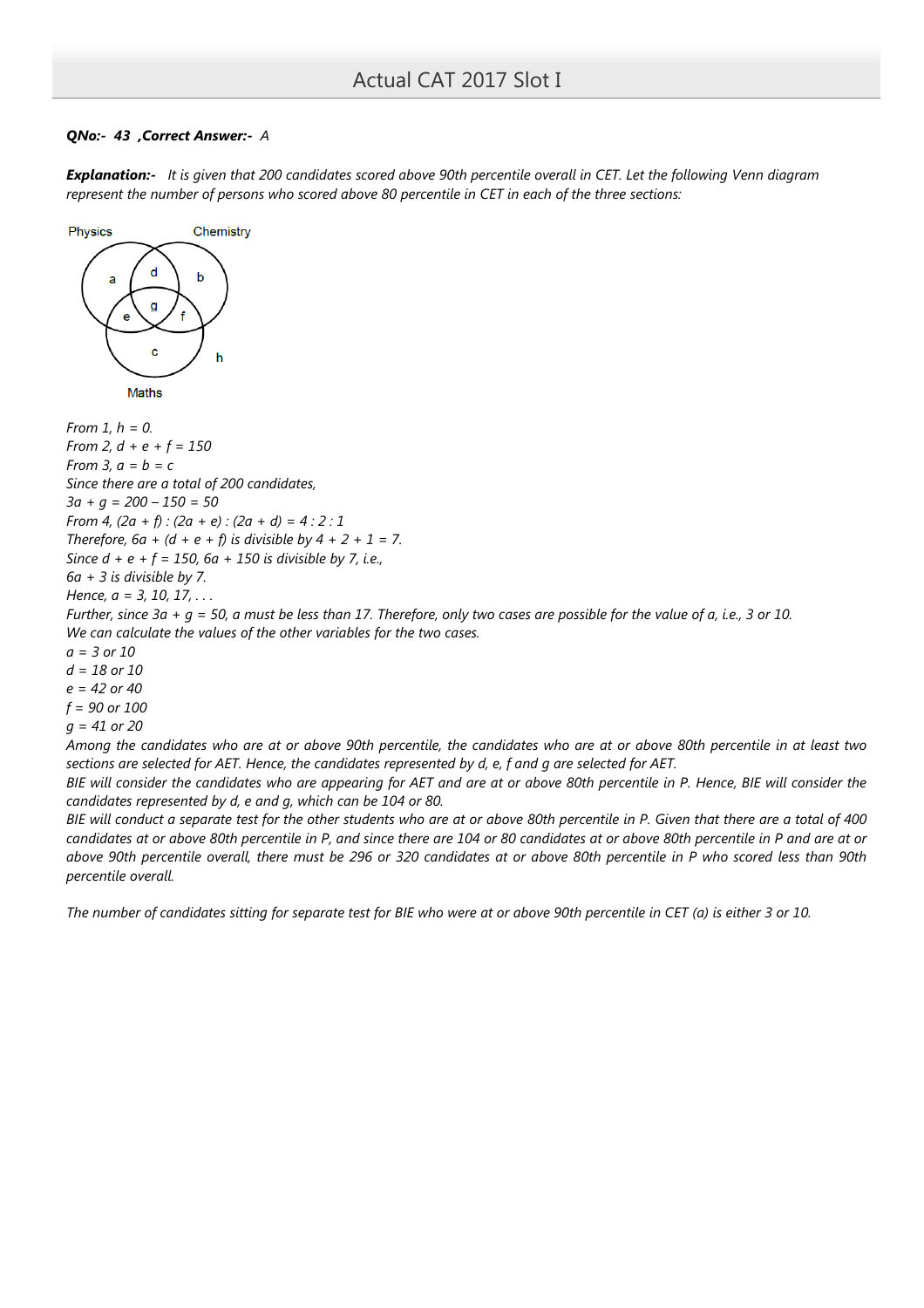***QNo:- 43 ,Correct Answer:-*** *A*

***Explanation:-*** *It is given that 200 candidates scored above 90th percentile overall in CET. Let the following Venn diagram represent the number of persons who scored above 80 percentile in CET in each of the three sections:*

*From 1, $h = 0$.*
*From 2, $d + e + f = 150$*
*From 3, $a = b = c$*
*Since there are a total of 200 candidates,*
*$3a + g = 200 – 150 = 50$*
*From 4, $(2a + f) : (2a + e) : (2a + d) = 4 : 2 : 1$*
*Therefore, $6a + (d + e + f)$ is divisible by $4 + 2 + 1 = 7$.*
*Since $d + e + f = 150$, $6a + 150$ is divisible by 7, i.e.,*
*$6a + 3$ is divisible by 7.*
*Hence, $a = 3, 10, 17, \ldots$*
*Further, since $3a + g = 50$, a must be less than 17. Therefore, only two cases are possible for the value of a, i.e., 3 or 10.*
*We can calculate the values of the other variables for the two cases.*
*a = 3 or 10*
*d = 18 or 10*
*e = 42 or 40*
*f = 90 or 100*
*g = 41 or 20*
*Among the candidates who are at or above 90th percentile, the candidates who are at or above 80th percentile in at least two sections are selected for AET. Hence, the candidates represented by d, e, f and g are selected for AET.*
*BIE will consider the candidates who are appearing for AET and are at or above 80th percentile in P. Hence, BIE will consider the candidates represented by d, e and g, which can be 104 or 80.*
*BIE will conduct a separate test for the other students who are at or above 80th percentile in P. Given that there are a total of 400 candidates at or above 80th percentile in P, and since there are 104 or 80 candidates at or above 80th percentile in P and are at or above 90th percentile overall, there must be 296 or 320 candidates at or above 80th percentile in P who scored less than 90th percentile overall.*

*The number of candidates sitting for separate test for BIE who were at or above 90th percentile in CET (a) is either 3 or 10.*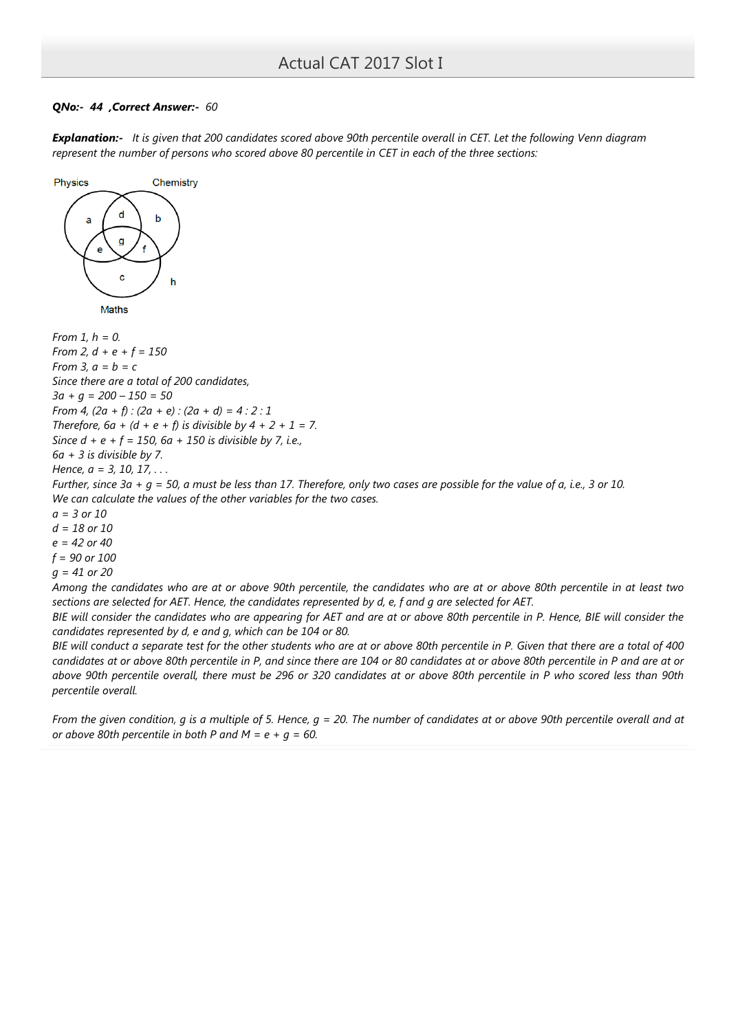***QNo:- 44 ,Correct Answer:- 60***

***Explanation:-*** *It is given that 200 candidates scored above 90th percentile overall in CET. Let the following Venn diagram represent the number of persons who scored above 80 percentile in CET in each of the three sections:*

*From 1, $h = 0$.*
*From 2, $d + e + f = 150$*
*From 3, $a = b = c$*
*Since there are a total of 200 candidates,*
*$3a + g = 200 – 150 = 50$*
*From 4, $(2a + f) : (2a + e) : (2a + d) = 4 : 2 : 1$*
*Therefore, $6a + (d + e + f)$ is divisible by $4 + 2 + 1 = 7$.*
*Since $d + e + f = 150$, $6a + 150$ is divisible by 7, i.e.,*
*$6a + 3$ is divisible by 7.*
*Hence, $a = 3, 10, 17, \ldots$*
*Further, since $3a + g = 50$, a must be less than 17. Therefore, only two cases are possible for the value of a, i.e., 3 or 10.*
*We can calculate the values of the other variables for the two cases.*
*$a = 3$ or $10$*
*$d = 18$ or $10$*
*$e = 42$ or $40$*
*$f = 90$ or $100$*
*$g = 41$ or $20$*

*Among the candidates who are at or above 90th percentile, the candidates who are at or above 80th percentile in at least two sections are selected for AET. Hence, the candidates represented by d, e, f and g are selected for AET.*

*BIE will consider the candidates who are appearing for AET and are at or above 80th percentile in P. Hence, BIE will consider the candidates represented by d, e and g, which can be 104 or 80.*

*BIE will conduct a separate test for the other students who are at or above 80th percentile in P. Given that there are a total of 400 candidates at or above 80th percentile in P, and since there are 104 or 80 candidates at or above 80th percentile in P and are at or above 90th percentile overall, there must be 296 or 320 candidates at or above 80th percentile in P who scored less than 90th percentile overall.*

*From the given condition, g is a multiple of 5. Hence, $g = 20$. The number of candidates at or above 90th percentile overall and at or above 80th percentile in both P and M = $e + g = 60$.*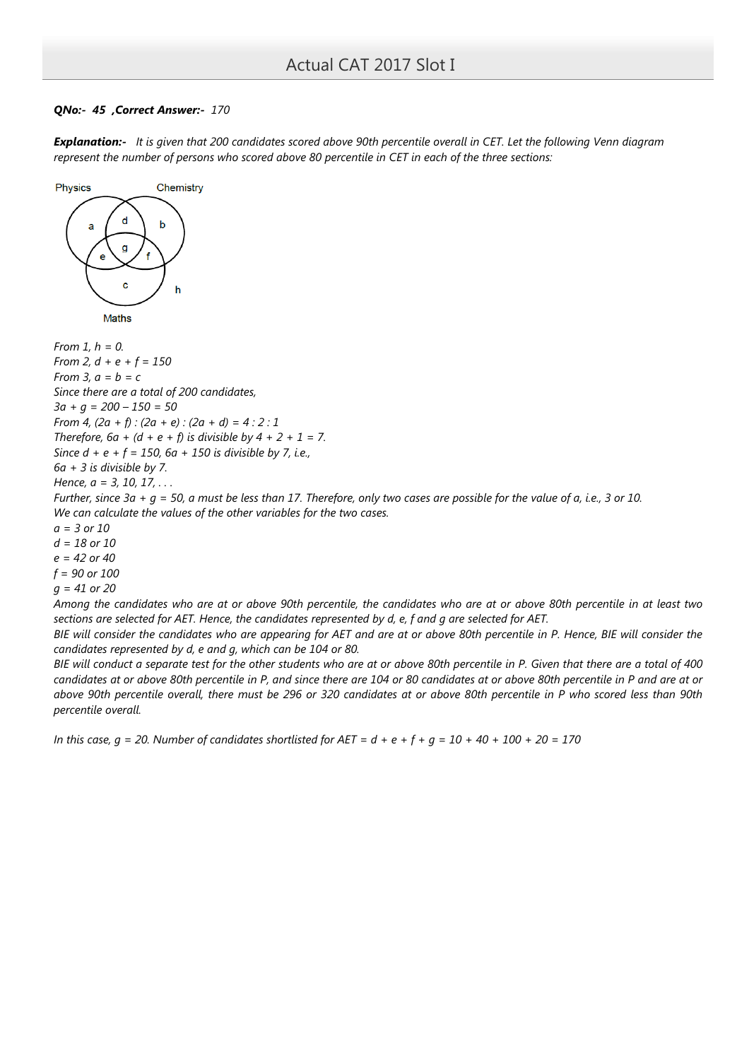**QNo:- 45 ,Correct Answer:-** *170*

***Explanation:-*** *It is given that 200 candidates scored above 90th percentile overall in CET. Let the following Venn diagram represent the number of persons who scored above 80 percentile in CET in each of the three sections:*

*From 1, $h = 0$.*
*From 2, $d + e + f = 150$*
*From 3, $a = b = c$*
*Since there are a total of 200 candidates,*
*$3a + g = 200 – 150 = 50$*
*From 4, $(2a + f) : (2a + e) : (2a + d) = 4 : 2 : 1$*
*Therefore, $6a + (d + e + f)$ is divisible by $4 + 2 + 1 = 7$.*
*Since $d + e + f = 150$, $6a + 150$ is divisible by 7, i.e.,*
*$6a + 3$ is divisible by 7.*
*Hence, $a = 3, 10, 17, \ldots$*
*Further, since $3a + g = 50$, a must be less than 17. Therefore, only two cases are possible for the value of a, i.e., 3 or 10.*
*We can calculate the values of the other variables for the two cases.*
*$a = 3$ or $10$*
*$d = 18$ or $10$*
*$e = 42$ or $40$*
*$f = 90$ or $100$*
*$g = 41$ or $20$*
*Among the candidates who are at or above 90th percentile, the candidates who are at or above 80th percentile in at least two sections are selected for AET. Hence, the candidates represented by d, e, f and g are selected for AET.*
*BIE will consider the candidates who are appearing for AET and are at or above 80th percentile in P. Hence, BIE will consider the candidates represented by d, e and g, which can be 104 or 80.*
*BIE will conduct a separate test for the other students who are at or above 80th percentile in P. Given that there are a total of 400 candidates at or above 80th percentile in P, and since there are 104 or 80 candidates at or above 80th percentile in P and are at or above 90th percentile overall, there must be 296 or 320 candidates at or above 80th percentile in P who scored less than 90th percentile overall.*

*In this case, $g = 20$. Number of candidates shortlisted for AET $= d + e + f + g = 10 + 40 + 100 + 20 = 170$*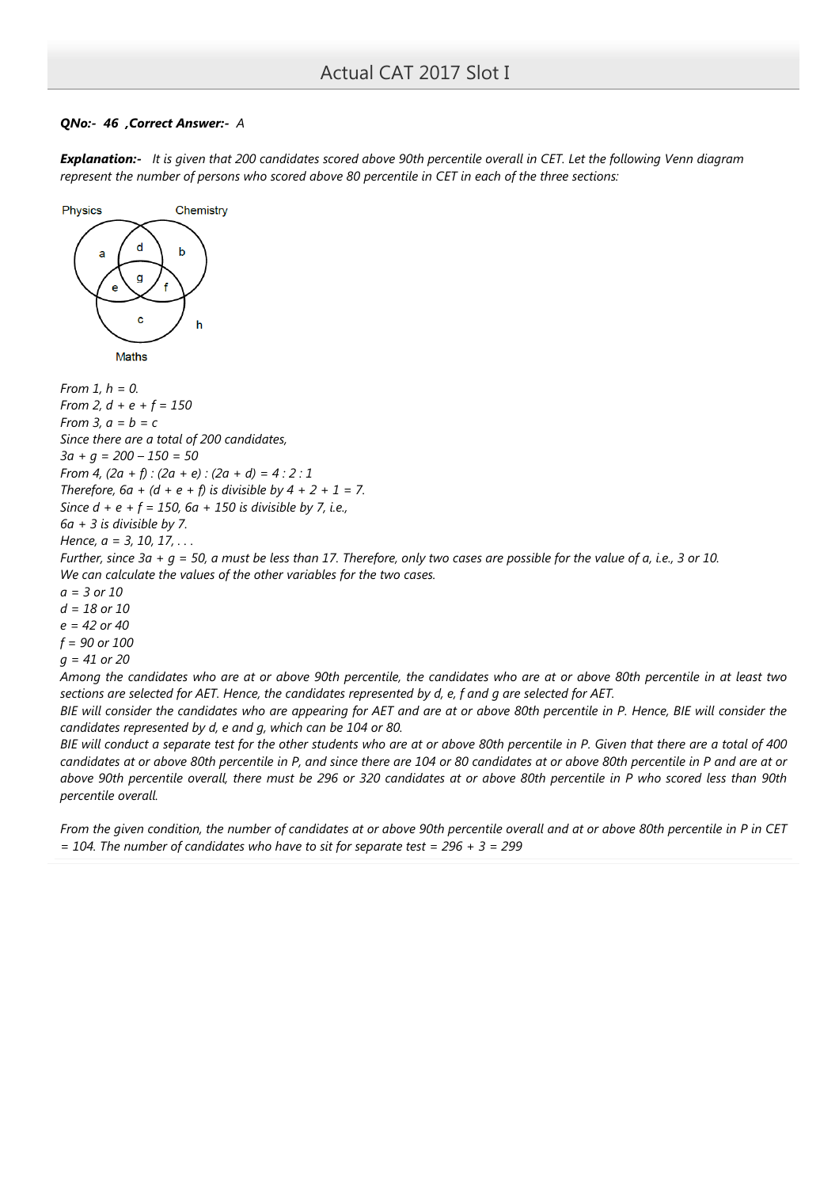***QNo:- 46 ,Correct Answer:- A***

***Explanation:-*** *It is given that 200 candidates scored above 90th percentile overall in CET. Let the following Venn diagram represent the number of persons who scored above 80 percentile in CET in each of the three sections:*

*From 1, $h = 0$.*

*From 2, $d + e + f = 150$*

*From 3, $a = b = c$*

*Since there are a total of 200 candidates,*

*$3a + g = 200 - 150 = 50$*

*From 4, $(2a + f) : (2a + e) : (2a + d) = 4 : 2 : 1$*

*Therefore, $6a + (d + e + f)$ is divisible by $4 + 2 + 1 = 7$.*

*Since $d + e + f = 150$, $6a + 150$ is divisible by 7, i.e.,*

*$6a + 3$ is divisible by 7.*

*Hence, $a = 3, 10, 17, \ldots$*

*Further, since $3a + g = 50$, a must be less than 17. Therefore, only two cases are possible for the value of a, i.e., 3 or 10.*

*We can calculate the values of the other variables for the two cases.*

*$a = 3$ or $10$*

*$d = 18$ or $10$*

*$e = 42$ or $40$*

*$f = 90$ or $100$*

*$g = 41$ or $20$*

*Among the candidates who are at or above 90th percentile, the candidates who are at or above 80th percentile in at least two sections are selected for AET. Hence, the candidates represented by d, e, f and g are selected for AET.*

*BIE will consider the candidates who are appearing for AET and are at or above 80th percentile in P. Hence, BIE will consider the candidates represented by d, e and g, which can be 104 or 80.*

*BIE will conduct a separate test for the other students who are at or above 80th percentile in P. Given that there are a total of 400 candidates at or above 80th percentile in P, and since there are 104 or 80 candidates at or above 80th percentile in P and are at or above 90th percentile overall, there must be 296 or 320 candidates at or above 80th percentile in P who scored less than 90th percentile overall.*

*From the given condition, the number of candidates at or above 90th percentile overall and at or above 80th percentile in P in CET = 104. The number of candidates who have to sit for separate test = 296 + 3 = 299*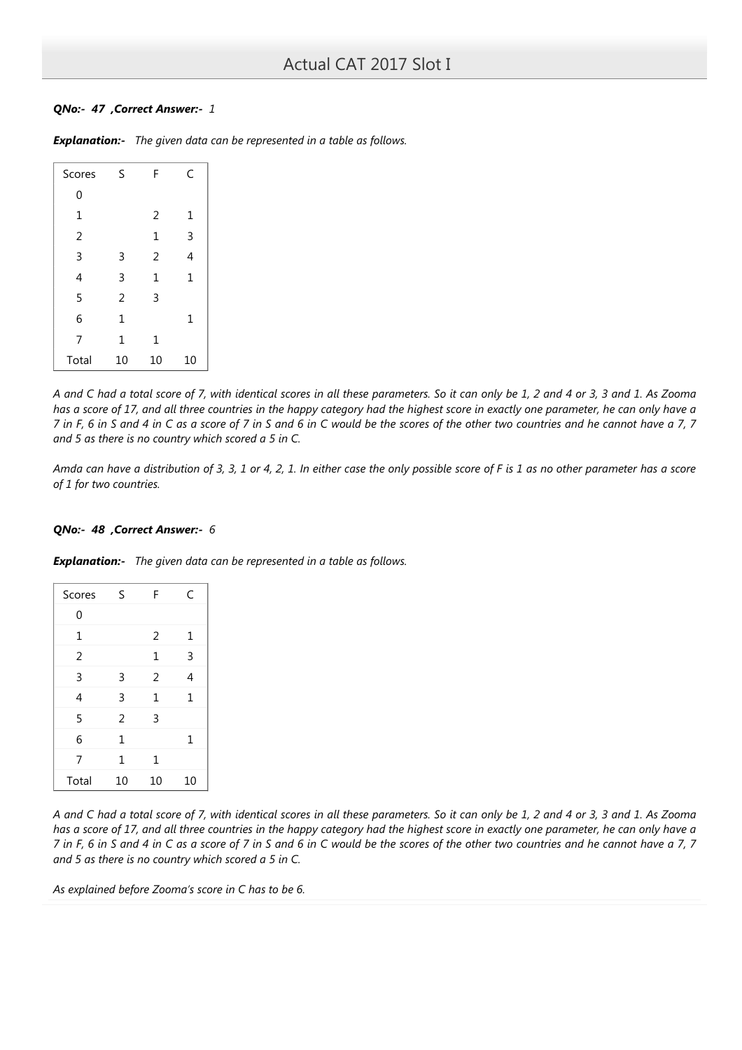***QNo:- 47 ,Correct Answer:- 1***

***Explanation:-*** *The given data can be represented in a table as follows.*

| Scores | S | F | C |
|---|---|---|---|
| 0 | | | |
| 1 | | 2 | 1 |
| 2 | | 1 | 3 |
| 3 | 3 | 2 | 4 |
| 4 | 3 | 1 | 1 |
| 5 | 2 | 3 | |
| 6 | 1 | | 1 |
| 7 | 1 | 1 | |
| Total | 10 | 10 | 10 |

*A and C had a total score of 7, with identical scores in all these parameters. So it can only be 1, 2 and 4 or 3, 3 and 1. As Zooma has a score of 17, and all three countries in the happy category had the highest score in exactly one parameter, he can only have a 7 in F, 6 in S and 4 in C as a score of 7 in S and 6 in C would be the scores of the other two countries and he cannot have a 7, 7 and 5 as there is no country which scored a 5 in C.*

*Amda can have a distribution of 3, 3, 1 or 4, 2, 1. In either case the only possible score of F is 1 as no other parameter has a score of 1 for two countries.*

***QNo:- 48 ,Correct Answer:- 6***

***Explanation:-*** *The given data can be represented in a table as follows.*

| Scores | S | F | C |
|---|---|---|---|
| 0 | | | |
| 1 | | 2 | 1 |
| 2 | | 1 | 3 |
| 3 | 3 | 2 | 4 |
| 4 | 3 | 1 | 1 |
| 5 | 2 | 3 | |
| 6 | 1 | | 1 |
| 7 | 1 | 1 | |
| Total | 10 | 10 | 10 |

*A and C had a total score of 7, with identical scores in all these parameters. So it can only be 1, 2 and 4 or 3, 3 and 1. As Zooma has a score of 17, and all three countries in the happy category had the highest score in exactly one parameter, he can only have a 7 in F, 6 in S and 4 in C as a score of 7 in S and 6 in C would be the scores of the other two countries and he cannot have a 7, 7 and 5 as there is no country which scored a 5 in C.*

*As explained before Zooma's score in C has to be 6.*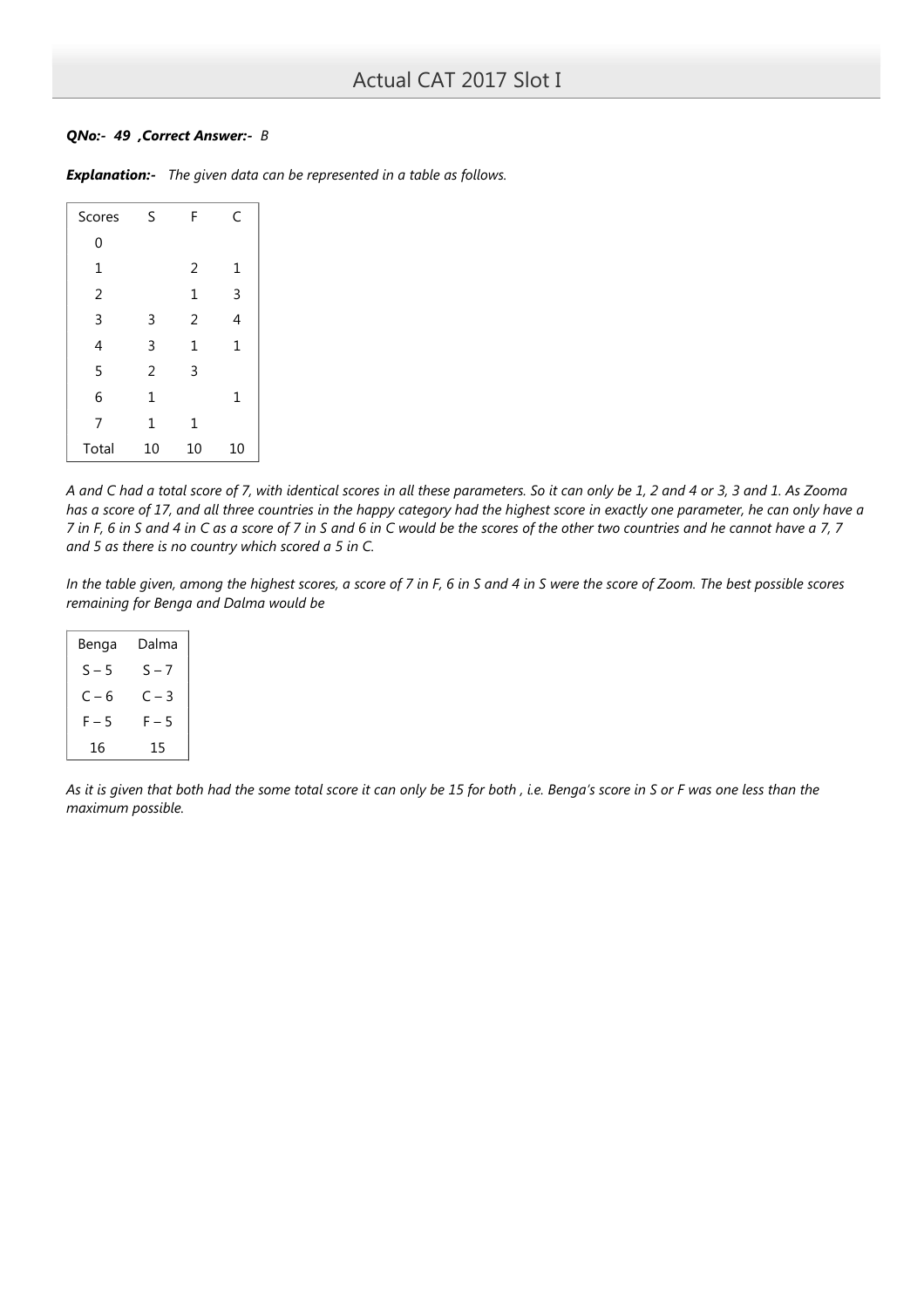***QNo:- 49 ,Correct Answer:- B***

***Explanation:-*** *The given data can be represented in a table as follows.*

| Scores | S | F | C |
|---|---|---|---|
| 0 | | | |
| 1 | | 2 | 1 |
| 2 | | 1 | 3 |
| 3 | 3 | 2 | 4 |
| 4 | 3 | 1 | 1 |
| 5 | 2 | 3 | |
| 6 | 1 | | 1 |
| 7 | 1 | 1 | |
| Total | 10 | 10 | 10 |

*A and C had a total score of 7, with identical scores in all these parameters. So it can only be 1, 2 and 4 or 3, 3 and 1. As Zooma has a score of 17, and all three countries in the happy category had the highest score in exactly one parameter, he can only have a 7 in F, 6 in S and 4 in C as a score of 7 in S and 6 in C would be the scores of the other two countries and he cannot have a 7, 7 and 5 as there is no country which scored a 5 in C.*

*In the table given, among the highest scores, a score of 7 in F, 6 in S and 4 in S were the score of Zoom. The best possible scores remaining for Benga and Dalma would be*

| Benga | Dalma |
|---|---|
| S – 5 | S – 7 |
| C – 6 | C – 3 |
| F – 5 | F – 5 |
| 16 | 15 |

*As it is given that both had the some total score it can only be 15 for both , i.e. Benga's score in S or F was one less than the maximum possible.*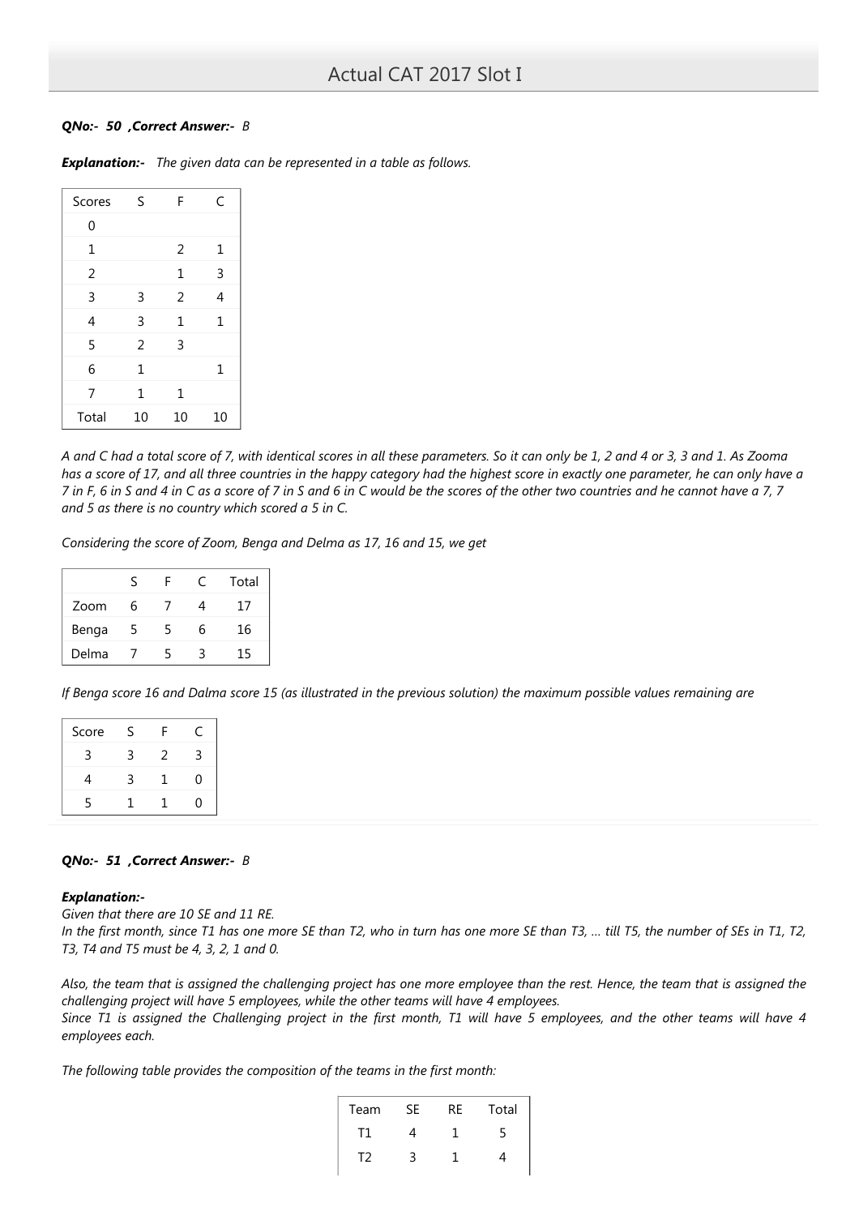***QNo:- 50 ,Correct Answer:- B***

***Explanation:-*** *The given data can be represented in a table as follows.*

| Scores | S | F | C |
|---|---|---|---|
| 0 | | | |
| 1 | | 2 | 1 |
| 2 | | 1 | 3 |
| 3 | 3 | 2 | 4 |
| 4 | 3 | 1 | 1 |
| 5 | 2 | 3 | |
| 6 | 1 | | 1 |
| 7 | 1 | 1 | |
| Total | 10 | 10 | 10 |

*A and C had a total score of 7, with identical scores in all these parameters. So it can only be 1, 2 and 4 or 3, 3 and 1. As Zooma has a score of 17, and all three countries in the happy category had the highest score in exactly one parameter, he can only have a 7 in F, 6 in S and 4 in C as a score of 7 in S and 6 in C would be the scores of the other two countries and he cannot have a 7, 7 and 5 as there is no country which scored a 5 in C.*

*Considering the score of Zoom, Benga and Delma as 17, 16 and 15, we get*

| | S | F | C | Total |
|---|---|---|---|---|
| Zoom | 6 | 7 | 4 | 17 |
| Benga | 5 | 5 | 6 | 16 |
| Delma | 7 | 5 | 3 | 15 |

*If Benga score 16 and Dalma score 15 (as illustrated in the previous solution) the maximum possible values remaining are*

| Score | S | F | C |
|---|---|---|---|
| 3 | 3 | 2 | 3 |
| 4 | 3 | 1 | 0 |
| 5 | 1 | 1 | 0 |

***QNo:- 51 ,Correct Answer:- B***

***Explanation:-***
*Given that there are 10 SE and 11 RE.*
*In the first month, since T1 has one more SE than T2, who in turn has one more SE than T3, ... till T5, the number of SEs in T1, T2, T3, T4 and T5 must be 4, 3, 2, 1 and 0.*

*Also, the team that is assigned the challenging project has one more employee than the rest. Hence, the team that is assigned the challenging project will have 5 employees, while the other teams will have 4 employees.*
*Since T1 is assigned the Challenging project in the first month, T1 will have 5 employees, and the other teams will have 4 employees each.*

*The following table provides the composition of the teams in the first month:*

| Team | SE | RE | Total |
|---|---|---|---|
| T1 | 4 | 1 | 5 |
| T2 | 3 | 1 | 4 |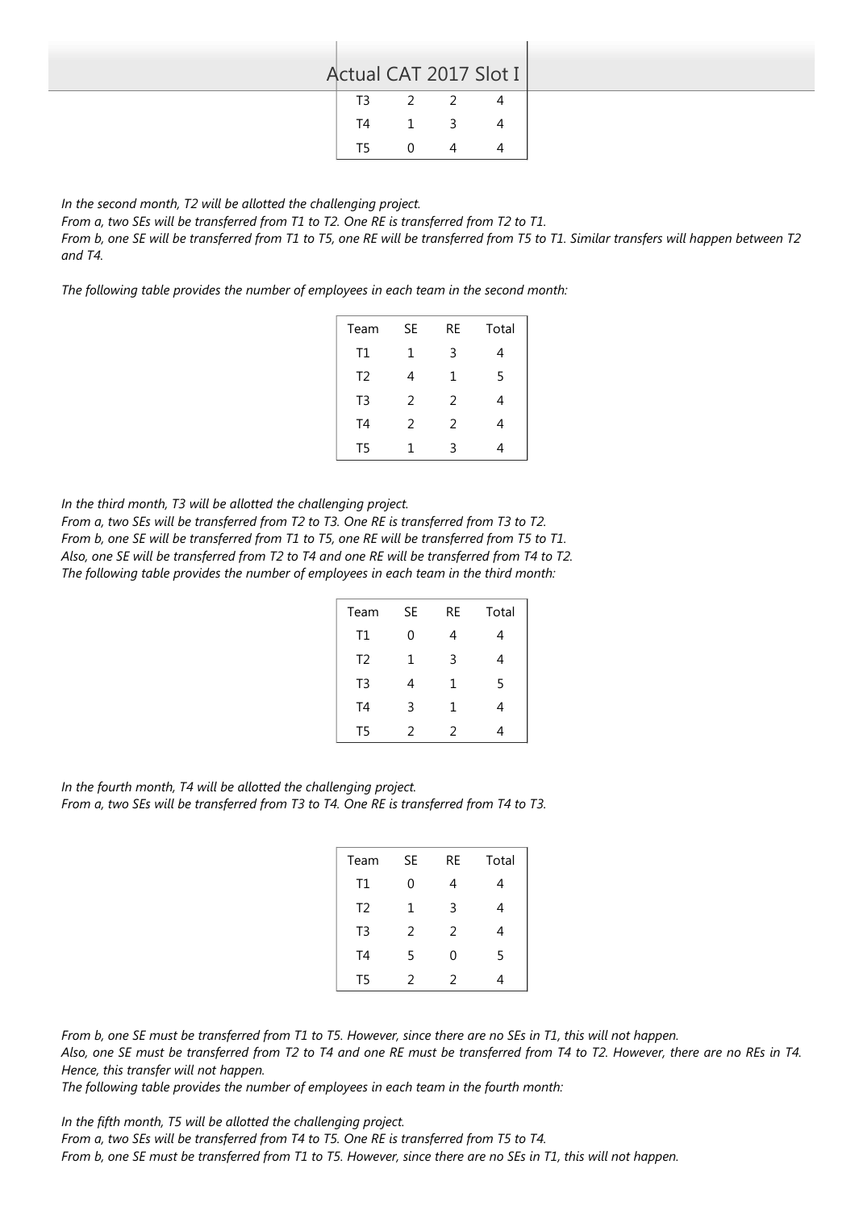| T3 | 2 | 2 | 4 |
|---|---|---|---|
| T4 | 1 | 3 | 4 |
| T5 | 0 | 4 | 4 |

*In the second month, T2 will be allotted the challenging project.*
*From a, two SEs will be transferred from T1 to T2. One RE is transferred from T2 to T1.*
*From b, one SE will be transferred from T1 to T5, one RE will be transferred from T5 to T1. Similar transfers will happen between T2 and T4.*

*The following table provides the number of employees in each team in the second month:*

| Team | SE | RE | Total |
|---|---|---|---|
| T1 | 1 | 3 | 4 |
| T2 | 4 | 1 | 5 |
| T3 | 2 | 2 | 4 |
| T4 | 2 | 2 | 4 |
| T5 | 1 | 3 | 4 |

*In the third month, T3 will be allotted the challenging project.*
*From a, two SEs will be transferred from T2 to T3. One RE is transferred from T3 to T2.*
*From b, one SE will be transferred from T1 to T5, one RE will be transferred from T5 to T1.*
*Also, one SE will be transferred from T2 to T4 and one RE will be transferred from T4 to T2.*
*The following table provides the number of employees in each team in the third month:*

| Team | SE | RE | Total |
|---|---|---|---|
| T1 | 0 | 4 | 4 |
| T2 | 1 | 3 | 4 |
| T3 | 4 | 1 | 5 |
| T4 | 3 | 1 | 4 |
| T5 | 2 | 2 | 4 |

*In the fourth month, T4 will be allotted the challenging project.*
*From a, two SEs will be transferred from T3 to T4. One RE is transferred from T4 to T3.*

| Team | SE | RE | Total |
|---|---|---|---|
| T1 | 0 | 4 | 4 |
| T2 | 1 | 3 | 4 |
| T3 | 2 | 2 | 4 |
| T4 | 5 | 0 | 5 |
| T5 | 2 | 2 | 4 |

*From b, one SE must be transferred from T1 to T5. However, since there are no SEs in T1, this will not happen.*
*Also, one SE must be transferred from T2 to T4 and one RE must be transferred from T4 to T2. However, there are no REs in T4. Hence, this transfer will not happen.*
*The following table provides the number of employees in each team in the fourth month:*

*In the fifth month, T5 will be allotted the challenging project.*
*From a, two SEs will be transferred from T4 to T5. One RE is transferred from T5 to T4.*
*From b, one SE must be transferred from T1 to T5. However, since there are no SEs in T1, this will not happen.*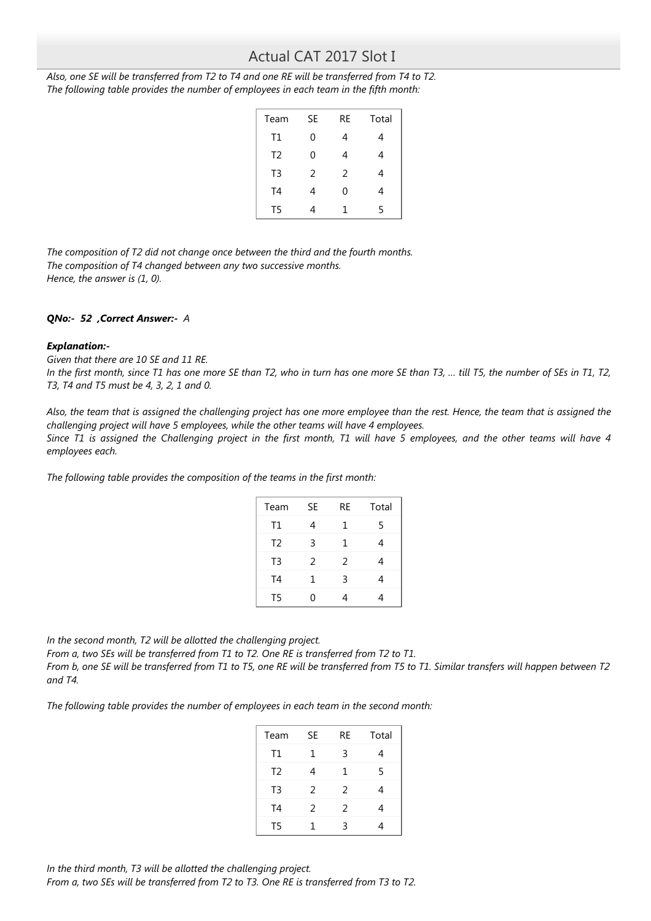*Also, one SE will be transferred from T2 to T4 and one RE will be transferred from T4 to T2.*
*The following table provides the number of employees in each team in the fifth month:*

| Team | SE | RE | Total |
|---|---|---|---|
| T1 | 0 | 4 | 4 |
| T2 | 0 | 4 | 4 |
| T3 | 2 | 2 | 4 |
| T4 | 4 | 0 | 4 |
| T5 | 4 | 1 | 5 |

*The composition of T2 did not change once between the third and the fourth months.*
*The composition of T4 changed between any two successive months.*
*Hence, the answer is (1, 0).*

***QNo:- 52 ,Correct Answer:-*** *A*

***Explanation:-***
*Given that there are 10 SE and 11 RE.*
*In the first month, since T1 has one more SE than T2, who in turn has one more SE than T3, … till T5, the number of SEs in T1, T2, T3, T4 and T5 must be 4, 3, 2, 1 and 0.*

*Also, the team that is assigned the challenging project has one more employee than the rest. Hence, the team that is assigned the challenging project will have 5 employees, while the other teams will have 4 employees.*
*Since T1 is assigned the Challenging project in the first month, T1 will have 5 employees, and the other teams will have 4 employees each.*

*The following table provides the composition of the teams in the first month:*

| Team | SE | RE | Total |
|---|---|---|---|
| T1 | 4 | 1 | 5 |
| T2 | 3 | 1 | 4 |
| T3 | 2 | 2 | 4 |
| T4 | 1 | 3 | 4 |
| T5 | 0 | 4 | 4 |

*In the second month, T2 will be allotted the challenging project.*
*From a, two SEs will be transferred from T1 to T2. One RE is transferred from T2 to T1.*
*From b, one SE will be transferred from T1 to T5, one RE will be transferred from T5 to T1. Similar transfers will happen between T2 and T4.*

*The following table provides the number of employees in each team in the second month:*

| Team | SE | RE | Total |
|---|---|---|---|
| T1 | 1 | 3 | 4 |
| T2 | 4 | 1 | 5 |
| T3 | 2 | 2 | 4 |
| T4 | 2 | 2 | 4 |
| T5 | 1 | 3 | 4 |

*In the third month, T3 will be allotted the challenging project.*
*From a, two SEs will be transferred from T2 to T3. One RE is transferred from T3 to T2.*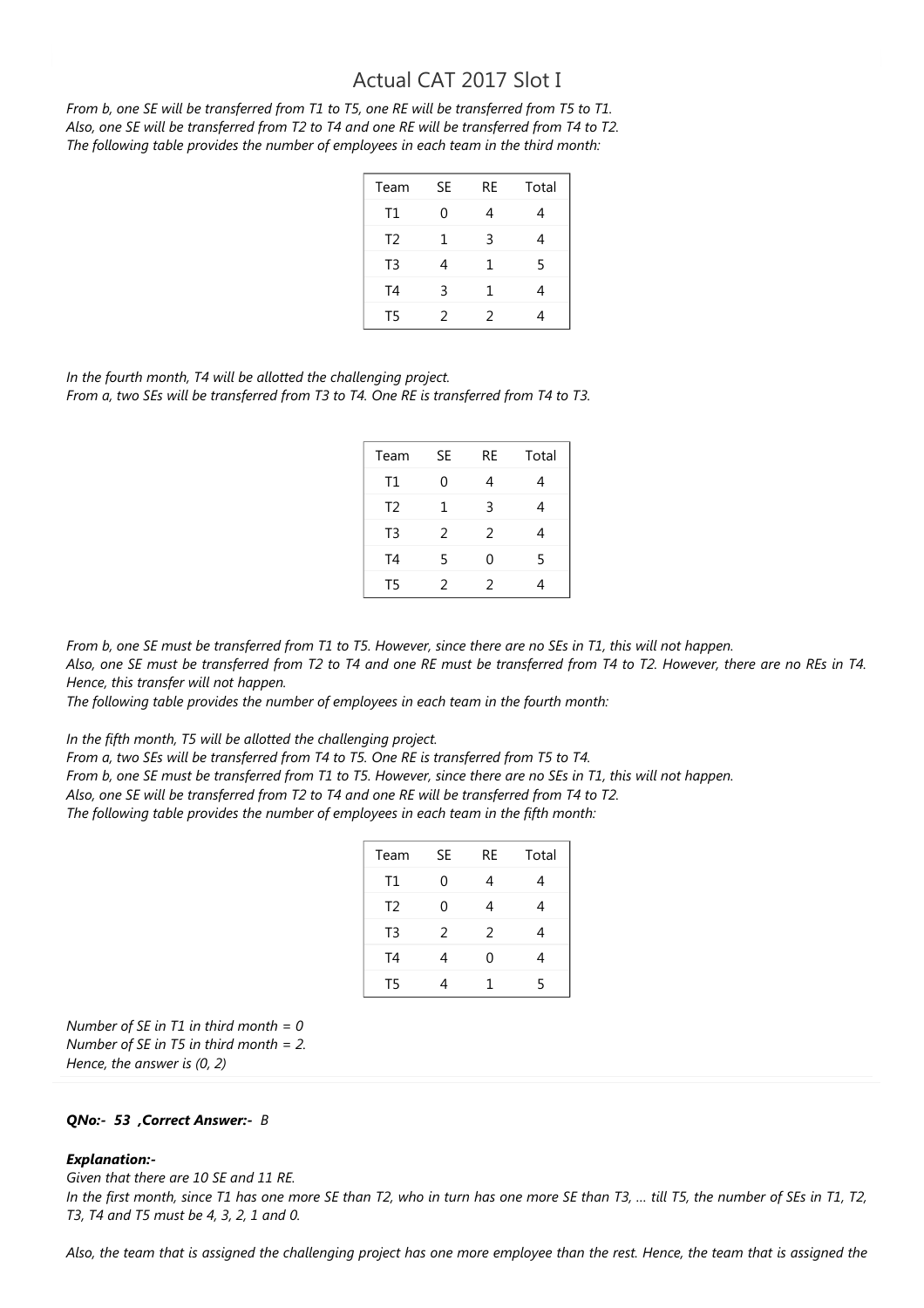From b, one SE will be transferred from T1 to T5, one RE will be transferred from T5 to T1.
Also, one SE will be transferred from T2 to T4 and one RE will be transferred from T4 to T2.
The following table provides the number of employees in each team in the third month:

| Team | SE | RE | Total |
|---|---|---|---|
| T1 | 0 | 4 | 4 |
| T2 | 1 | 3 | 4 |
| T3 | 4 | 1 | 5 |
| T4 | 3 | 1 | 4 |
| T5 | 2 | 2 | 4 |

In the fourth month, T4 will be allotted the challenging project.
From a, two SEs will be transferred from T3 to T4. One RE is transferred from T4 to T3.

| Team | SE | RE | Total |
|---|---|---|---|
| T1 | 0 | 4 | 4 |
| T2 | 1 | 3 | 4 |
| T3 | 2 | 2 | 4 |
| T4 | 5 | 0 | 5 |
| T5 | 2 | 2 | 4 |

From b, one SE must be transferred from T1 to T5. However, since there are no SEs in T1, this will not happen.
Also, one SE must be transferred from T2 to T4 and one RE must be transferred from T4 to T2. However, there are no REs in T4. Hence, this transfer will not happen.
The following table provides the number of employees in each team in the fourth month:

In the fifth month, T5 will be allotted the challenging project.
From a, two SEs will be transferred from T4 to T5. One RE is transferred from T5 to T4.
From b, one SE must be transferred from T1 to T5. However, since there are no SEs in T1, this will not happen.
Also, one SE will be transferred from T2 to T4 and one RE will be transferred from T4 to T2.
The following table provides the number of employees in each team in the fifth month:

| Team | SE | RE | Total |
|---|---|---|---|
| T1 | 0 | 4 | 4 |
| T2 | 0 | 4 | 4 |
| T3 | 2 | 2 | 4 |
| T4 | 4 | 0 | 4 |
| T5 | 4 | 1 | 5 |

Number of SE in T1 in third month = 0
Number of SE in T5 in third month = 2.
Hence, the answer is (0, 2)

**QNo:- 53 ,Correct Answer:- B**

**Explanation:-**

Given that there are 10 SE and 11 RE.
In the first month, since T1 has one more SE than T2, who in turn has one more SE than T3, ... till T5, the number of SEs in T1, T2, T3, T4 and T5 must be 4, 3, 2, 1 and 0.

Also, the team that is assigned the challenging project has one more employee than the rest. Hence, the team that is assigned the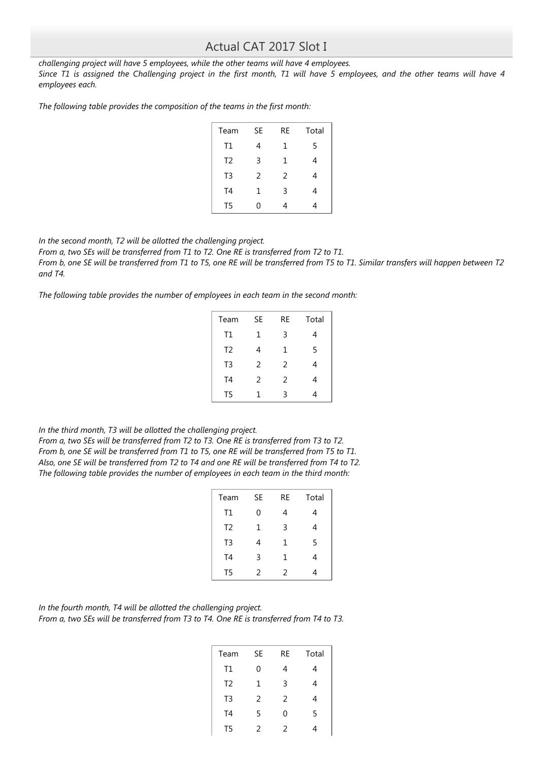*challenging project will have 5 employees, while the other teams will have 4 employees.*
*Since T1 is assigned the Challenging project in the first month, T1 will have 5 employees, and the other teams will have 4 employees each.*

*The following table provides the composition of the teams in the first month:*

| Team | SE | RE | Total |
|---|---|---|---|
| T1 | 4 | 1 | 5 |
| T2 | 3 | 1 | 4 |
| T3 | 2 | 2 | 4 |
| T4 | 1 | 3 | 4 |
| T5 | 0 | 4 | 4 |

*In the second month, T2 will be allotted the challenging project.*
*From a, two SEs will be transferred from T1 to T2. One RE is transferred from T2 to T1.*
*From b, one SE will be transferred from T1 to T5, one RE will be transferred from T5 to T1. Similar transfers will happen between T2 and T4.*

*The following table provides the number of employees in each team in the second month:*

| Team | SE | RE | Total |
|---|---|---|---|
| T1 | 1 | 3 | 4 |
| T2 | 4 | 1 | 5 |
| T3 | 2 | 2 | 4 |
| T4 | 2 | 2 | 4 |
| T5 | 1 | 3 | 4 |

*In the third month, T3 will be allotted the challenging project.*
*From a, two SEs will be transferred from T2 to T3. One RE is transferred from T3 to T2.*
*From b, one SE will be transferred from T1 to T5, one RE will be transferred from T5 to T1.*
*Also, one SE will be transferred from T2 to T4 and one RE will be transferred from T4 to T2.*
*The following table provides the number of employees in each team in the third month:*

| Team | SE | RE | Total |
|---|---|---|---|
| T1 | 0 | 4 | 4 |
| T2 | 1 | 3 | 4 |
| T3 | 4 | 1 | 5 |
| T4 | 3 | 1 | 4 |
| T5 | 2 | 2 | 4 |

*In the fourth month, T4 will be allotted the challenging project.*
*From a, two SEs will be transferred from T3 to T4. One RE is transferred from T4 to T3.*

| Team | SE | RE | Total |
|---|---|---|---|
| T1 | 0 | 4 | 4 |
| T2 | 1 | 3 | 4 |
| T3 | 2 | 2 | 4 |
| T4 | 5 | 0 | 5 |
| T5 | 2 | 2 | 4 |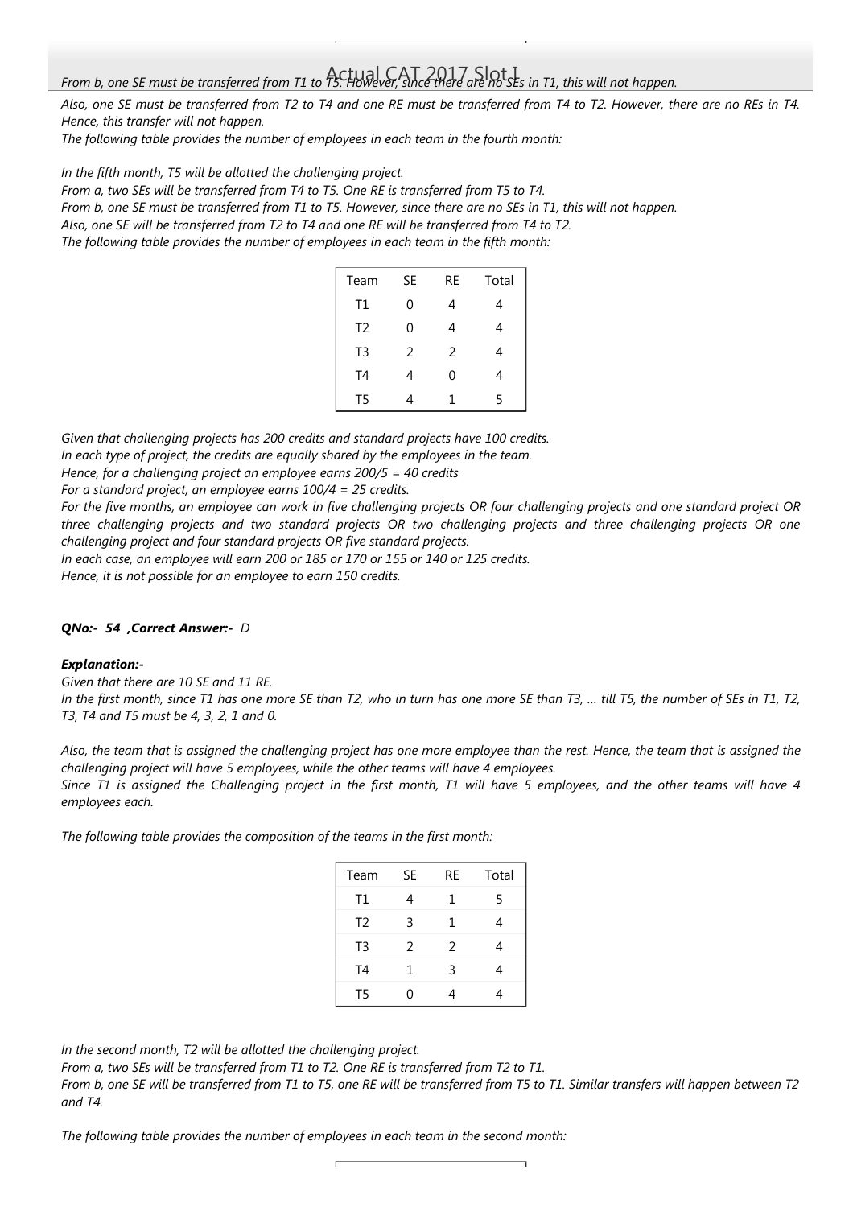*From b, one SE must be transferred from T1 to T5. However, since there are no SEs in T1, this will not happen.*

*Also, one SE must be transferred from T2 to T4 and one RE must be transferred from T4 to T2. However, there are no REs in T4. Hence, this transfer will not happen.*

*The following table provides the number of employees in each team in the fourth month:*

*In the fifth month, T5 will be allotted the challenging project.*

*From a, two SEs will be transferred from T4 to T5. One RE is transferred from T5 to T4.*

*From b, one SE must be transferred from T1 to T5. However, since there are no SEs in T1, this will not happen.*

*Also, one SE will be transferred from T2 to T4 and one RE will be transferred from T4 to T2.*

*The following table provides the number of employees in each team in the fifth month:*

| Team | SE | RE | Total |
|---|---|---|---|
| T1 | 0 | 4 | 4 |
| T2 | 0 | 4 | 4 |
| T3 | 2 | 2 | 4 |
| T4 | 4 | 0 | 4 |
| T5 | 4 | 1 | 5 |

*Given that challenging projects has 200 credits and standard projects have 100 credits.*

*In each type of project, the credits are equally shared by the employees in the team.*

*Hence, for a challenging project an employee earns 200/5 = 40 credits*

*For a standard project, an employee earns 100/4 = 25 credits.*

*For the five months, an employee can work in five challenging projects OR four challenging projects and one standard project OR three challenging projects and two standard projects OR two challenging projects and three challenging projects OR one challenging project and four standard projects OR five standard projects.*

*In each case, an employee will earn 200 or 185 or 170 or 155 or 140 or 125 credits.*

*Hence, it is not possible for an employee to earn 150 credits.*

***QNo:- 54 ,Correct Answer:-** D*

***Explanation:-***

*Given that there are 10 SE and 11 RE.*

*In the first month, since T1 has one more SE than T2, who in turn has one more SE than T3, ... till T5, the number of SEs in T1, T2, T3, T4 and T5 must be 4, 3, 2, 1 and 0.*

*Also, the team that is assigned the challenging project has one more employee than the rest. Hence, the team that is assigned the challenging project will have 5 employees, while the other teams will have 4 employees.*

*Since T1 is assigned the Challenging project in the first month, T1 will have 5 employees, and the other teams will have 4 employees each.*

*The following table provides the composition of the teams in the first month:*

| Team | SE | RE | Total |
|---|---|---|---|
| T1 | 4 | 1 | 5 |
| T2 | 3 | 1 | 4 |
| T3 | 2 | 2 | 4 |
| T4 | 1 | 3 | 4 |
| T5 | 0 | 4 | 4 |

*In the second month, T2 will be allotted the challenging project.*

*From a, two SEs will be transferred from T1 to T2. One RE is transferred from T2 to T1.*

*From b, one SE will be transferred from T1 to T5, one RE will be transferred from T5 to T1. Similar transfers will happen between T2 and T4.*

*The following table provides the number of employees in each team in the second month:*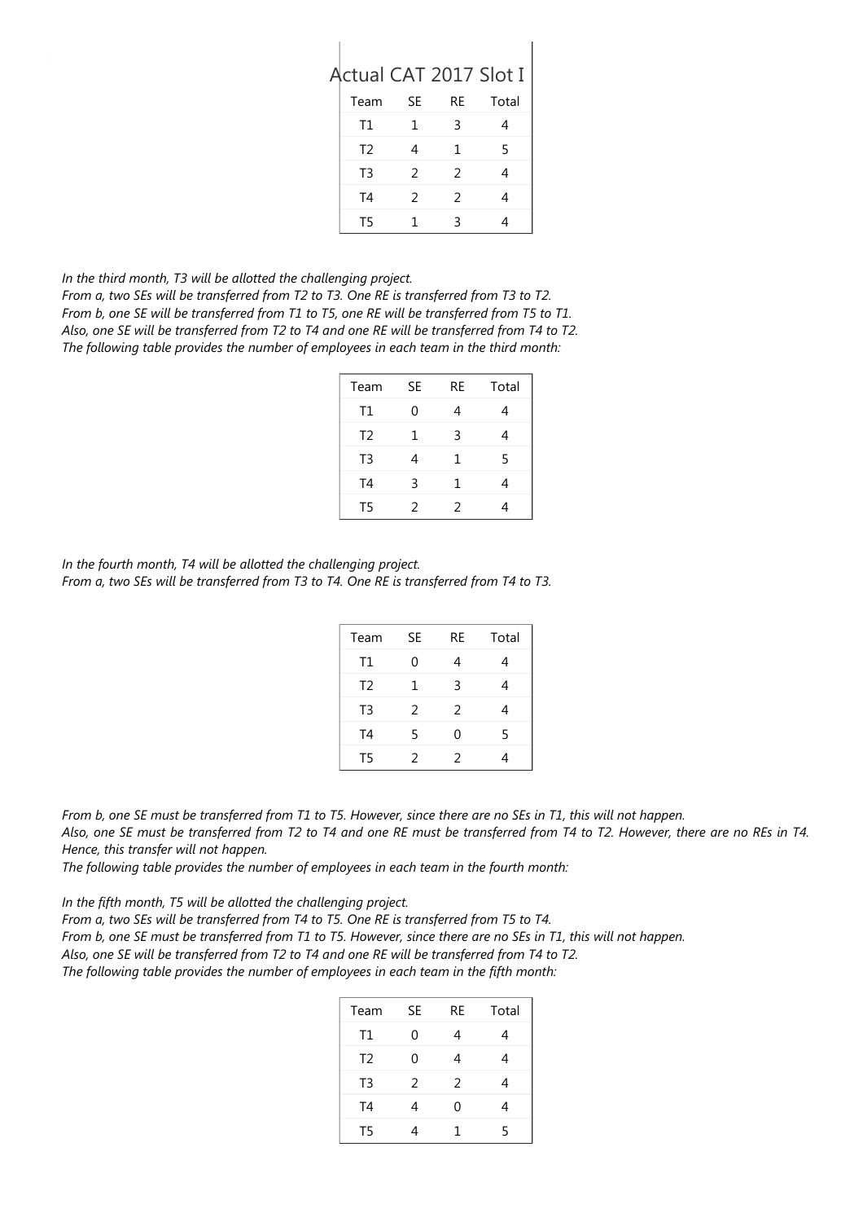Actual CAT 2017 Slot I

| Team | SE | RE | Total |
|---|---|---|---|
| T1 | 1 | 3 | 4 |
| T2 | 4 | 1 | 5 |
| T3 | 2 | 2 | 4 |
| T4 | 2 | 2 | 4 |
| T5 | 1 | 3 | 4 |

*In the third month, T3 will be allotted the challenging project.*
*From a, two SEs will be transferred from T2 to T3. One RE is transferred from T3 to T2.*
*From b, one SE will be transferred from T1 to T5, one RE will be transferred from T5 to T1.*
*Also, one SE will be transferred from T2 to T4 and one RE will be transferred from T4 to T2.*
*The following table provides the number of employees in each team in the third month:*

| Team | SE | RE | Total |
|---|---|---|---|
| T1 | 0 | 4 | 4 |
| T2 | 1 | 3 | 4 |
| T3 | 4 | 1 | 5 |
| T4 | 3 | 1 | 4 |
| T5 | 2 | 2 | 4 |

*In the fourth month, T4 will be allotted the challenging project.*
*From a, two SEs will be transferred from T3 to T4. One RE is transferred from T4 to T3.*

| Team | SE | RE | Total |
|---|---|---|---|
| T1 | 0 | 4 | 4 |
| T2 | 1 | 3 | 4 |
| T3 | 2 | 2 | 4 |
| T4 | 5 | 0 | 5 |
| T5 | 2 | 2 | 4 |

*From b, one SE must be transferred from T1 to T5. However, since there are no SEs in T1, this will not happen.*
*Also, one SE must be transferred from T2 to T4 and one RE must be transferred from T4 to T2. However, there are no REs in T4. Hence, this transfer will not happen.*
*The following table provides the number of employees in each team in the fourth month:*

*In the fifth month, T5 will be allotted the challenging project.*
*From a, two SEs will be transferred from T4 to T5. One RE is transferred from T5 to T4.*
*From b, one SE must be transferred from T1 to T5. However, since there are no SEs in T1, this will not happen.*
*Also, one SE will be transferred from T2 to T4 and one RE will be transferred from T4 to T2.*
*The following table provides the number of employees in each team in the fifth month:*

| Team | SE | RE | Total |
|---|---|---|---|
| T1 | 0 | 4 | 4 |
| T2 | 0 | 4 | 4 |
| T3 | 2 | 2 | 4 |
| T4 | 4 | 0 | 4 |
| T5 | 4 | 1 | 5 |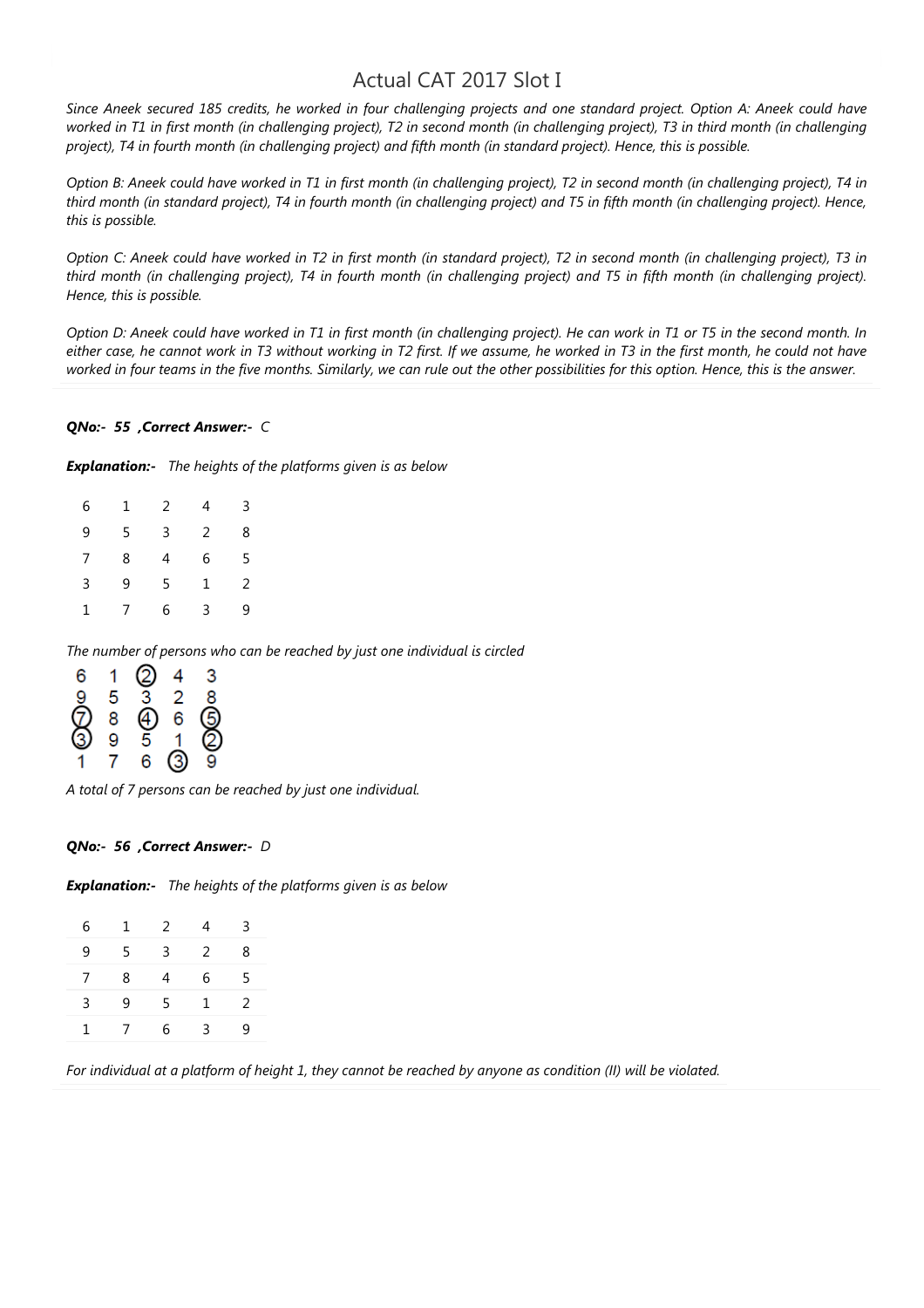*Since Aneek secured 185 credits, he worked in four challenging projects and one standard project. Option A: Aneek could have worked in T1 in first month (in challenging project), T2 in second month (in challenging project), T3 in third month (in challenging project), T4 in fourth month (in challenging project) and fifth month (in standard project). Hence, this is possible.*

*Option B: Aneek could have worked in T1 in first month (in challenging project), T2 in second month (in challenging project), T4 in third month (in standard project), T4 in fourth month (in challenging project) and T5 in fifth month (in challenging project). Hence, this is possible.*

*Option C: Aneek could have worked in T2 in first month (in standard project), T2 in second month (in challenging project), T3 in third month (in challenging project), T4 in fourth month (in challenging project) and T5 in fifth month (in challenging project). Hence, this is possible.*

*Option D: Aneek could have worked in T1 in first month (in challenging project). He can work in T1 or T5 in the second month. In either case, he cannot work in T3 without working in T2 first. If we assume, he worked in T3 in the first month, he could not have worked in four teams in the five months. Similarly, we can rule out the other possibilities for this option. Hence, this is the answer.*

***QNo:- 55 ,Correct Answer:- C***

***Explanation:-*** *The heights of the platforms given is as below*

| | | | | |
|---|---|---|---|---|
| 6 | 1 | 2 | 4 | 3 |
| 9 | 5 | 3 | 2 | 8 |
| 7 | 8 | 4 | 6 | 5 |
| 3 | 9 | 5 | 1 | 2 |
| 1 | 7 | 6 | 3 | 9 |

*The number of persons who can be reached by just one individual is circled*

| | | | | |
|---|---|---|---|---|
| 6 | 1 | (2) | 4 | 3 |
| 9 | 5 | 3 | 2 | 8 |
| (7) | 8 | (4) | 6 | (5) |
| (3) | 9 | 5 | 1 | (2) |
| 1 | 7 | 6 | (3) | 9 |

*A total of 7 persons can be reached by just one individual.*

***QNo:- 56 ,Correct Answer:- D***

***Explanation:-*** *The heights of the platforms given is as below*

| | | | | |
|---|---|---|---|---|
| 6 | 1 | 2 | 4 | 3 |
| 9 | 5 | 3 | 2 | 8 |
| 7 | 8 | 4 | 6 | 5 |
| 3 | 9 | 5 | 1 | 2 |
| 1 | 7 | 6 | 3 | 9 |

*For individual at a platform of height 1, they cannot be reached by anyone as condition (II) will be violated.*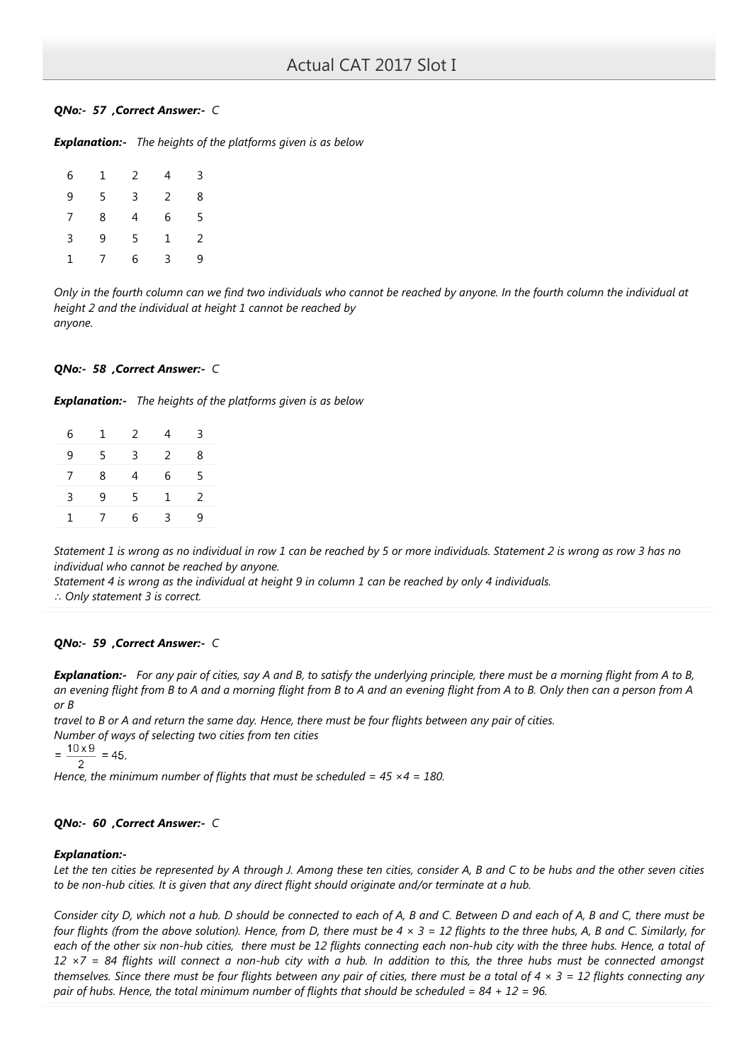**QNo:- 57 ,Correct Answer:- C**

***Explanation:-*** *The heights of the platforms given is as below*

| | | | | |
|---|---|---|---|---|
| 6 | 1 | 2 | 4 | 3 |
| 9 | 5 | 3 | 2 | 8 |
| 7 | 8 | 4 | 6 | 5 |
| 3 | 9 | 5 | 1 | 2 |
| 1 | 7 | 6 | 3 | 9 |

*Only in the fourth column can we find two individuals who cannot be reached by anyone. In the fourth column the individual at height 2 and the individual at height 1 cannot be reached by anyone.*

**QNo:- 58 ,Correct Answer:- C**

***Explanation:-*** *The heights of the platforms given is as below*

| | | | | |
|---|---|---|---|---|
| 6 | 1 | 2 | 4 | 3 |
| 9 | 5 | 3 | 2 | 8 |
| 7 | 8 | 4 | 6 | 5 |
| 3 | 9 | 5 | 1 | 2 |
| 1 | 7 | 6 | 3 | 9 |

*Statement 1 is wrong as no individual in row 1 can be reached by 5 or more individuals. Statement 2 is wrong as row 3 has no individual who cannot be reached by anyone.*
*Statement 4 is wrong as the individual at height 9 in column 1 can be reached by only 4 individuals.*
*∴ Only statement 3 is correct.*

**QNo:- 59 ,Correct Answer:- C**

***Explanation:-*** *For any pair of cities, say A and B, to satisfy the underlying principle, there must be a morning flight from A to B, an evening flight from B to A and a morning flight from B to A and an evening flight from A to B. Only then can a person from A or B travel to B or A and return the same day. Hence, there must be four flights between any pair of cities.*
*Number of ways of selecting two cities from ten cities*
$= \frac{10 \times 9}{2} = 45.$
*Hence, the minimum number of flights that must be scheduled = 45 ×4 = 180.*

**QNo:- 60 ,Correct Answer:- C**

***Explanation:-***
*Let the ten cities be represented by A through J. Among these ten cities, consider A, B and C to be hubs and the other seven cities to be non-hub cities. It is given that any direct flight should originate and/or terminate at a hub.*

*Consider city D, which not a hub. D should be connected to each of A, B and C. Between D and each of A, B and C, there must be four flights (from the above solution). Hence, from D, there must be 4 × 3 = 12 flights to the three hubs, A, B and C. Similarly, for each of the other six non-hub cities, there must be 12 flights connecting each non-hub city with the three hubs. Hence, a total of 12 ×7 = 84 flights will connect a non-hub city with a hub. In addition to this, the three hubs must be connected amongst themselves. Since there must be four flights between any pair of cities, there must be a total of 4 × 3 = 12 flights connecting any pair of hubs. Hence, the total minimum number of flights that should be scheduled = 84 + 12 = 96.*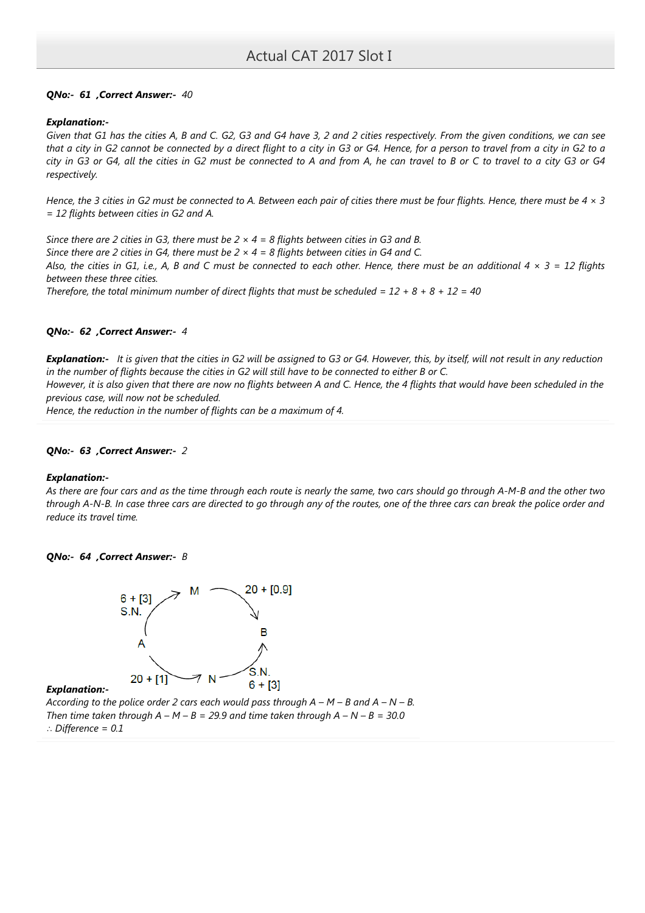**QNo:- 61 ,Correct Answer:-** *40*

***Explanation:-***

*Given that G1 has the cities A, B and C. G2, G3 and G4 have 3, 2 and 2 cities respectively. From the given conditions, we can see that a city in G2 cannot be connected by a direct flight to a city in G3 or G4. Hence, for a person to travel from a city in G2 to a city in G3 or G4, all the cities in G2 must be connected to A and from A, he can travel to B or C to travel to a city G3 or G4 respectively.*

*Hence, the 3 cities in G2 must be connected to A. Between each pair of cities there must be four flights. Hence, there must be 4 × 3 = 12 flights between cities in G2 and A.*

*Since there are 2 cities in G3, there must be 2 × 4 = 8 flights between cities in G3 and B.*
*Since there are 2 cities in G4, there must be 2 × 4 = 8 flights between cities in G4 and C.*
*Also, the cities in G1, i.e., A, B and C must be connected to each other. Hence, there must be an additional 4 × 3 = 12 flights between these three cities.*
*Therefore, the total minimum number of direct flights that must be scheduled = 12 + 8 + 8 + 12 = 40*

**QNo:- 62 ,Correct Answer:-** *4*

***Explanation:-*** *It is given that the cities in G2 will be assigned to G3 or G4. However, this, by itself, will not result in any reduction in the number of flights because the cities in G2 will still have to be connected to either B or C.*
*However, it is also given that there are now no flights between A and C. Hence, the 4 flights that would have been scheduled in the previous case, will now not be scheduled.*
*Hence, the reduction in the number of flights can be a maximum of 4.*

**QNo:- 63 ,Correct Answer:-** *2*

***Explanation:-***

*As there are four cars and as the time through each route is nearly the same, two cars should go through A-M-B and the other two through A-N-B. In case three cars are directed to go through any of the routes, one of the three cars can break the police order and reduce its travel time.*

**QNo:- 64 ,Correct Answer:-** *B*

A → M: 6 + [3] S.N.; M → B: 20 + [0.9]; A → N: 20 + [1]; N → B: S.N. 6 + [3]

***Explanation:-***
*According to the police order 2 cars each would pass through A – M – B and A – N – B.*
*Then time taken through A – M – B = 29.9 and time taken through A – N – B = 30.0*
*∴ Difference = 0.1*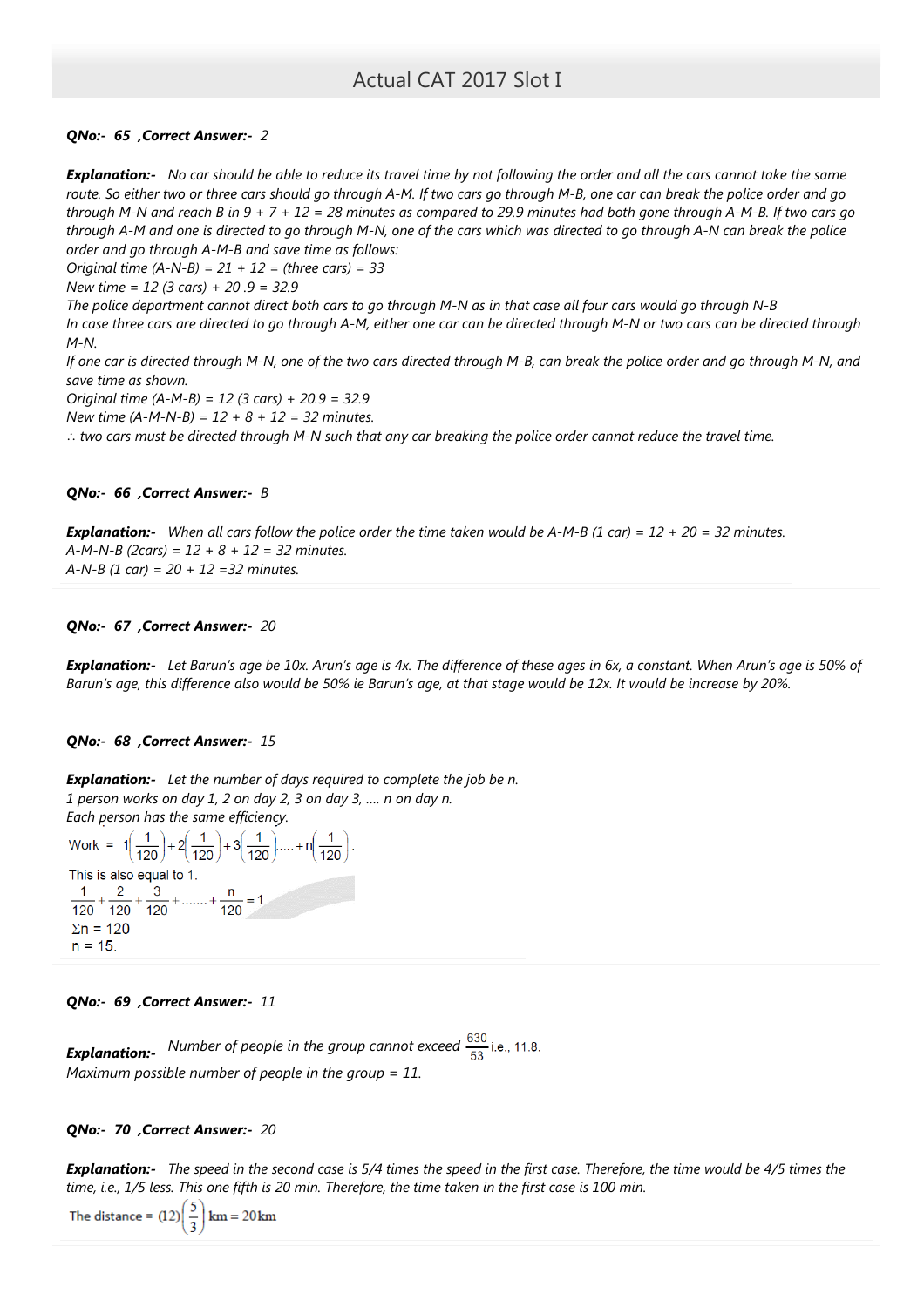**QNo:- 65 ,Correct Answer:- 2**

***Explanation:-*** *No car should be able to reduce its travel time by not following the order and all the cars cannot take the same route. So either two or three cars should go through A-M. If two cars go through M-B, one car can break the police order and go through M-N and reach B in 9 + 7 + 12 = 28 minutes as compared to 29.9 minutes had both gone through A-M-B. If two cars go through A-M and one is directed to go through M-N, one of the cars which was directed to go through A-N can break the police order and go through A-M-B and save time as follows:*
*Original time (A-N-B) = 21 + 12 = (three cars) = 33*
*New time = 12 (3 cars) + 20 .9 = 32.9*
*The police department cannot direct both cars to go through M-N as in that case all four cars would go through N-B*
*In case three cars are directed to go through A-M, either one car can be directed through M-N or two cars can be directed through M-N.*
*If one car is directed through M-N, one of the two cars directed through M-B, can break the police order and go through M-N, and save time as shown.*
*Original time (A-M-B) = 12 (3 cars) + 20.9 = 32.9*
*New time (A-M-N-B) = 12 + 8 + 12 = 32 minutes.*
*∴ two cars must be directed through M-N such that any car breaking the police order cannot reduce the travel time.*

**QNo:- 66 ,Correct Answer:- B**

***Explanation:-*** *When all cars follow the police order the time taken would be A-M-B (1 car) = 12 + 20 = 32 minutes.*
*A-M-N-B (2cars) = 12 + 8 + 12 = 32 minutes.*
*A-N-B (1 car) = 20 + 12 =32 minutes.*

**QNo:- 67 ,Correct Answer:- 20**

***Explanation:-*** *Let Barun's age be 10x. Arun's age is 4x. The difference of these ages in 6x, a constant. When Arun's age is 50% of Barun's age, this difference also would be 50% ie Barun's age, at that stage would be 12x. It would be increase by 20%.*

**QNo:- 68 ,Correct Answer:- 15**

***Explanation:-*** *Let the number of days required to complete the job be n.*
*1 person works on day 1, 2 on day 2, 3 on day 3, …. n on day n.*
*Each person has the same efficiency.*

$$\text{Work} = 1\left(\frac{1}{120}\right) + 2\left(\frac{1}{120}\right) + 3\left(\frac{1}{120}\right) \ldots + n\left(\frac{1}{120}\right)$$

This is also equal to 1.

$$\frac{1}{120} + \frac{2}{120} + \frac{3}{120} + \ldots\ldots + \frac{n}{120} = 1$$

$\Sigma n = 120$

$n = 15$.

**QNo:- 69 ,Correct Answer:- 11**

***Explanation:-*** *Number of people in the group cannot exceed* $\frac{630}{53}$ i.e., 11.8.
*Maximum possible number of people in the group = 11.*

**QNo:- 70 ,Correct Answer:- 20**

***Explanation:-*** *The speed in the second case is 5/4 times the speed in the first case. Therefore, the time would be 4/5 times the time, i.e., 1/5 less. This one fifth is 20 min. Therefore, the time taken in the first case is 100 min.*

$$\text{The distance} = (12)\left(\frac{5}{3}\right)\text{km} = 20\text{km}$$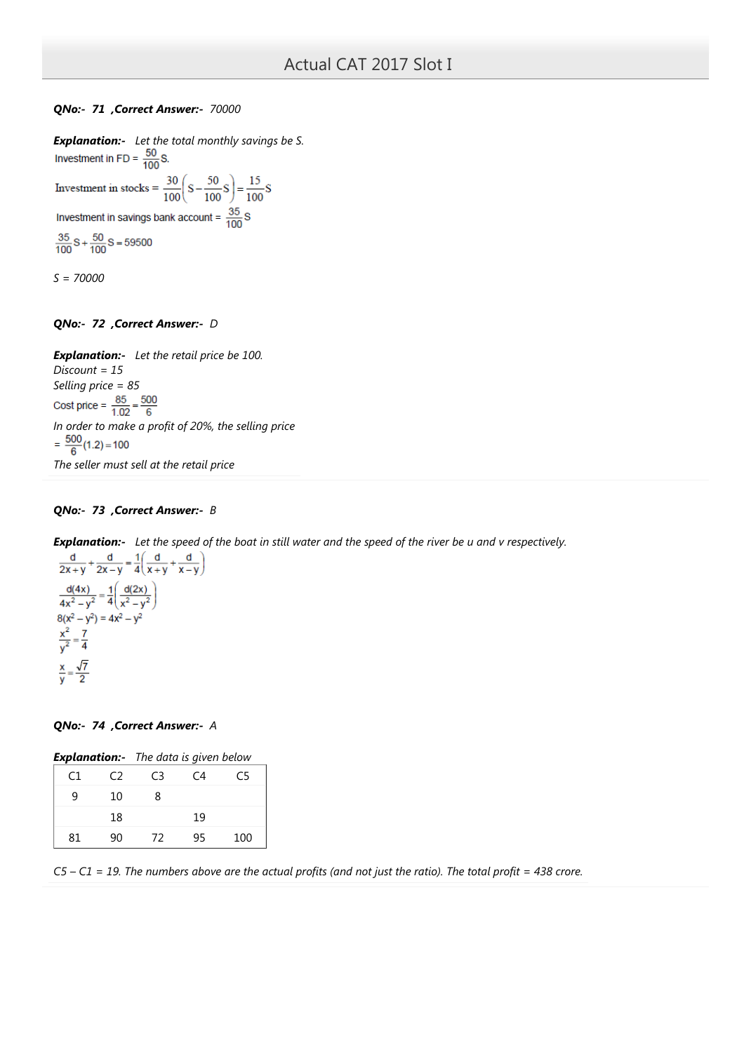**QNo:- 71 ,Correct Answer:- 70000**

**Explanation:-** *Let the total monthly savings be S.*

Investment in FD = $\frac{50}{100}S$.

Investment in stocks = $\frac{30}{100}\left(S - \frac{50}{100}S\right) = \frac{15}{100}S$

Investment in savings bank account = $\frac{35}{100}S$

$\frac{35}{100}S + \frac{50}{100}S = 59500$

*S = 70000*

**QNo:- 72 ,Correct Answer:- D**

**Explanation:-** *Let the retail price be 100.*
*Discount = 15*
*Selling price = 85*

Cost price = $\frac{85}{1.02} = \frac{500}{6}$

*In order to make a profit of 20%, the selling price*

$= \frac{500}{6}(1.2) = 100$

*The seller must sell at the retail price*

**QNo:- 73 ,Correct Answer:- B**

**Explanation:-** *Let the speed of the boat in still water and the speed of the river be u and v respectively.*

$\frac{d}{2x+y} + \frac{d}{2x-y} = \frac{1}{4}\left(\frac{d}{x+y} + \frac{d}{x-y}\right)$

$\frac{d(4x)}{4x^2 - y^2} = \frac{1}{4}\left(\frac{d(2x)}{x^2 - y^2}\right)$

$8(x^2 - y^2) = 4x^2 - y^2$

$\frac{x^2}{y^2} = \frac{7}{4}$

$\frac{x}{y} = \frac{\sqrt{7}}{2}$

**QNo:- 74 ,Correct Answer:- A**

**Explanation:-** *The data is given below*

| C1 | C2 | C3 | C4 | C5 |
|---|---|---|---|---|
| 9 | 10 | 8 | | |
| | 18 | | 19 | |
| 81 | 90 | 72 | 95 | 100 |

*C5 – C1 = 19. The numbers above are the actual profits (and not just the ratio). The total profit = 438 crore.*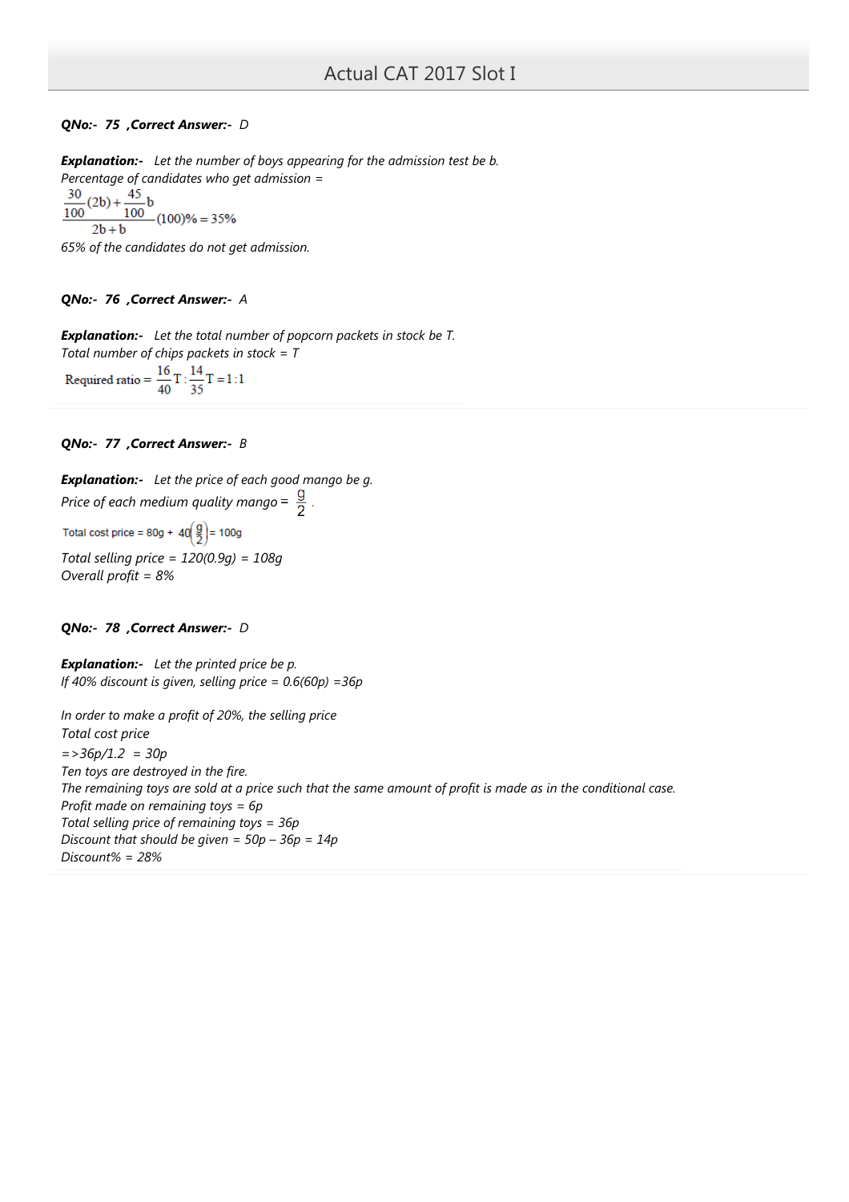***QNo:- 75 ,Correct Answer:- D***

***Explanation:-*** *Let the number of boys appearing for the admission test be b.*
*Percentage of candidates who get admission =*

$$\frac{\frac{30}{100}(2b)+\frac{45}{100}b}{2b+b}(100)\% = 35\%$$

*65% of the candidates do not get admission.*

***QNo:- 76 ,Correct Answer:- A***

***Explanation:-*** *Let the total number of popcorn packets in stock be T.*
*Total number of chips packets in stock = T*

$$\text{Required ratio} = \frac{16}{40}T : \frac{14}{35}T = 1:1$$

***QNo:- 77 ,Correct Answer:- B***

***Explanation:-*** *Let the price of each good mango be g.*
*Price of each medium quality mango =* $\frac{g}{2}$.

$$\text{Total cost price} = 80g + 40\left(\frac{g}{2}\right) = 100g$$

*Total selling price = 120(0.9g) = 108g*
*Overall profit = 8%*

***QNo:- 78 ,Correct Answer:- D***

***Explanation:-*** *Let the printed price be p.*
*If 40% discount is given, selling price = 0.6(60p) =36p*

*In order to make a profit of 20%, the selling price*
*Total cost price*
*=>36p/1.2 = 30p*
*Ten toys are destroyed in the fire.*
*The remaining toys are sold at a price such that the same amount of profit is made as in the conditional case.*
*Profit made on remaining toys = 6p*
*Total selling price of remaining toys = 36p*
*Discount that should be given = 50p – 36p = 14p*
*Discount% = 28%*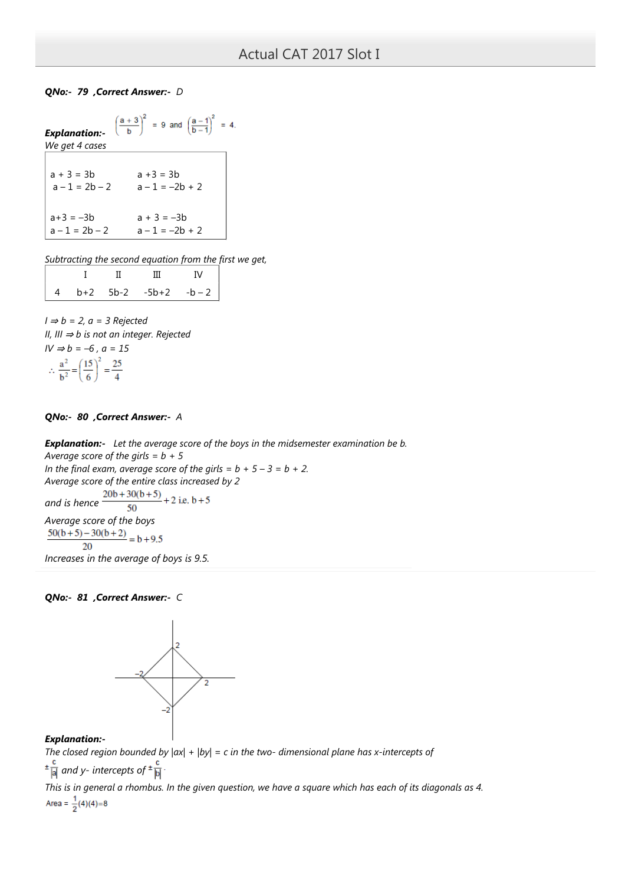**QNo:- 79 ,Correct Answer:- D**

**Explanation:-** $\left(\frac{a+3}{b}\right)^2 = 9$ and $\left(\frac{a-1}{b-1}\right)^2 = 4.$

*We get 4 cases*

| | |
|---|---|
| a + 3 = 3b<br>a – 1 = 2b – 2 | a +3 = 3b<br>a – 1 = –2b + 2 |
| a+3 = –3b<br>a – 1 = 2b – 2 | a + 3 = –3b<br>a – 1 = –2b + 2 |

*Subtracting the second equation from the first we get,*

| | I | II | III | IV |
|---|---|---|---|---|
| 4 | b+2 | 5b-2 | -5b+2 | -b – 2 |

*I ⇒ b = 2, a = 3 Rejected*

*II, III ⇒ b is not an integer. Rejected*

*IV ⇒ b = –6 , a = 15*

$$\therefore \frac{a^2}{b^2} = \left(\frac{15}{6}\right)^2 = \frac{25}{4}$$

**QNo:- 80 ,Correct Answer:- A**

**Explanation:-** *Let the average score of the boys in the midsemester examination be b.*

*Average score of the girls = b + 5*

*In the final exam, average score of the girls = b + 5 – 3 = b + 2.*

*Average score of the entire class increased by 2*

*and is hence* $\frac{20b+30(b+5)}{50}+2$ i.e. $b+5$

*Average score of the boys*

$$\frac{50(b+5)-30(b+2)}{20} = b+9.5$$

*Increases in the average of boys is 9.5.*

**QNo:- 81 ,Correct Answer:- C**

**Explanation:-**

*The closed region bounded by |ax| + |by| = c in the two- dimensional plane has x-intercepts of* $\pm\frac{c}{|a|}$ *and y- intercepts of* $\pm\frac{c}{|b|}$.

*This is in general a rhombus. In the given question, we have a square which has each of its diagonals as 4.*

$$\text{Area} = \frac{1}{2}(4)(4) = 8$$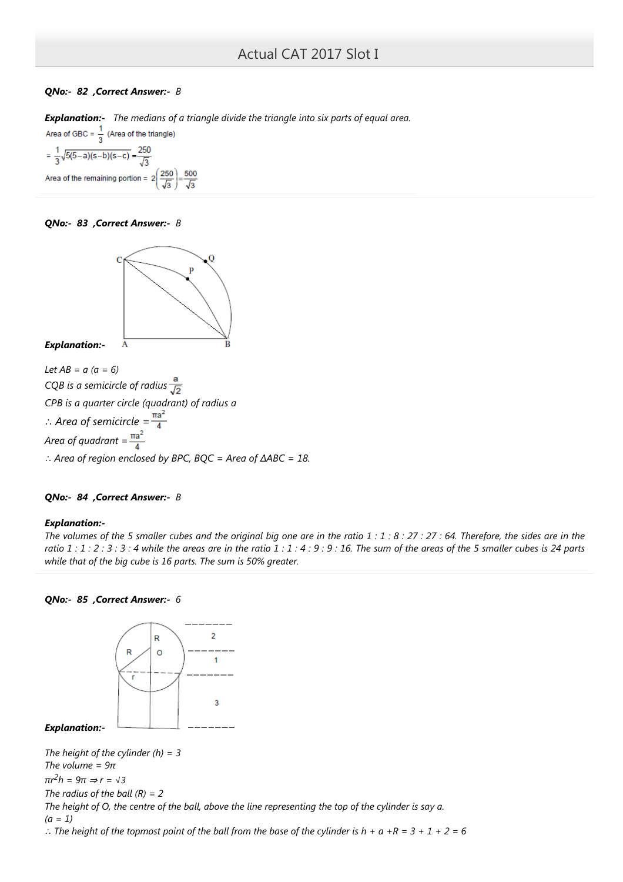**QNo:- 82 ,Correct Answer:- B**

**Explanation:-** *The medians of a triangle divide the triangle into six parts of equal area.*

Area of GBC = $\frac{1}{3}$ (Area of the triangle)

$= \frac{1}{3}\sqrt{5(5-a)(s-b)(s-c)} = \frac{250}{\sqrt{3}}$

Area of the remaining portion = $2\left(\frac{250}{\sqrt{3}}\right) = \frac{500}{\sqrt{3}}$

**QNo:- 83 ,Correct Answer:- B**

**Explanation:-**

*Let AB = a (a = 6)*

*CQB is a semicircle of radius* $\frac{a}{\sqrt{2}}$

*CPB is a quarter circle (quadrant) of radius a*

$\therefore$ *Area of semicircle* $= \frac{\pi a^2}{4}$

*Area of quadrant* $= \frac{\pi a^2}{4}$

$\therefore$ *Area of region enclosed by BPC, BQC = Area of ΔABC = 18.*

**QNo:- 84 ,Correct Answer:- B**

**Explanation:-**

*The volumes of the 5 smaller cubes and the original big one are in the ratio 1 : 1 : 8 : 27 : 27 : 64. Therefore, the sides are in the ratio 1 : 1 : 2 : 3 : 3 : 4 while the areas are in the ratio 1 : 1 : 4 : 9 : 9 : 16. The sum of the areas of the 5 smaller cubes is 24 parts while that of the big cube is 16 parts. The sum is 50% greater.*

**QNo:- 85 ,Correct Answer:- 6**

**Explanation:-**

*The height of the cylinder (h) = 3*

*The volume = 9π*

$\pi r^2 h = 9\pi \Rightarrow r = \sqrt{3}$

*The radius of the ball (R) = 2*

*The height of O, the centre of the ball, above the line representing the top of the cylinder is say a.*

*(a = 1)*

$\therefore$ *The height of the topmost point of the ball from the base of the cylinder is h + a +R = 3 + 1 + 2 = 6*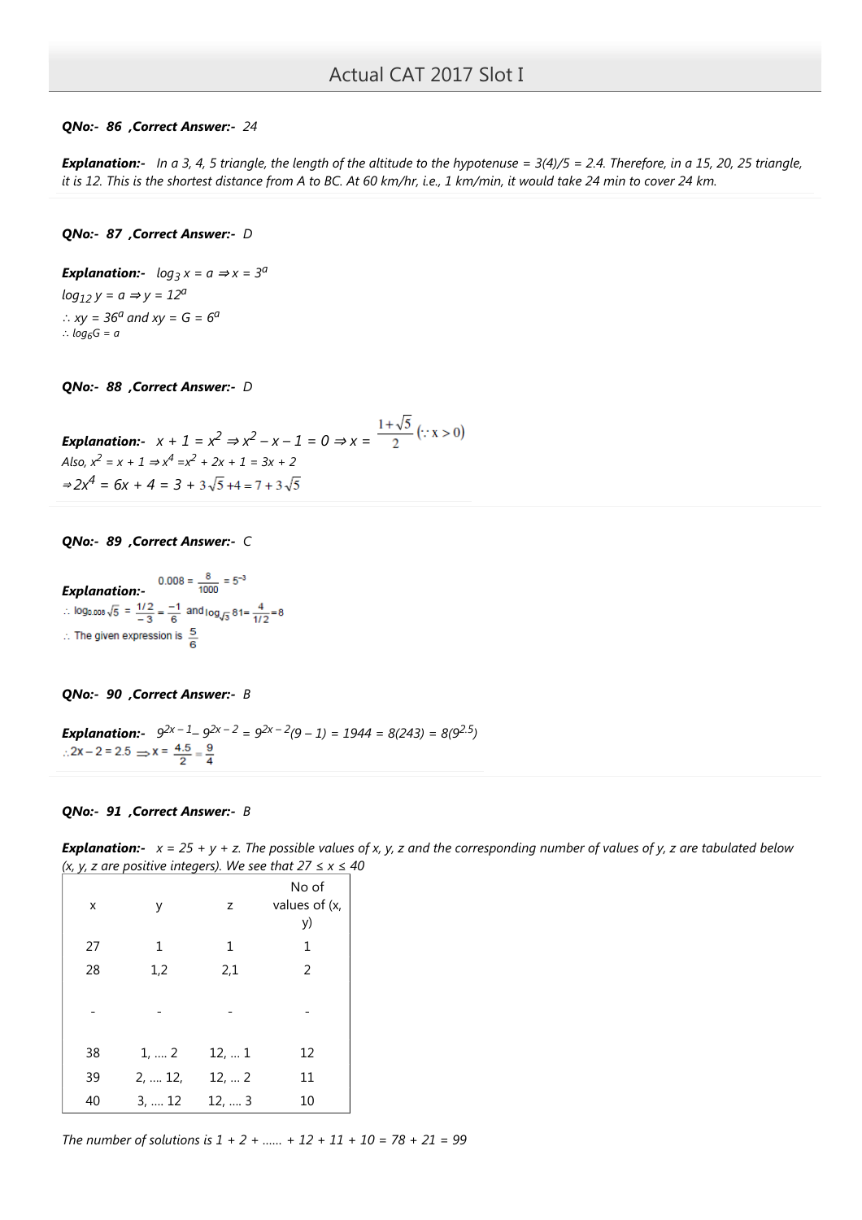**QNo:- 86 ,Correct Answer:- 24**

***Explanation:-*** *In a 3, 4, 5 triangle, the length of the altitude to the hypotenuse = 3(4)/5 = 2.4. Therefore, in a 15, 20, 25 triangle, it is 12. This is the shortest distance from A to BC. At 60 km/hr, i.e., 1 km/min, it would take 24 min to cover 24 km.*

**QNo:- 87 ,Correct Answer:- D**

***Explanation:-*** $\log_3 x = a \Rightarrow x = 3^a$

$\log_{12} y = a \Rightarrow y = 12^a$

$\therefore xy = 36^a$ and $xy = G = 6^a$

$\therefore \log_6 G = a$

**QNo:- 88 ,Correct Answer:- D**

***Explanation:-*** $x + 1 = x^2 \Rightarrow x^2 - x - 1 = 0 \Rightarrow x = \dfrac{1+\sqrt{5}}{2}\ (\because x > 0)$

Also, $x^2 = x + 1 \Rightarrow x^4 = x^2 + 2x + 1 = 3x + 2$

$\Rightarrow 2x^4 = 6x + 4 = 3 + 3\sqrt{5} + 4 = 7 + 3\sqrt{5}$

**QNo:- 89 ,Correct Answer:- C**

***Explanation:-*** $0.008 = \dfrac{8}{1000} = 5^{-3}$

$\therefore \log_{0.008}\sqrt{5} = \dfrac{1/2}{-3} = \dfrac{-1}{6}$ and $\log_{\sqrt{3}} 81 = \dfrac{4}{1/2} = 8$

$\therefore$ The given expression is $\dfrac{5}{6}$

**QNo:- 90 ,Correct Answer:- B**

***Explanation:-*** $9^{2x-1} - 9^{2x-2} = 9^{2x-2}(9 - 1) = 1944 = 8(243) = 8(9^{2.5})$

$\therefore 2x - 2 = 2.5 \Rightarrow x = \dfrac{4.5}{2} = \dfrac{9}{4}$

**QNo:- 91 ,Correct Answer:- B**

***Explanation:-*** *x = 25 + y + z. The possible values of x, y, z and the corresponding number of values of y, z are tabulated below (x, y, z are positive integers). We see that 27 ≤ x ≤ 40*

| x | y | z | No of values of (x, y) |
|---|---|---|---|
| 27 | 1 | 1 | 1 |
| 28 | 1,2 | 2,1 | 2 |
| - | - | - | - |
| 38 | 1, .... 2 | 12, ... 1 | 12 |
| 39 | 2, .... 12, | 12, ... 2 | 11 |
| 40 | 3, .... 12 | 12, .... 3 | 10 |

*The number of solutions is 1 + 2 + ...... + 12 + 11 + 10 = 78 + 21 = 99*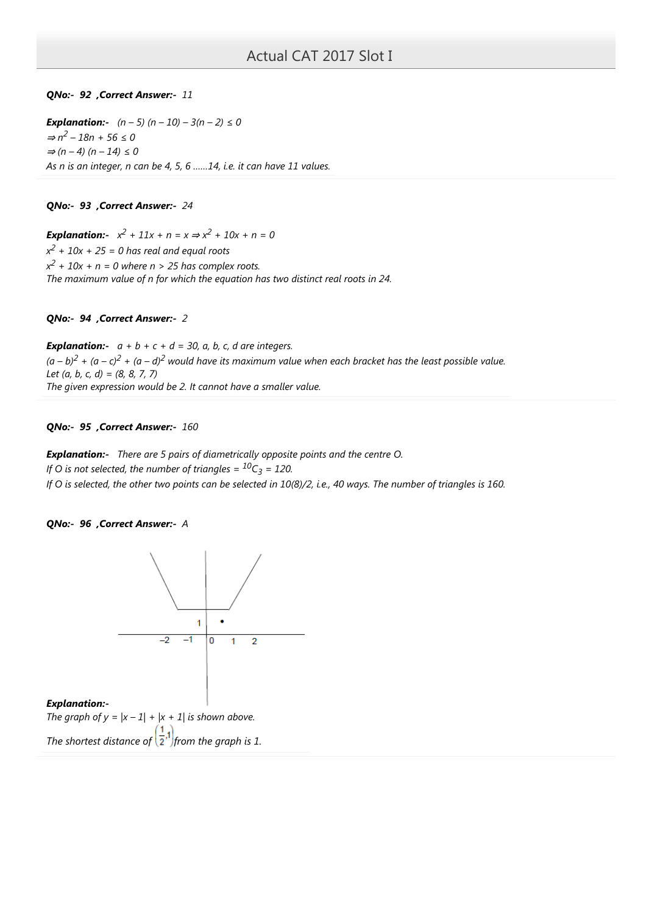**QNo:- 92 ,Correct Answer:-** *11*

***Explanation:-*** $(n – 5) (n – 10) – 3(n – 2) \le 0$
$\Rightarrow n^2 – 18n + 56 \le 0$
$\Rightarrow (n – 4) (n – 14) \le 0$
*As n is an integer, n can be 4, 5, 6 ……14, i.e. it can have 11 values.*

**QNo:- 93 ,Correct Answer:-** *24*

***Explanation:-*** $x^2 + 11x + n = x \Rightarrow x^2 + 10x + n = 0$
$x^2 + 10x + 25 = 0$ *has real and equal roots*
$x^2 + 10x + n = 0$ *where* $n > 25$ *has complex roots.*
*The maximum value of n for which the equation has two distinct real roots in 24.*

**QNo:- 94 ,Correct Answer:-** *2*

***Explanation:-*** $a + b + c + d = 30$, *a, b, c, d are integers.*
$(a – b)^2 + (a – c)^2 + (a – d)^2$ *would have its maximum value when each bracket has the least possible value.*
*Let (a, b, c, d) = (8, 8, 7, 7)*
*The given expression would be 2. It cannot have a smaller value.*

**QNo:- 95 ,Correct Answer:-** *160*

***Explanation:-*** *There are 5 pairs of diametrically opposite points and the centre O.*
*If O is not selected, the number of triangles =* $^{10}C_3 = 120$.
*If O is selected, the other two points can be selected in 10(8)/2, i.e., 40 ways. The number of triangles is 160.*

**QNo:- 96 ,Correct Answer:-** *A*

***Explanation:-***
*The graph of* $y = |x – 1| + |x + 1|$ *is shown above.*
*The shortest distance of* $\left(\frac{1}{2}, 1\right)$ *from the graph is 1.*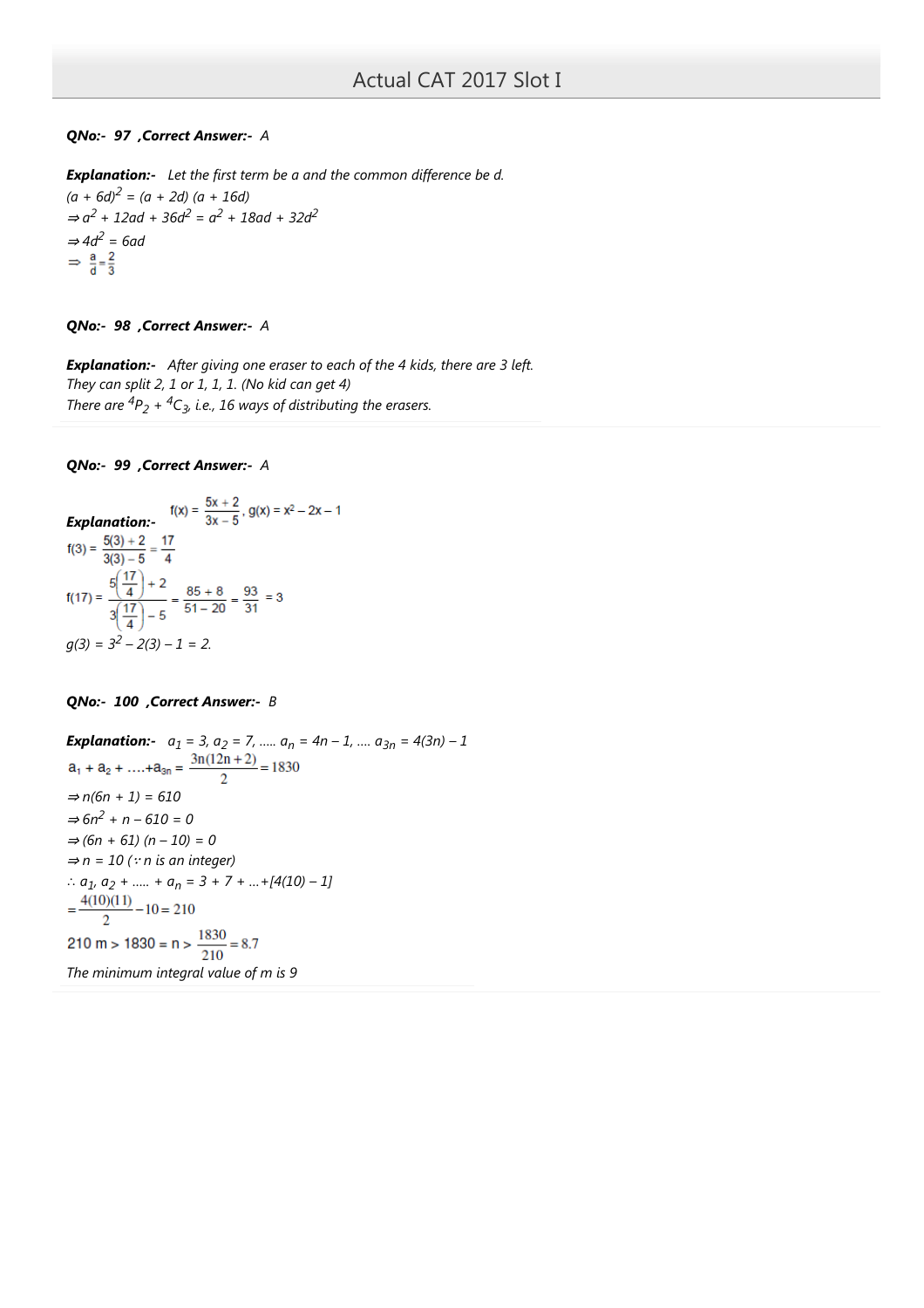**QNo:- 97 ,Correct Answer:- A**

**Explanation:-** Let the first term be a and the common difference be d.

$(a + 6d)^2 = (a + 2d)(a + 16d)$

$\Rightarrow a^2 + 12ad + 36d^2 = a^2 + 18ad + 32d^2$

$\Rightarrow 4d^2 = 6ad$

$\Rightarrow \frac{a}{d} = \frac{2}{3}$

**QNo:- 98 ,Correct Answer:- A**

**Explanation:-** After giving one eraser to each of the 4 kids, there are 3 left.
They can split 2, 1 or 1, 1, 1. (No kid can get 4)
There are ${}^4P_2 + {}^4C_3$, i.e., 16 ways of distributing the erasers.

**QNo:- 99 ,Correct Answer:- A**

**Explanation:-** $f(x) = \frac{5x+2}{3x-5}$, $g(x) = x^2 - 2x - 1$

$f(3) = \frac{5(3)+2}{3(3)-5} = \frac{17}{4}$

$f(17) = \frac{5\left(\frac{17}{4}\right)+2}{3\left(\frac{17}{4}\right)-5} = \frac{85+8}{51-20} = \frac{93}{31} = 3$

$g(3) = 3^2 - 2(3) - 1 = 2.$

**QNo:- 100 ,Correct Answer:- B**

**Explanation:-** $a_1 = 3, a_2 = 7, \ldots.. a_n = 4n - 1, \ldots. a_{3n} = 4(3n) - 1$

$a_1 + a_2 + \ldots. + a_{3n} = \frac{3n(12n+2)}{2} = 1830$

$\Rightarrow n(6n + 1) = 610$

$\Rightarrow 6n^2 + n - 610 = 0$

$\Rightarrow (6n + 61)(n - 10) = 0$

$\Rightarrow n = 10$ ($\because$ n is an integer)

$\therefore a_1, a_2 + \ldots.. + a_n = 3 + 7 + \ldots + [4(10) - 1]$

$= \frac{4(10)(11)}{2} - 10 = 210$

$210\,m > 1830 = n > \frac{1830}{210} = 8.7$

The minimum integral value of m is 9